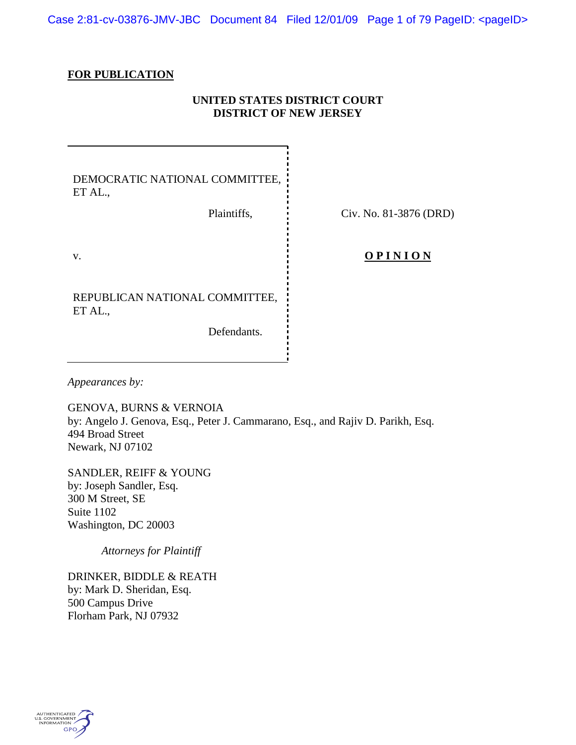**FOR PUBLICATION**

**UNITED STATES DISTRICT COURT**
**DISTRICT OF NEW JERSEY**

DEMOCRATIC NATIONAL COMMITTEE, ET AL.,

Plaintiffs,

v.

REPUBLICAN NATIONAL COMMITTEE, ET AL.,

Defendants.

Civ. No. 81-3876 (DRD)

**OPINION**

*Appearances by:*

GENOVA, BURNS & VERNOIA
by: Angelo J. Genova, Esq., Peter J. Cammarano, Esq., and Rajiv D. Parikh, Esq.
494 Broad Street
Newark, NJ 07102

SANDLER, REIFF & YOUNG
by: Joseph Sandler, Esq.
300 M Street, SE
Suite 1102
Washington, DC 20003

*Attorneys for Plaintiff*

DRINKER, BIDDLE & REATH
by: Mark D. Sheridan, Esq.
500 Campus Drive
Florham Park, NJ 07932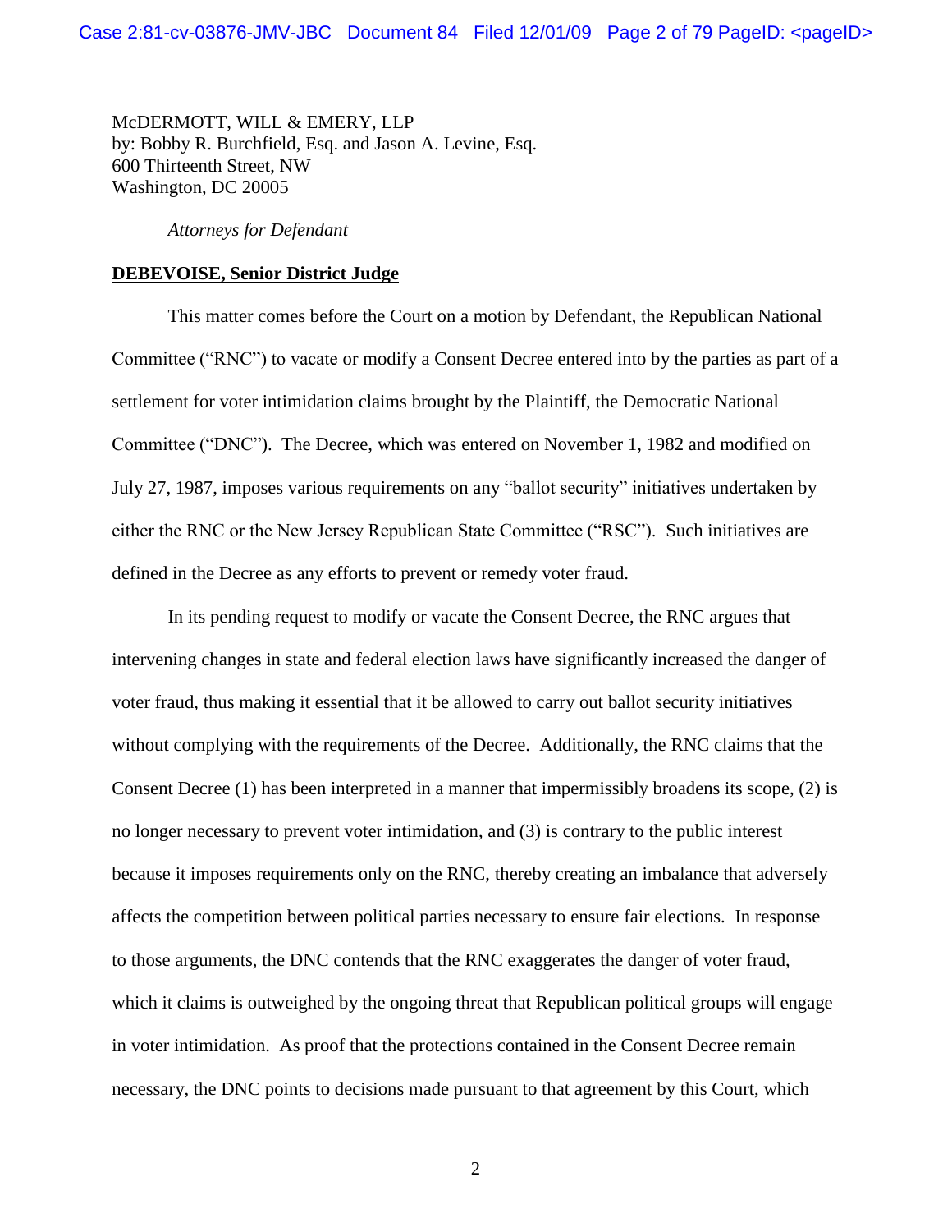McDERMOTT, WILL & EMERY, LLP
by: Bobby R. Burchfield, Esq. and Jason A. Levine, Esq.
600 Thirteenth Street, NW
Washington, DC 20005

*Attorneys for Defendant*

**DEBEVOISE, Senior District Judge**

This matter comes before the Court on a motion by Defendant, the Republican National Committee ("RNC") to vacate or modify a Consent Decree entered into by the parties as part of a settlement for voter intimidation claims brought by the Plaintiff, the Democratic National Committee ("DNC"). The Decree, which was entered on November 1, 1982 and modified on July 27, 1987, imposes various requirements on any "ballot security" initiatives undertaken by either the RNC or the New Jersey Republican State Committee ("RSC"). Such initiatives are defined in the Decree as any efforts to prevent or remedy voter fraud.

In its pending request to modify or vacate the Consent Decree, the RNC argues that intervening changes in state and federal election laws have significantly increased the danger of voter fraud, thus making it essential that it be allowed to carry out ballot security initiatives without complying with the requirements of the Decree. Additionally, the RNC claims that the Consent Decree (1) has been interpreted in a manner that impermissibly broadens its scope, (2) is no longer necessary to prevent voter intimidation, and (3) is contrary to the public interest because it imposes requirements only on the RNC, thereby creating an imbalance that adversely affects the competition between political parties necessary to ensure fair elections. In response to those arguments, the DNC contends that the RNC exaggerates the danger of voter fraud, which it claims is outweighed by the ongoing threat that Republican political groups will engage in voter intimidation. As proof that the protections contained in the Consent Decree remain necessary, the DNC points to decisions made pursuant to that agreement by this Court, which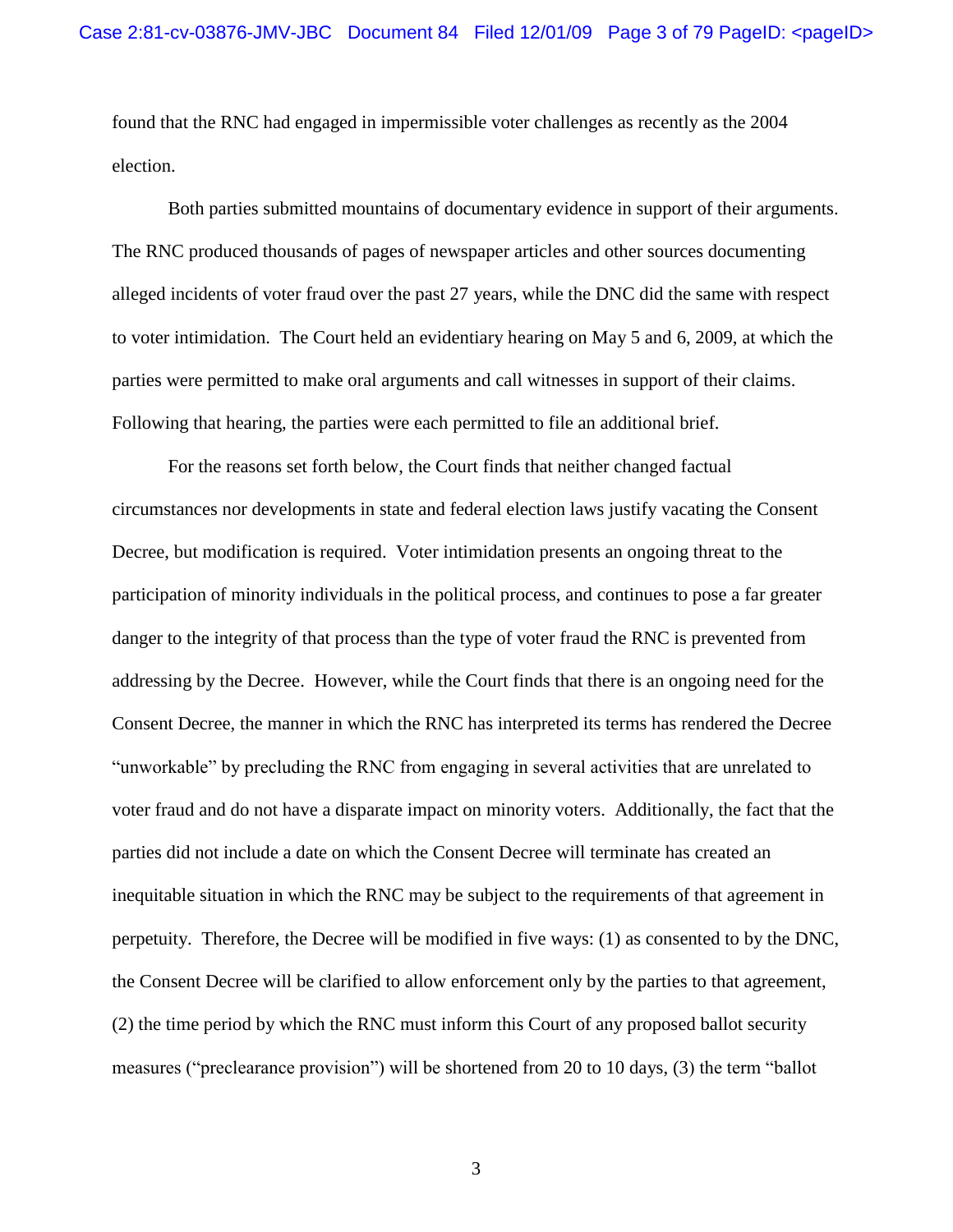found that the RNC had engaged in impermissible voter challenges as recently as the 2004 election.

Both parties submitted mountains of documentary evidence in support of their arguments. The RNC produced thousands of pages of newspaper articles and other sources documenting alleged incidents of voter fraud over the past 27 years, while the DNC did the same with respect to voter intimidation. The Court held an evidentiary hearing on May 5 and 6, 2009, at which the parties were permitted to make oral arguments and call witnesses in support of their claims. Following that hearing, the parties were each permitted to file an additional brief.

For the reasons set forth below, the Court finds that neither changed factual circumstances nor developments in state and federal election laws justify vacating the Consent Decree, but modification is required. Voter intimidation presents an ongoing threat to the participation of minority individuals in the political process, and continues to pose a far greater danger to the integrity of that process than the type of voter fraud the RNC is prevented from addressing by the Decree. However, while the Court finds that there is an ongoing need for the Consent Decree, the manner in which the RNC has interpreted its terms has rendered the Decree "unworkable" by precluding the RNC from engaging in several activities that are unrelated to voter fraud and do not have a disparate impact on minority voters. Additionally, the fact that the parties did not include a date on which the Consent Decree will terminate has created an inequitable situation in which the RNC may be subject to the requirements of that agreement in perpetuity. Therefore, the Decree will be modified in five ways: (1) as consented to by the DNC, the Consent Decree will be clarified to allow enforcement only by the parties to that agreement, (2) the time period by which the RNC must inform this Court of any proposed ballot security measures ("preclearance provision") will be shortened from 20 to 10 days, (3) the term "ballot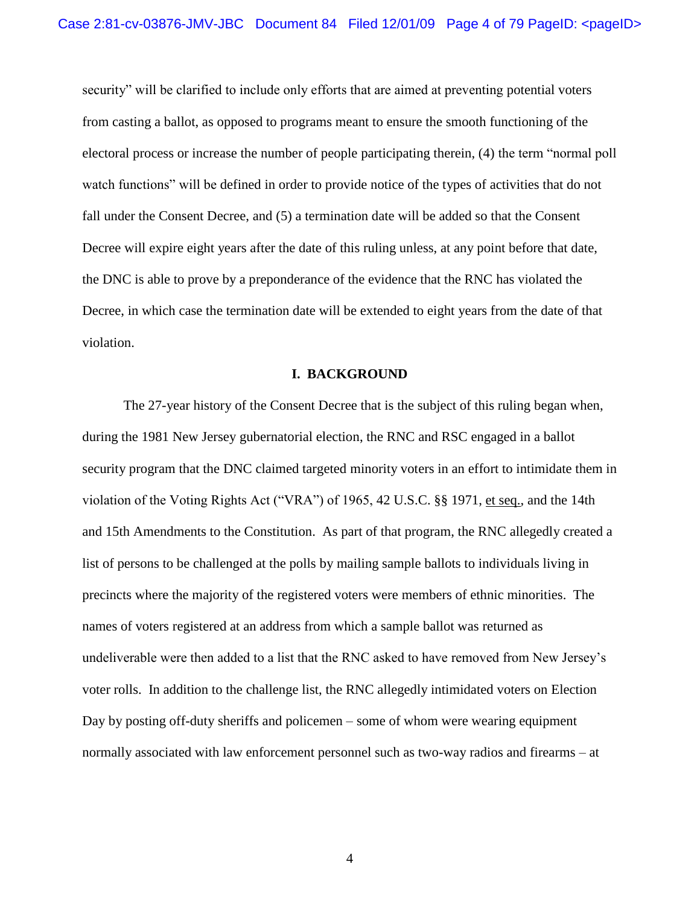security" will be clarified to include only efforts that are aimed at preventing potential voters from casting a ballot, as opposed to programs meant to ensure the smooth functioning of the electoral process or increase the number of people participating therein, (4) the term "normal poll watch functions" will be defined in order to provide notice of the types of activities that do not fall under the Consent Decree, and (5) a termination date will be added so that the Consent Decree will expire eight years after the date of this ruling unless, at any point before that date, the DNC is able to prove by a preponderance of the evidence that the RNC has violated the Decree, in which case the termination date will be extended to eight years from the date of that violation.

## I. BACKGROUND

The 27-year history of the Consent Decree that is the subject of this ruling began when, during the 1981 New Jersey gubernatorial election, the RNC and RSC engaged in a ballot security program that the DNC claimed targeted minority voters in an effort to intimidate them in violation of the Voting Rights Act ("VRA") of 1965, 42 U.S.C. §§ 1971, et seq., and the 14th and 15th Amendments to the Constitution. As part of that program, the RNC allegedly created a list of persons to be challenged at the polls by mailing sample ballots to individuals living in precincts where the majority of the registered voters were members of ethnic minorities. The names of voters registered at an address from which a sample ballot was returned as undeliverable were then added to a list that the RNC asked to have removed from New Jersey's voter rolls. In addition to the challenge list, the RNC allegedly intimidated voters on Election Day by posting off-duty sheriffs and policemen – some of whom were wearing equipment normally associated with law enforcement personnel such as two-way radios and firearms – at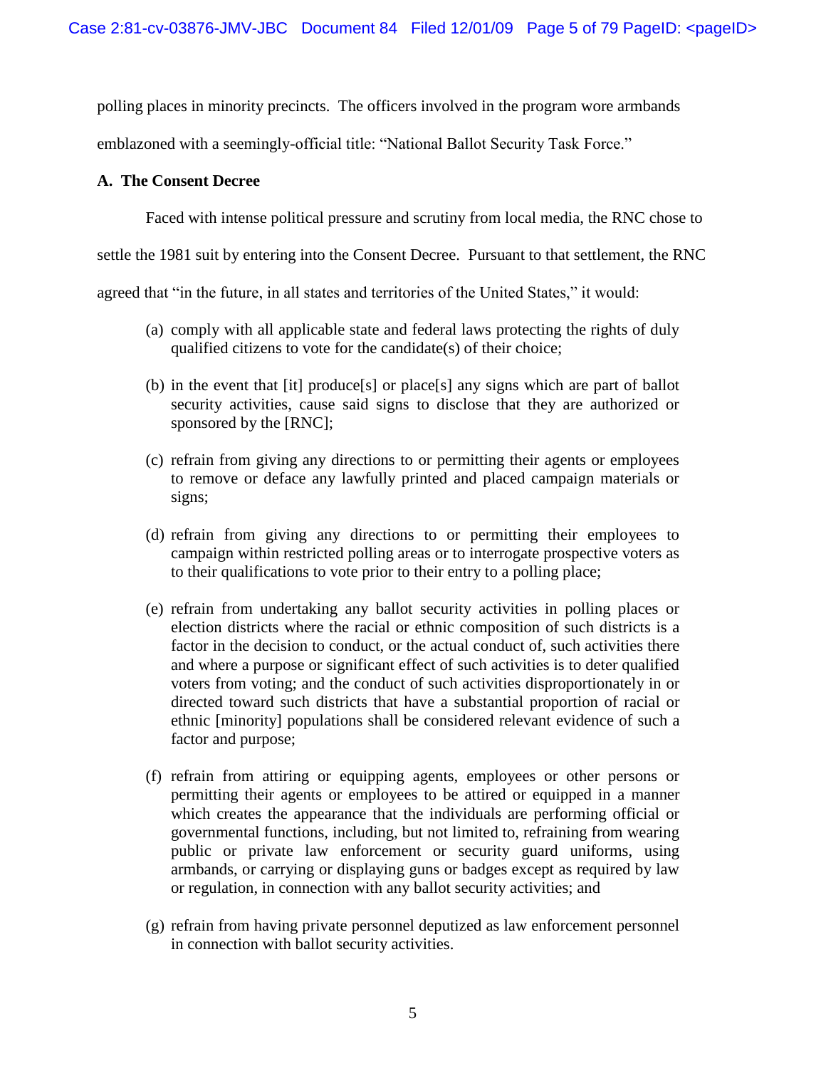polling places in minority precincts. The officers involved in the program wore armbands emblazoned with a seemingly-official title: "National Ballot Security Task Force."

### A. The Consent Decree

Faced with intense political pressure and scrutiny from local media, the RNC chose to settle the 1981 suit by entering into the Consent Decree. Pursuant to that settlement, the RNC agreed that "in the future, in all states and territories of the United States," it would:

> (a) comply with all applicable state and federal laws protecting the rights of duly qualified citizens to vote for the candidate(s) of their choice;
>
> (b) in the event that [it] produce[s] or place[s] any signs which are part of ballot security activities, cause said signs to disclose that they are authorized or sponsored by the [RNC];
>
> (c) refrain from giving any directions to or permitting their agents or employees to remove or deface any lawfully printed and placed campaign materials or signs;
>
> (d) refrain from giving any directions to or permitting their employees to campaign within restricted polling areas or to interrogate prospective voters as to their qualifications to vote prior to their entry to a polling place;
>
> (e) refrain from undertaking any ballot security activities in polling places or election districts where the racial or ethnic composition of such districts is a factor in the decision to conduct, or the actual conduct of, such activities there and where a purpose or significant effect of such activities is to deter qualified voters from voting; and the conduct of such activities disproportionately in or directed toward such districts that have a substantial proportion of racial or ethnic [minority] populations shall be considered relevant evidence of such a factor and purpose;
>
> (f) refrain from attiring or equipping agents, employees or other persons or permitting their agents or employees to be attired or equipped in a manner which creates the appearance that the individuals are performing official or governmental functions, including, but not limited to, refraining from wearing public or private law enforcement or security guard uniforms, using armbands, or carrying or displaying guns or badges except as required by law or regulation, in connection with any ballot security activities; and
>
> (g) refrain from having private personnel deputized as law enforcement personnel in connection with ballot security activities.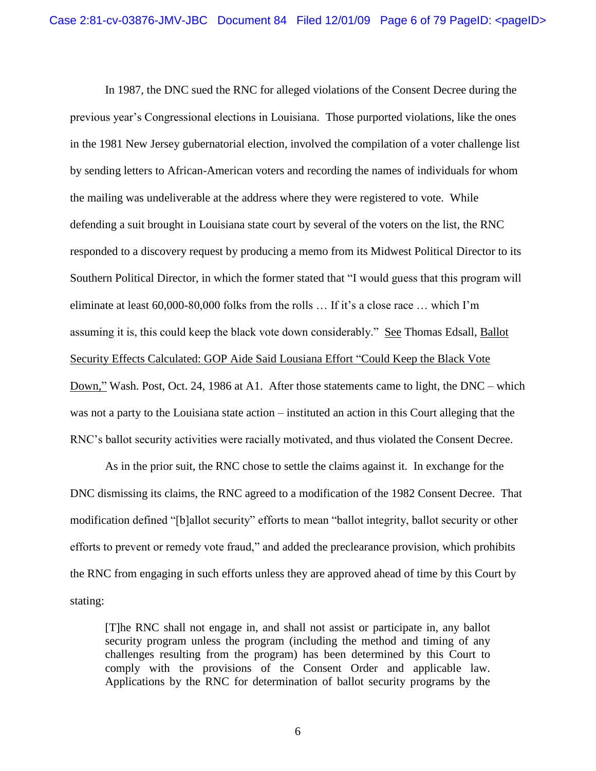In 1987, the DNC sued the RNC for alleged violations of the Consent Decree during the previous year's Congressional elections in Louisiana. Those purported violations, like the ones in the 1981 New Jersey gubernatorial election, involved the compilation of a voter challenge list by sending letters to African-American voters and recording the names of individuals for whom the mailing was undeliverable at the address where they were registered to vote. While defending a suit brought in Louisiana state court by several of the voters on the list, the RNC responded to a discovery request by producing a memo from its Midwest Political Director to its Southern Political Director, in which the former stated that "I would guess that this program will eliminate at least 60,000-80,000 folks from the rolls … If it's a close race … which I'm assuming it is, this could keep the black vote down considerably." See Thomas Edsall, Ballot Security Effects Calculated: GOP Aide Said Lousiana Effort "Could Keep the Black Vote Down," Wash. Post, Oct. 24, 1986 at A1. After those statements came to light, the DNC – which was not a party to the Louisiana state action – instituted an action in this Court alleging that the RNC's ballot security activities were racially motivated, and thus violated the Consent Decree.

As in the prior suit, the RNC chose to settle the claims against it. In exchange for the DNC dismissing its claims, the RNC agreed to a modification of the 1982 Consent Decree. That modification defined "[b]allot security" efforts to mean "ballot integrity, ballot security or other efforts to prevent or remedy vote fraud," and added the preclearance provision, which prohibits the RNC from engaging in such efforts unless they are approved ahead of time by this Court by stating:

> [T]he RNC shall not engage in, and shall not assist or participate in, any ballot security program unless the program (including the method and timing of any challenges resulting from the program) has been determined by this Court to comply with the provisions of the Consent Order and applicable law. Applications by the RNC for determination of ballot security programs by the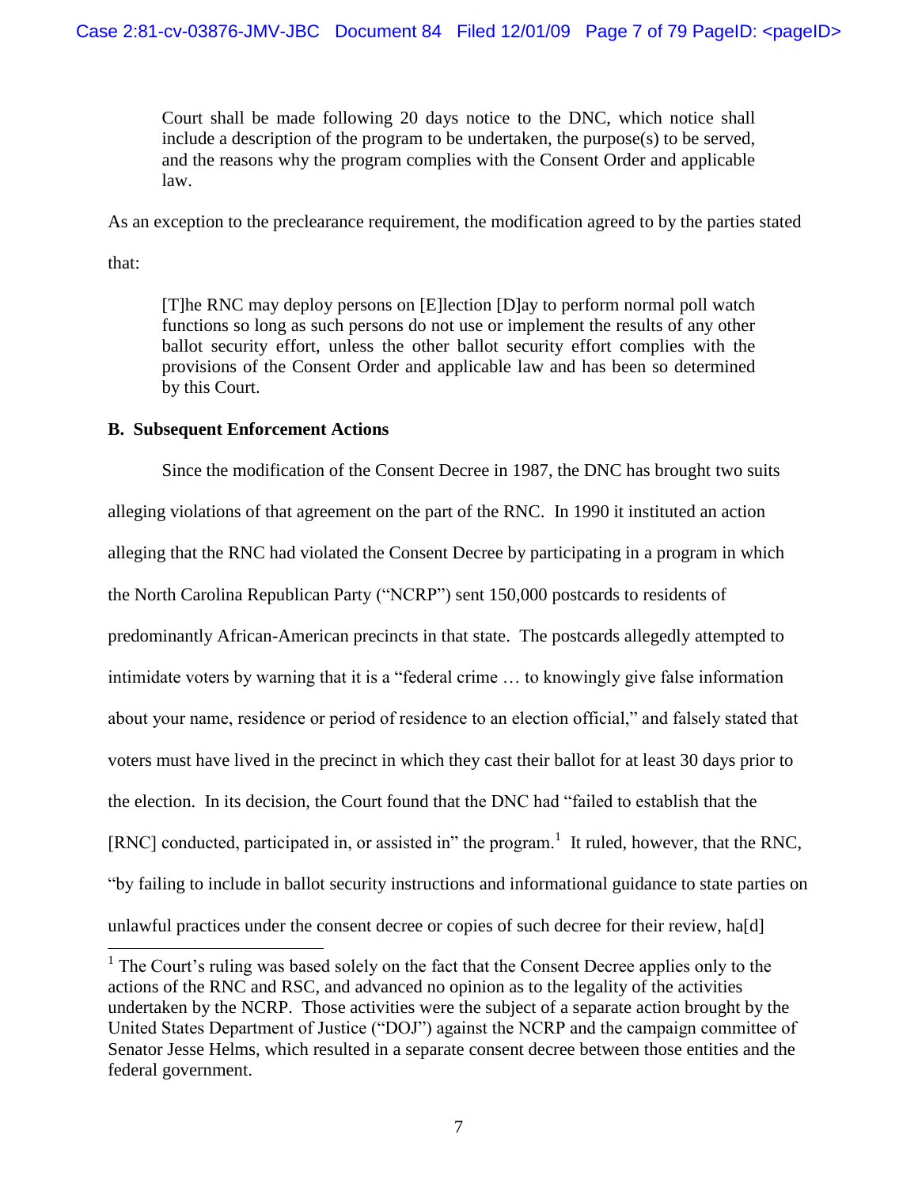> Court shall be made following 20 days notice to the DNC, which notice shall include a description of the program to be undertaken, the purpose(s) to be served, and the reasons why the program complies with the Consent Order and applicable law.

As an exception to the preclearance requirement, the modification agreed to by the parties stated that:

> [T]he RNC may deploy persons on [E]lection [D]ay to perform normal poll watch functions so long as such persons do not use or implement the results of any other ballot security effort, unless the other ballot security effort complies with the provisions of the Consent Order and applicable law and has been so determined by this Court.

**B. Subsequent Enforcement Actions**

Since the modification of the Consent Decree in 1987, the DNC has brought two suits alleging violations of that agreement on the part of the RNC. In 1990 it instituted an action alleging that the RNC had violated the Consent Decree by participating in a program in which the North Carolina Republican Party ("NCRP") sent 150,000 postcards to residents of predominantly African-American precincts in that state. The postcards allegedly attempted to intimidate voters by warning that it is a "federal crime … to knowingly give false information about your name, residence or period of residence to an election official," and falsely stated that voters must have lived in the precinct in which they cast their ballot for at least 30 days prior to the election. In its decision, the Court found that the DNC had "failed to establish that the [RNC] conducted, participated in, or assisted in" the program.[1] It ruled, however, that the RNC, "by failing to include in ballot security instructions and informational guidance to state parties on unlawful practices under the consent decree or copies of such decree for their review, ha[d]

[1] The Court's ruling was based solely on the fact that the Consent Decree applies only to the actions of the RNC and RSC, and advanced no opinion as to the legality of the activities undertaken by the NCRP. Those activities were the subject of a separate action brought by the United States Department of Justice ("DOJ") against the NCRP and the campaign committee of Senator Jesse Helms, which resulted in a separate consent decree between those entities and the federal government.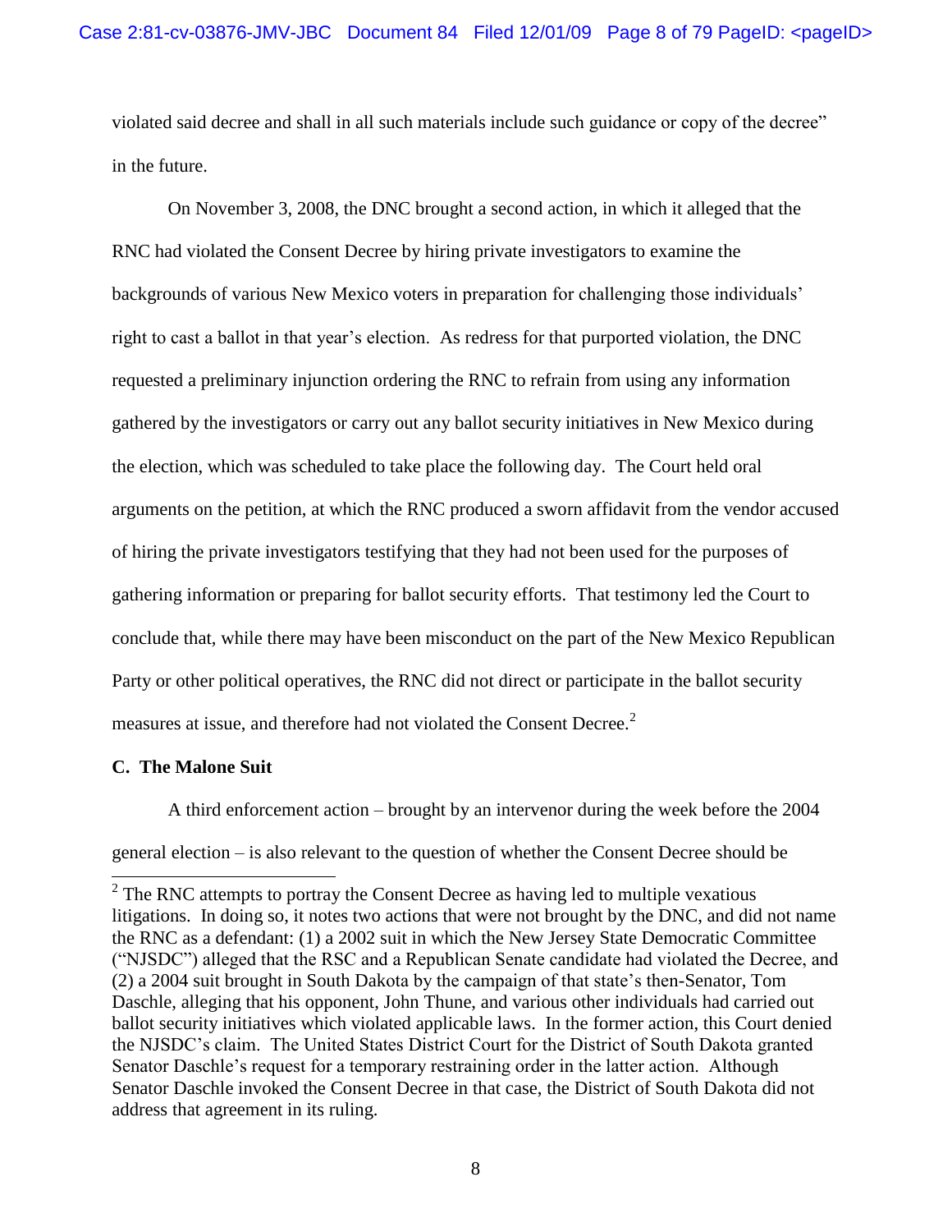violated said decree and shall in all such materials include such guidance or copy of the decree" in the future.

On November 3, 2008, the DNC brought a second action, in which it alleged that the RNC had violated the Consent Decree by hiring private investigators to examine the backgrounds of various New Mexico voters in preparation for challenging those individuals' right to cast a ballot in that year's election. As redress for that purported violation, the DNC requested a preliminary injunction ordering the RNC to refrain from using any information gathered by the investigators or carry out any ballot security initiatives in New Mexico during the election, which was scheduled to take place the following day. The Court held oral arguments on the petition, at which the RNC produced a sworn affidavit from the vendor accused of hiring the private investigators testifying that they had not been used for the purposes of gathering information or preparing for ballot security efforts. That testimony led the Court to conclude that, while there may have been misconduct on the part of the New Mexico Republican Party or other political operatives, the RNC did not direct or participate in the ballot security measures at issue, and therefore had not violated the Consent Decree.[2]

### C. The Malone Suit

A third enforcement action – brought by an intervenor during the week before the 2004 general election – is also relevant to the question of whether the Consent Decree should be

[2] The RNC attempts to portray the Consent Decree as having led to multiple vexatious litigations. In doing so, it notes two actions that were not brought by the DNC, and did not name the RNC as a defendant: (1) a 2002 suit in which the New Jersey State Democratic Committee ("NJSDC") alleged that the RSC and a Republican Senate candidate had violated the Decree, and (2) a 2004 suit brought in South Dakota by the campaign of that state's then-Senator, Tom Daschle, alleging that his opponent, John Thune, and various other individuals had carried out ballot security initiatives which violated applicable laws. In the former action, this Court denied the NJSDC's claim. The United States District Court for the District of South Dakota granted Senator Daschle's request for a temporary restraining order in the latter action. Although Senator Daschle invoked the Consent Decree in that case, the District of South Dakota did not address that agreement in its ruling.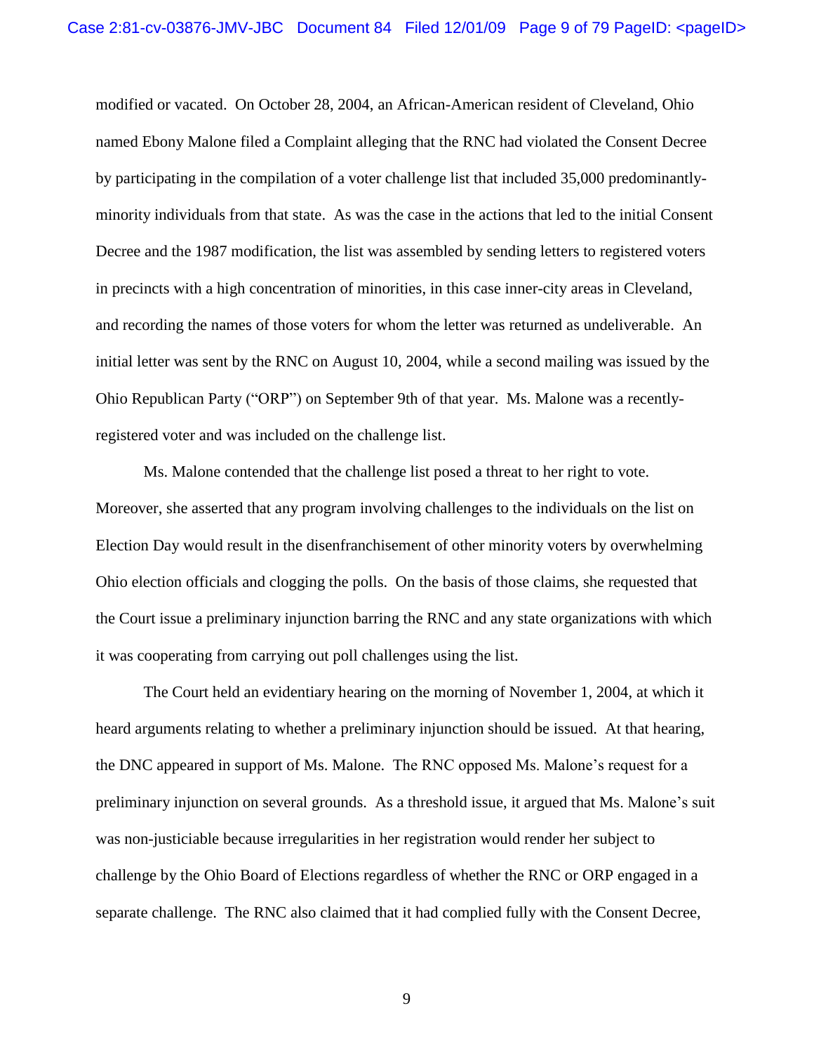modified or vacated. On October 28, 2004, an African-American resident of Cleveland, Ohio named Ebony Malone filed a Complaint alleging that the RNC had violated the Consent Decree by participating in the compilation of a voter challenge list that included 35,000 predominantly-minority individuals from that state. As was the case in the actions that led to the initial Consent Decree and the 1987 modification, the list was assembled by sending letters to registered voters in precincts with a high concentration of minorities, in this case inner-city areas in Cleveland, and recording the names of those voters for whom the letter was returned as undeliverable. An initial letter was sent by the RNC on August 10, 2004, while a second mailing was issued by the Ohio Republican Party ("ORP") on September 9th of that year. Ms. Malone was a recently-registered voter and was included on the challenge list.

Ms. Malone contended that the challenge list posed a threat to her right to vote. Moreover, she asserted that any program involving challenges to the individuals on the list on Election Day would result in the disenfranchisement of other minority voters by overwhelming Ohio election officials and clogging the polls. On the basis of those claims, she requested that the Court issue a preliminary injunction barring the RNC and any state organizations with which it was cooperating from carrying out poll challenges using the list.

The Court held an evidentiary hearing on the morning of November 1, 2004, at which it heard arguments relating to whether a preliminary injunction should be issued. At that hearing, the DNC appeared in support of Ms. Malone. The RNC opposed Ms. Malone's request for a preliminary injunction on several grounds. As a threshold issue, it argued that Ms. Malone's suit was non-justiciable because irregularities in her registration would render her subject to challenge by the Ohio Board of Elections regardless of whether the RNC or ORP engaged in a separate challenge. The RNC also claimed that it had complied fully with the Consent Decree,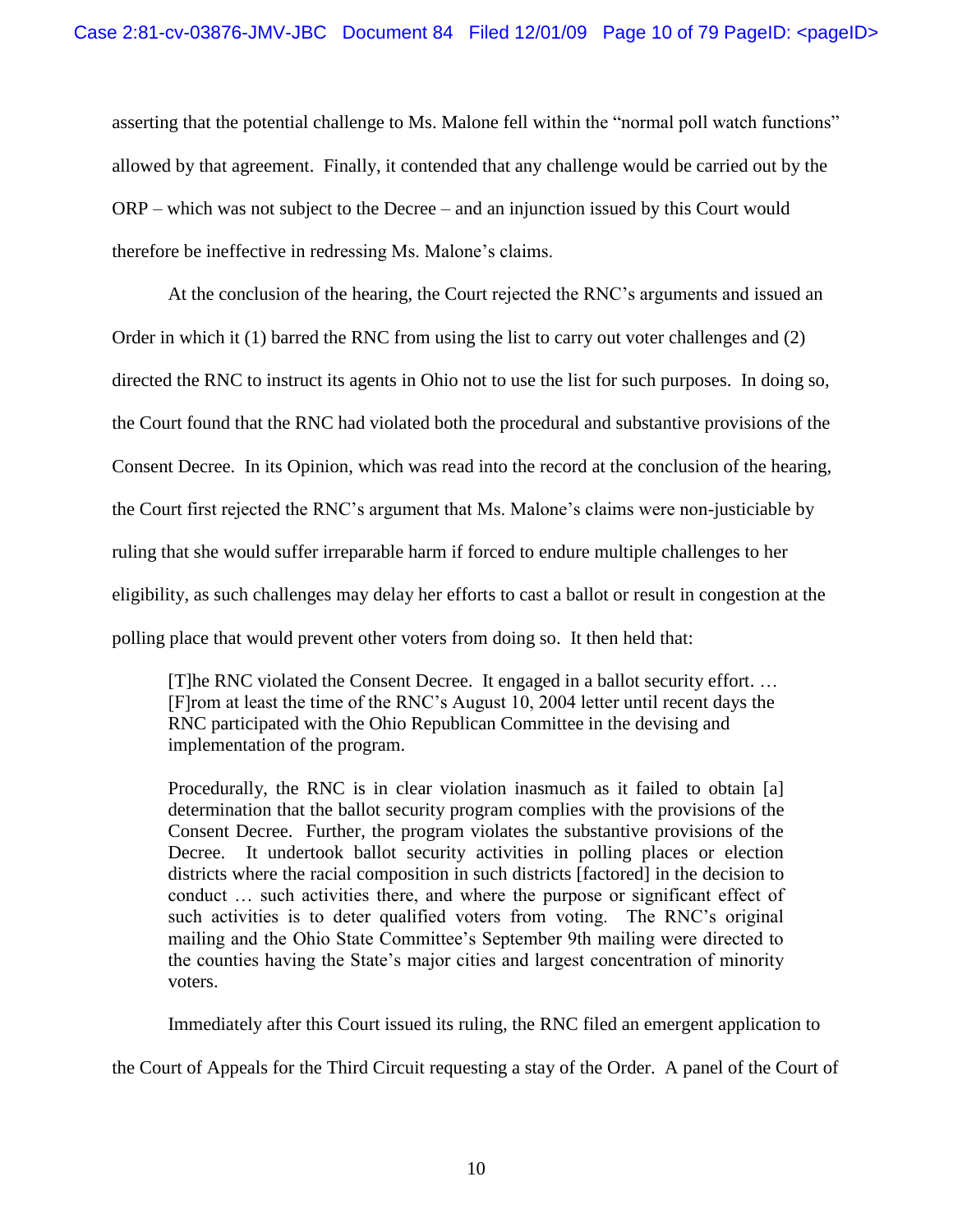asserting that the potential challenge to Ms. Malone fell within the "normal poll watch functions" allowed by that agreement. Finally, it contended that any challenge would be carried out by the ORP – which was not subject to the Decree – and an injunction issued by this Court would therefore be ineffective in redressing Ms. Malone's claims.

At the conclusion of the hearing, the Court rejected the RNC's arguments and issued an Order in which it (1) barred the RNC from using the list to carry out voter challenges and (2) directed the RNC to instruct its agents in Ohio not to use the list for such purposes. In doing so, the Court found that the RNC had violated both the procedural and substantive provisions of the Consent Decree. In its Opinion, which was read into the record at the conclusion of the hearing, the Court first rejected the RNC's argument that Ms. Malone's claims were non-justiciable by ruling that she would suffer irreparable harm if forced to endure multiple challenges to her eligibility, as such challenges may delay her efforts to cast a ballot or result in congestion at the polling place that would prevent other voters from doing so. It then held that:

> [T]he RNC violated the Consent Decree. It engaged in a ballot security effort. … [F]rom at least the time of the RNC's August 10, 2004 letter until recent days the RNC participated with the Ohio Republican Committee in the devising and implementation of the program.
>
> Procedurally, the RNC is in clear violation inasmuch as it failed to obtain [a] determination that the ballot security program complies with the provisions of the Consent Decree. Further, the program violates the substantive provisions of the Decree. It undertook ballot security activities in polling places or election districts where the racial composition in such districts [factored] in the decision to conduct … such activities there, and where the purpose or significant effect of such activities is to deter qualified voters from voting. The RNC's original mailing and the Ohio State Committee's September 9th mailing were directed to the counties having the State's major cities and largest concentration of minority voters.

Immediately after this Court issued its ruling, the RNC filed an emergent application to the Court of Appeals for the Third Circuit requesting a stay of the Order. A panel of the Court of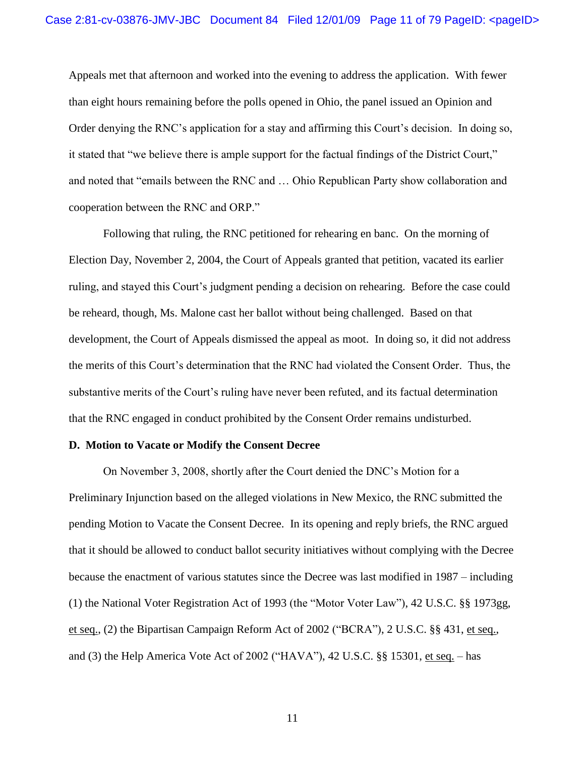Appeals met that afternoon and worked into the evening to address the application. With fewer than eight hours remaining before the polls opened in Ohio, the panel issued an Opinion and Order denying the RNC's application for a stay and affirming this Court's decision. In doing so, it stated that "we believe there is ample support for the factual findings of the District Court," and noted that "emails between the RNC and … Ohio Republican Party show collaboration and cooperation between the RNC and ORP."

Following that ruling, the RNC petitioned for rehearing en banc. On the morning of Election Day, November 2, 2004, the Court of Appeals granted that petition, vacated its earlier ruling, and stayed this Court's judgment pending a decision on rehearing. Before the case could be reheard, though, Ms. Malone cast her ballot without being challenged. Based on that development, the Court of Appeals dismissed the appeal as moot. In doing so, it did not address the merits of this Court's determination that the RNC had violated the Consent Order. Thus, the substantive merits of the Court's ruling have never been refuted, and its factual determination that the RNC engaged in conduct prohibited by the Consent Order remains undisturbed.

**D. Motion to Vacate or Modify the Consent Decree**

On November 3, 2008, shortly after the Court denied the DNC's Motion for a Preliminary Injunction based on the alleged violations in New Mexico, the RNC submitted the pending Motion to Vacate the Consent Decree. In its opening and reply briefs, the RNC argued that it should be allowed to conduct ballot security initiatives without complying with the Decree because the enactment of various statutes since the Decree was last modified in 1987 – including (1) the National Voter Registration Act of 1993 (the "Motor Voter Law"), 42 U.S.C. §§ 1973gg, et seq., (2) the Bipartisan Campaign Reform Act of 2002 ("BCRA"), 2 U.S.C. §§ 431, et seq., and (3) the Help America Vote Act of 2002 ("HAVA"), 42 U.S.C. §§ 15301, et seq. – has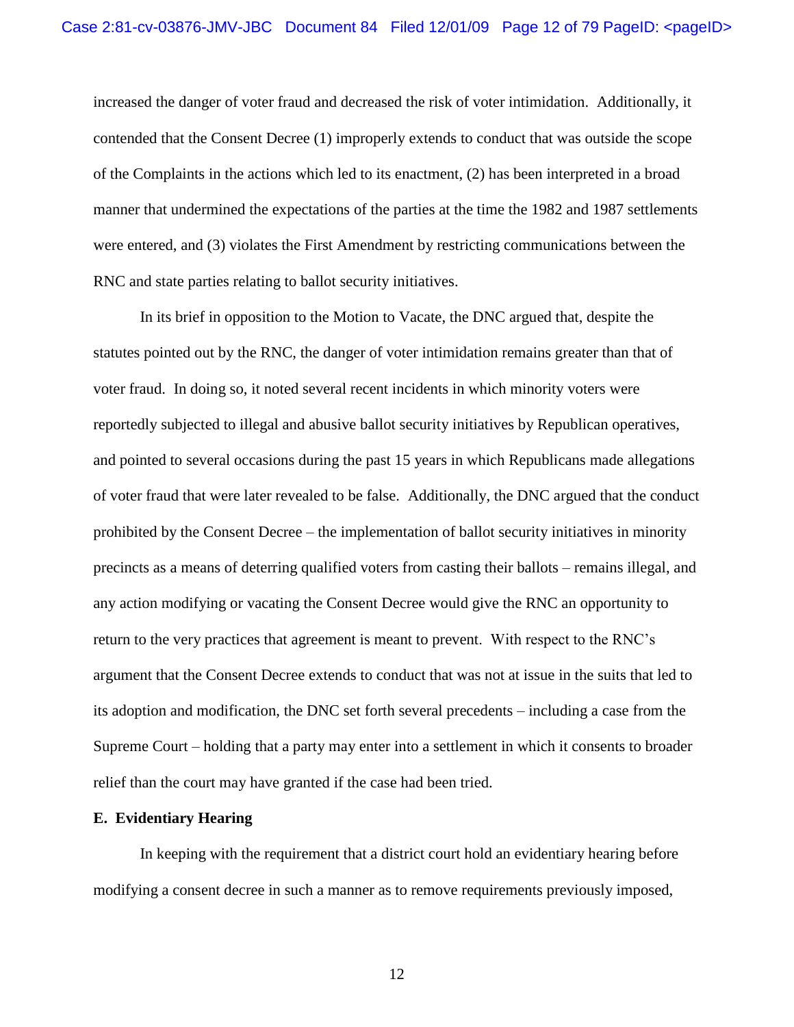increased the danger of voter fraud and decreased the risk of voter intimidation. Additionally, it contended that the Consent Decree (1) improperly extends to conduct that was outside the scope of the Complaints in the actions which led to its enactment, (2) has been interpreted in a broad manner that undermined the expectations of the parties at the time the 1982 and 1987 settlements were entered, and (3) violates the First Amendment by restricting communications between the RNC and state parties relating to ballot security initiatives.

In its brief in opposition to the Motion to Vacate, the DNC argued that, despite the statutes pointed out by the RNC, the danger of voter intimidation remains greater than that of voter fraud. In doing so, it noted several recent incidents in which minority voters were reportedly subjected to illegal and abusive ballot security initiatives by Republican operatives, and pointed to several occasions during the past 15 years in which Republicans made allegations of voter fraud that were later revealed to be false. Additionally, the DNC argued that the conduct prohibited by the Consent Decree – the implementation of ballot security initiatives in minority precincts as a means of deterring qualified voters from casting their ballots – remains illegal, and any action modifying or vacating the Consent Decree would give the RNC an opportunity to return to the very practices that agreement is meant to prevent. With respect to the RNC's argument that the Consent Decree extends to conduct that was not at issue in the suits that led to its adoption and modification, the DNC set forth several precedents – including a case from the Supreme Court – holding that a party may enter into a settlement in which it consents to broader relief than the court may have granted if the case had been tried.

**E. Evidentiary Hearing**

In keeping with the requirement that a district court hold an evidentiary hearing before modifying a consent decree in such a manner as to remove requirements previously imposed,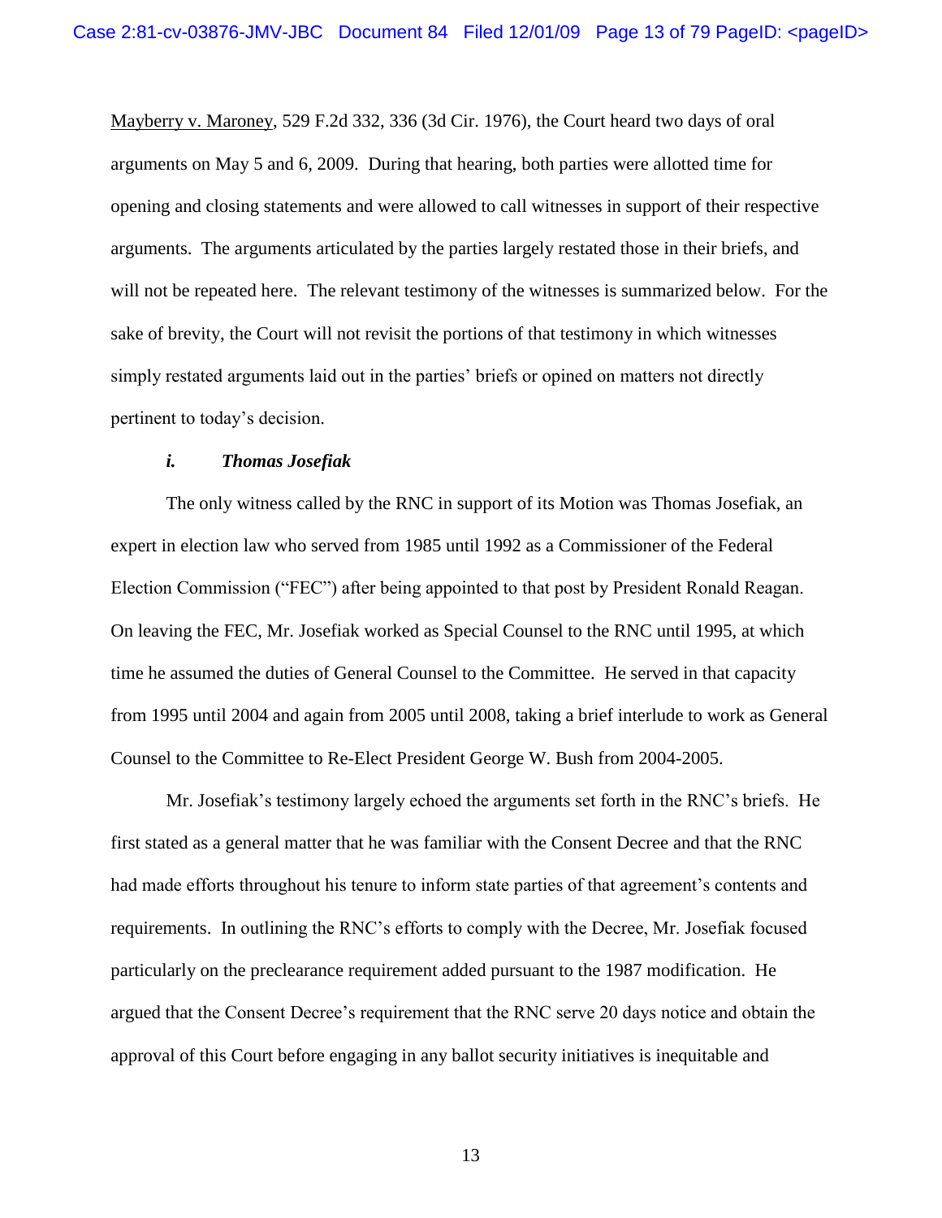Mayberry v. Maroney, 529 F.2d 332, 336 (3d Cir. 1976), the Court heard two days of oral arguments on May 5 and 6, 2009. During that hearing, both parties were allotted time for opening and closing statements and were allowed to call witnesses in support of their respective arguments. The arguments articulated by the parties largely restated those in their briefs, and will not be repeated here. The relevant testimony of the witnesses is summarized below. For the sake of brevity, the Court will not revisit the portions of that testimony in which witnesses simply restated arguments laid out in the parties' briefs or opined on matters not directly pertinent to today's decision.

***i. Thomas Josefiak***

The only witness called by the RNC in support of its Motion was Thomas Josefiak, an expert in election law who served from 1985 until 1992 as a Commissioner of the Federal Election Commission ("FEC") after being appointed to that post by President Ronald Reagan. On leaving the FEC, Mr. Josefiak worked as Special Counsel to the RNC until 1995, at which time he assumed the duties of General Counsel to the Committee. He served in that capacity from 1995 until 2004 and again from 2005 until 2008, taking a brief interlude to work as General Counsel to the Committee to Re-Elect President George W. Bush from 2004-2005.

Mr. Josefiak's testimony largely echoed the arguments set forth in the RNC's briefs. He first stated as a general matter that he was familiar with the Consent Decree and that the RNC had made efforts throughout his tenure to inform state parties of that agreement's contents and requirements. In outlining the RNC's efforts to comply with the Decree, Mr. Josefiak focused particularly on the preclearance requirement added pursuant to the 1987 modification. He argued that the Consent Decree's requirement that the RNC serve 20 days notice and obtain the approval of this Court before engaging in any ballot security initiatives is inequitable and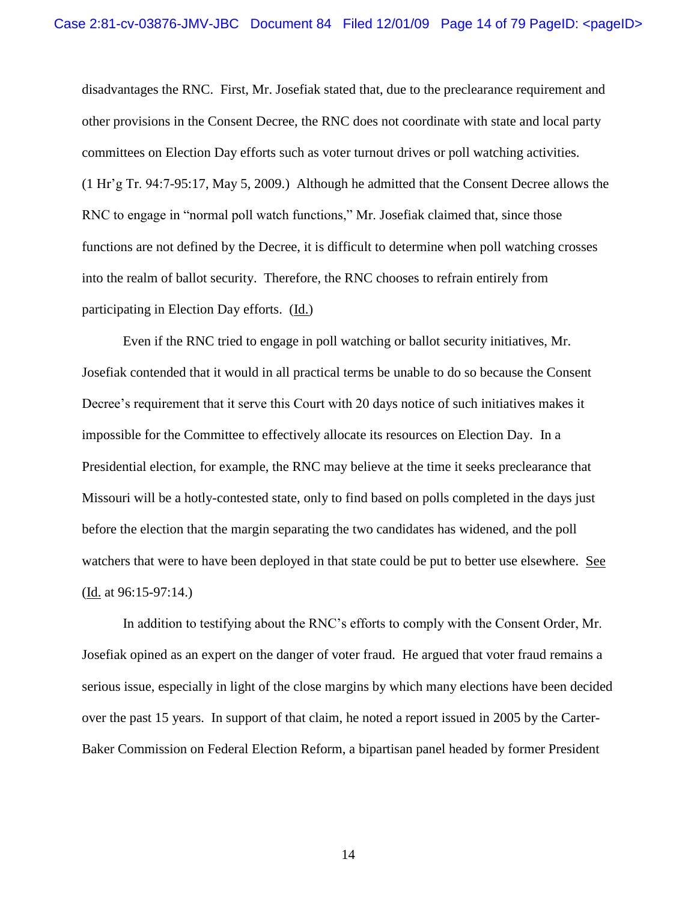disadvantages the RNC. First, Mr. Josefiak stated that, due to the preclearance requirement and other provisions in the Consent Decree, the RNC does not coordinate with state and local party committees on Election Day efforts such as voter turnout drives or poll watching activities. (1 Hr'g Tr. 94:7-95:17, May 5, 2009.) Although he admitted that the Consent Decree allows the RNC to engage in "normal poll watch functions," Mr. Josefiak claimed that, since those functions are not defined by the Decree, it is difficult to determine when poll watching crosses into the realm of ballot security. Therefore, the RNC chooses to refrain entirely from participating in Election Day efforts. (Id.)

Even if the RNC tried to engage in poll watching or ballot security initiatives, Mr. Josefiak contended that it would in all practical terms be unable to do so because the Consent Decree's requirement that it serve this Court with 20 days notice of such initiatives makes it impossible for the Committee to effectively allocate its resources on Election Day. In a Presidential election, for example, the RNC may believe at the time it seeks preclearance that Missouri will be a hotly-contested state, only to find based on polls completed in the days just before the election that the margin separating the two candidates has widened, and the poll watchers that were to have been deployed in that state could be put to better use elsewhere. See (Id. at 96:15-97:14.)

In addition to testifying about the RNC's efforts to comply with the Consent Order, Mr. Josefiak opined as an expert on the danger of voter fraud. He argued that voter fraud remains a serious issue, especially in light of the close margins by which many elections have been decided over the past 15 years. In support of that claim, he noted a report issued in 2005 by the Carter-Baker Commission on Federal Election Reform, a bipartisan panel headed by former President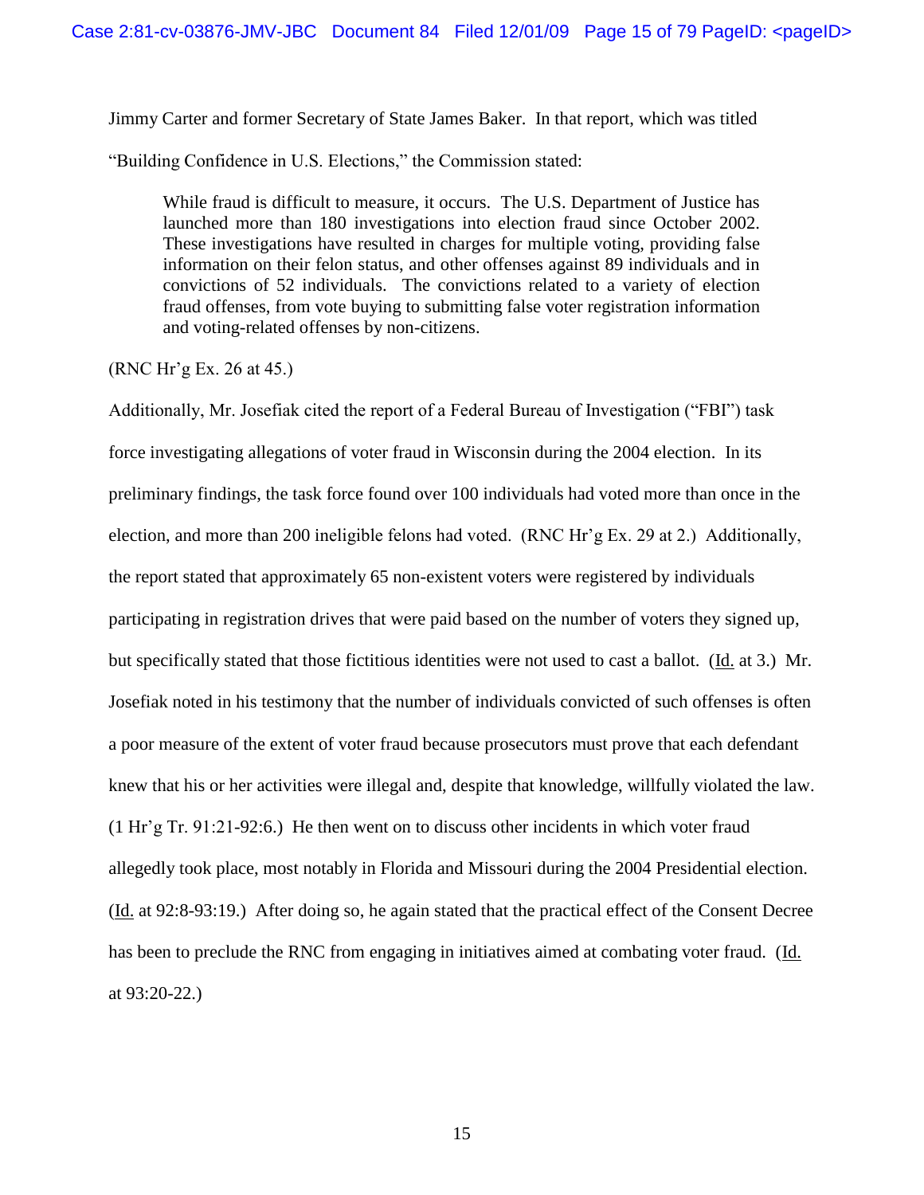Jimmy Carter and former Secretary of State James Baker. In that report, which was titled "Building Confidence in U.S. Elections," the Commission stated:

> While fraud is difficult to measure, it occurs. The U.S. Department of Justice has launched more than 180 investigations into election fraud since October 2002. These investigations have resulted in charges for multiple voting, providing false information on their felon status, and other offenses against 89 individuals and in convictions of 52 individuals. The convictions related to a variety of election fraud offenses, from vote buying to submitting false voter registration information and voting-related offenses by non-citizens.

(RNC Hr'g Ex. 26 at 45.)

Additionally, Mr. Josefiak cited the report of a Federal Bureau of Investigation ("FBI") task force investigating allegations of voter fraud in Wisconsin during the 2004 election. In its preliminary findings, the task force found over 100 individuals had voted more than once in the election, and more than 200 ineligible felons had voted. (RNC Hr'g Ex. 29 at 2.) Additionally, the report stated that approximately 65 non-existent voters were registered by individuals participating in registration drives that were paid based on the number of voters they signed up, but specifically stated that those fictitious identities were not used to cast a ballot. (Id. at 3.) Mr. Josefiak noted in his testimony that the number of individuals convicted of such offenses is often a poor measure of the extent of voter fraud because prosecutors must prove that each defendant knew that his or her activities were illegal and, despite that knowledge, willfully violated the law. (1 Hr'g Tr. 91:21-92:6.) He then went on to discuss other incidents in which voter fraud allegedly took place, most notably in Florida and Missouri during the 2004 Presidential election. (Id. at 92:8-93:19.) After doing so, he again stated that the practical effect of the Consent Decree has been to preclude the RNC from engaging in initiatives aimed at combating voter fraud. (Id. at 93:20-22.)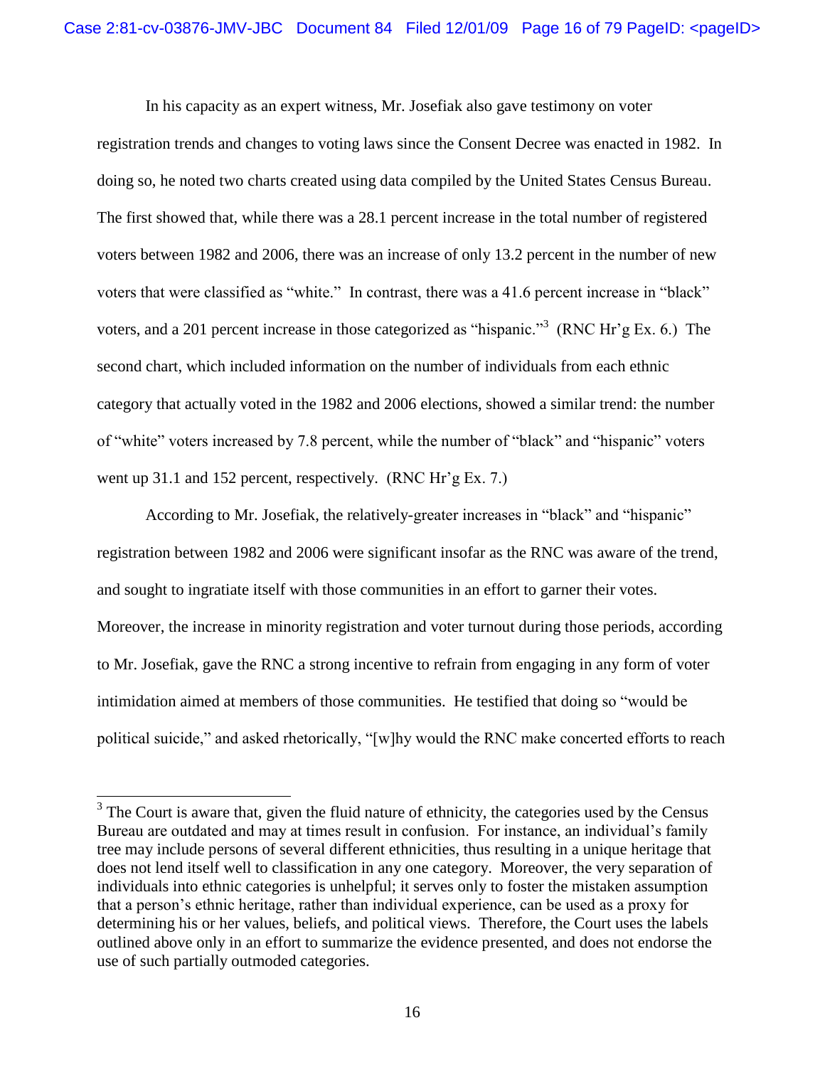In his capacity as an expert witness, Mr. Josefiak also gave testimony on voter registration trends and changes to voting laws since the Consent Decree was enacted in 1982. In doing so, he noted two charts created using data compiled by the United States Census Bureau. The first showed that, while there was a 28.1 percent increase in the total number of registered voters between 1982 and 2006, there was an increase of only 13.2 percent in the number of new voters that were classified as "white." In contrast, there was a 41.6 percent increase in "black" voters, and a 201 percent increase in those categorized as "hispanic."[3] (RNC Hr'g Ex. 6.) The second chart, which included information on the number of individuals from each ethnic category that actually voted in the 1982 and 2006 elections, showed a similar trend: the number of "white" voters increased by 7.8 percent, while the number of "black" and "hispanic" voters went up 31.1 and 152 percent, respectively. (RNC Hr'g Ex. 7.)

According to Mr. Josefiak, the relatively-greater increases in "black" and "hispanic" registration between 1982 and 2006 were significant insofar as the RNC was aware of the trend, and sought to ingratiate itself with those communities in an effort to garner their votes. Moreover, the increase in minority registration and voter turnout during those periods, according to Mr. Josefiak, gave the RNC a strong incentive to refrain from engaging in any form of voter intimidation aimed at members of those communities. He testified that doing so "would be political suicide," and asked rhetorically, "[w]hy would the RNC make concerted efforts to reach

---

[3] The Court is aware that, given the fluid nature of ethnicity, the categories used by the Census Bureau are outdated and may at times result in confusion. For instance, an individual's family tree may include persons of several different ethnicities, thus resulting in a unique heritage that does not lend itself well to classification in any one category. Moreover, the very separation of individuals into ethnic categories is unhelpful; it serves only to foster the mistaken assumption that a person's ethnic heritage, rather than individual experience, can be used as a proxy for determining his or her values, beliefs, and political views. Therefore, the Court uses the labels outlined above only in an effort to summarize the evidence presented, and does not endorse the use of such partially outmoded categories.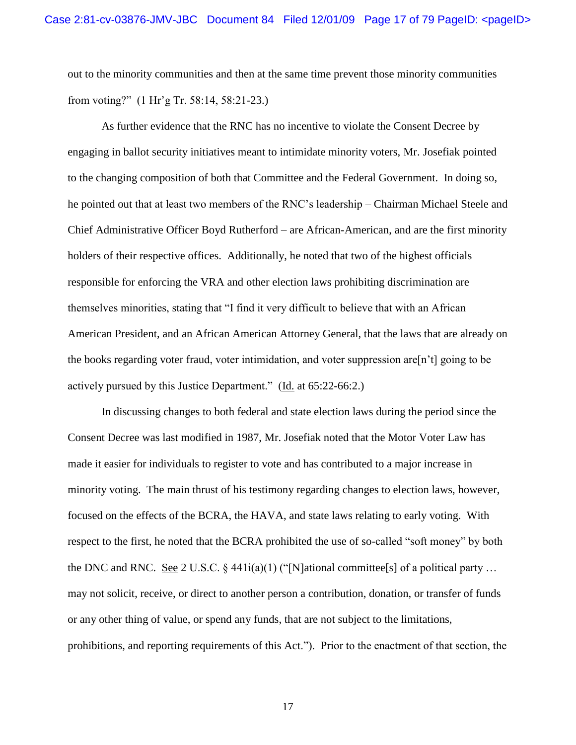out to the minority communities and then at the same time prevent those minority communities from voting?" (1 Hr'g Tr. 58:14, 58:21-23.)

As further evidence that the RNC has no incentive to violate the Consent Decree by engaging in ballot security initiatives meant to intimidate minority voters, Mr. Josefiak pointed to the changing composition of both that Committee and the Federal Government. In doing so, he pointed out that at least two members of the RNC's leadership – Chairman Michael Steele and Chief Administrative Officer Boyd Rutherford – are African-American, and are the first minority holders of their respective offices. Additionally, he noted that two of the highest officials responsible for enforcing the VRA and other election laws prohibiting discrimination are themselves minorities, stating that "I find it very difficult to believe that with an African American President, and an African American Attorney General, that the laws that are already on the books regarding voter fraud, voter intimidation, and voter suppression are[n't] going to be actively pursued by this Justice Department." (Id. at 65:22-66:2.)

In discussing changes to both federal and state election laws during the period since the Consent Decree was last modified in 1987, Mr. Josefiak noted that the Motor Voter Law has made it easier for individuals to register to vote and has contributed to a major increase in minority voting. The main thrust of his testimony regarding changes to election laws, however, focused on the effects of the BCRA, the HAVA, and state laws relating to early voting. With respect to the first, he noted that the BCRA prohibited the use of so-called "soft money" by both the DNC and RNC. See 2 U.S.C. § 441i(a)(1) ("[N]ational committee[s] of a political party … may not solicit, receive, or direct to another person a contribution, donation, or transfer of funds or any other thing of value, or spend any funds, that are not subject to the limitations, prohibitions, and reporting requirements of this Act."). Prior to the enactment of that section, the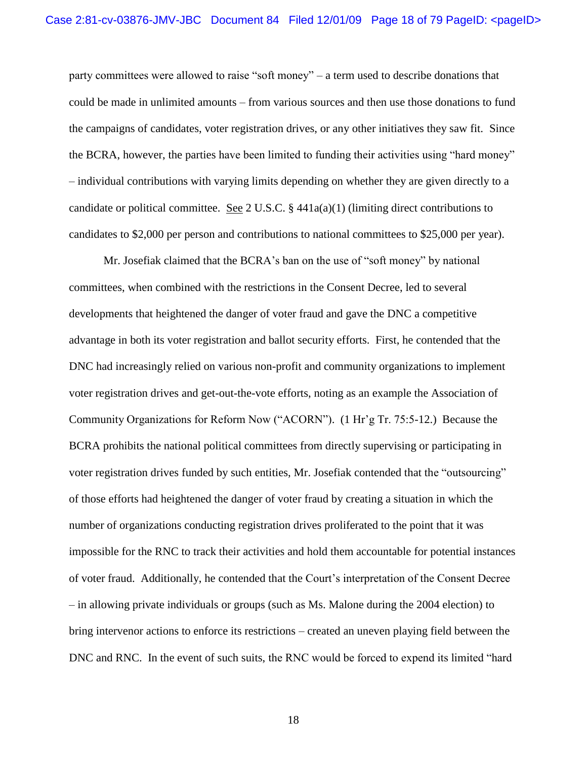party committees were allowed to raise "soft money" – a term used to describe donations that could be made in unlimited amounts – from various sources and then use those donations to fund the campaigns of candidates, voter registration drives, or any other initiatives they saw fit. Since the BCRA, however, the parties have been limited to funding their activities using "hard money" – individual contributions with varying limits depending on whether they are given directly to a candidate or political committee. See 2 U.S.C. § 441a(a)(1) (limiting direct contributions to candidates to $2,000 per person and contributions to national committees to $25,000 per year).

Mr. Josefiak claimed that the BCRA's ban on the use of "soft money" by national committees, when combined with the restrictions in the Consent Decree, led to several developments that heightened the danger of voter fraud and gave the DNC a competitive advantage in both its voter registration and ballot security efforts. First, he contended that the DNC had increasingly relied on various non-profit and community organizations to implement voter registration drives and get-out-the-vote efforts, noting as an example the Association of Community Organizations for Reform Now ("ACORN"). (1 Hr'g Tr. 75:5-12.) Because the BCRA prohibits the national political committees from directly supervising or participating in voter registration drives funded by such entities, Mr. Josefiak contended that the "outsourcing" of those efforts had heightened the danger of voter fraud by creating a situation in which the number of organizations conducting registration drives proliferated to the point that it was impossible for the RNC to track their activities and hold them accountable for potential instances of voter fraud. Additionally, he contended that the Court's interpretation of the Consent Decree – in allowing private individuals or groups (such as Ms. Malone during the 2004 election) to bring intervenor actions to enforce its restrictions – created an uneven playing field between the DNC and RNC. In the event of such suits, the RNC would be forced to expend its limited "hard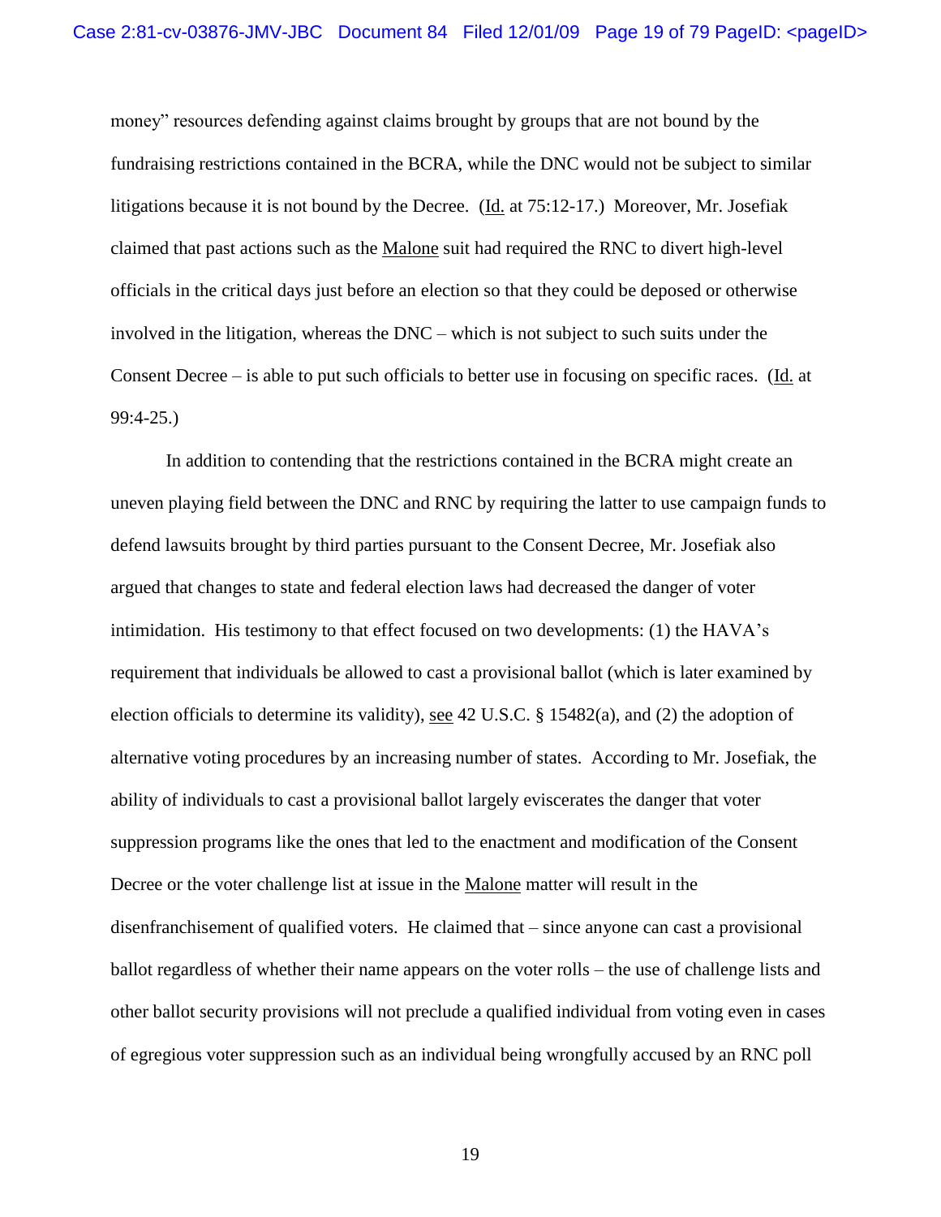money" resources defending against claims brought by groups that are not bound by the fundraising restrictions contained in the BCRA, while the DNC would not be subject to similar litigations because it is not bound by the Decree. (Id. at 75:12-17.) Moreover, Mr. Josefiak claimed that past actions such as the Malone suit had required the RNC to divert high-level officials in the critical days just before an election so that they could be deposed or otherwise involved in the litigation, whereas the DNC – which is not subject to such suits under the Consent Decree – is able to put such officials to better use in focusing on specific races. (Id. at 99:4-25.)

In addition to contending that the restrictions contained in the BCRA might create an uneven playing field between the DNC and RNC by requiring the latter to use campaign funds to defend lawsuits brought by third parties pursuant to the Consent Decree, Mr. Josefiak also argued that changes to state and federal election laws had decreased the danger of voter intimidation. His testimony to that effect focused on two developments: (1) the HAVA's requirement that individuals be allowed to cast a provisional ballot (which is later examined by election officials to determine its validity), see 42 U.S.C. § 15482(a), and (2) the adoption of alternative voting procedures by an increasing number of states. According to Mr. Josefiak, the ability of individuals to cast a provisional ballot largely eviscerates the danger that voter suppression programs like the ones that led to the enactment and modification of the Consent Decree or the voter challenge list at issue in the Malone matter will result in the disenfranchisement of qualified voters. He claimed that – since anyone can cast a provisional ballot regardless of whether their name appears on the voter rolls – the use of challenge lists and other ballot security provisions will not preclude a qualified individual from voting even in cases of egregious voter suppression such as an individual being wrongfully accused by an RNC poll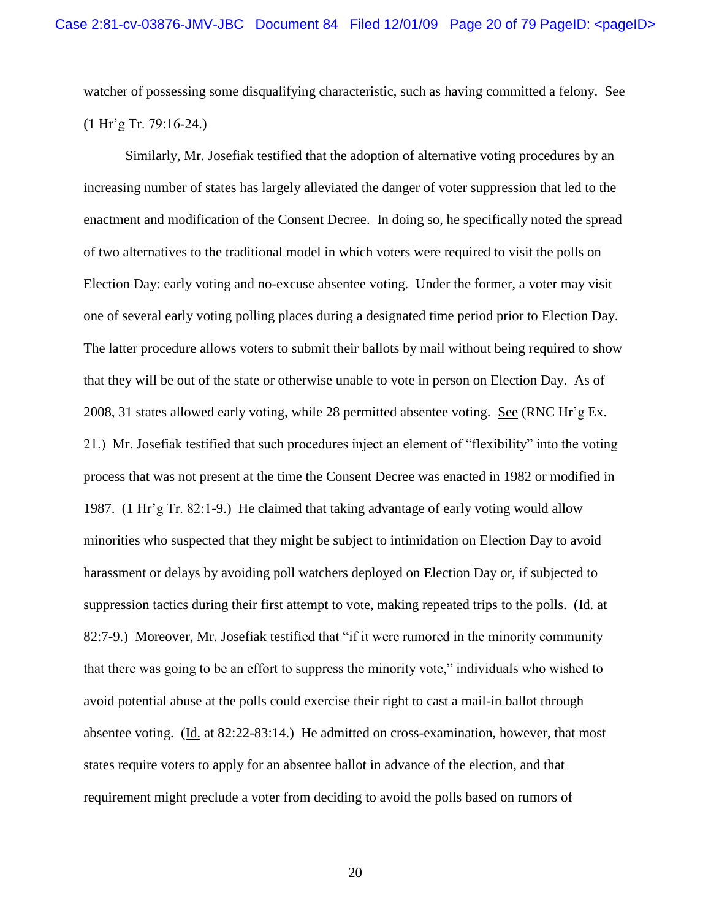watcher of possessing some disqualifying characteristic, such as having committed a felony. See (1 Hr'g Tr. 79:16-24.)

Similarly, Mr. Josefiak testified that the adoption of alternative voting procedures by an increasing number of states has largely alleviated the danger of voter suppression that led to the enactment and modification of the Consent Decree. In doing so, he specifically noted the spread of two alternatives to the traditional model in which voters were required to visit the polls on Election Day: early voting and no-excuse absentee voting. Under the former, a voter may visit one of several early voting polling places during a designated time period prior to Election Day. The latter procedure allows voters to submit their ballots by mail without being required to show that they will be out of the state or otherwise unable to vote in person on Election Day. As of 2008, 31 states allowed early voting, while 28 permitted absentee voting. See (RNC Hr'g Ex. 21.) Mr. Josefiak testified that such procedures inject an element of "flexibility" into the voting process that was not present at the time the Consent Decree was enacted in 1982 or modified in 1987. (1 Hr'g Tr. 82:1-9.) He claimed that taking advantage of early voting would allow minorities who suspected that they might be subject to intimidation on Election Day to avoid harassment or delays by avoiding poll watchers deployed on Election Day or, if subjected to suppression tactics during their first attempt to vote, making repeated trips to the polls. (Id. at 82:7-9.) Moreover, Mr. Josefiak testified that "if it were rumored in the minority community that there was going to be an effort to suppress the minority vote," individuals who wished to avoid potential abuse at the polls could exercise their right to cast a mail-in ballot through absentee voting. (Id. at 82:22-83:14.) He admitted on cross-examination, however, that most states require voters to apply for an absentee ballot in advance of the election, and that requirement might preclude a voter from deciding to avoid the polls based on rumors of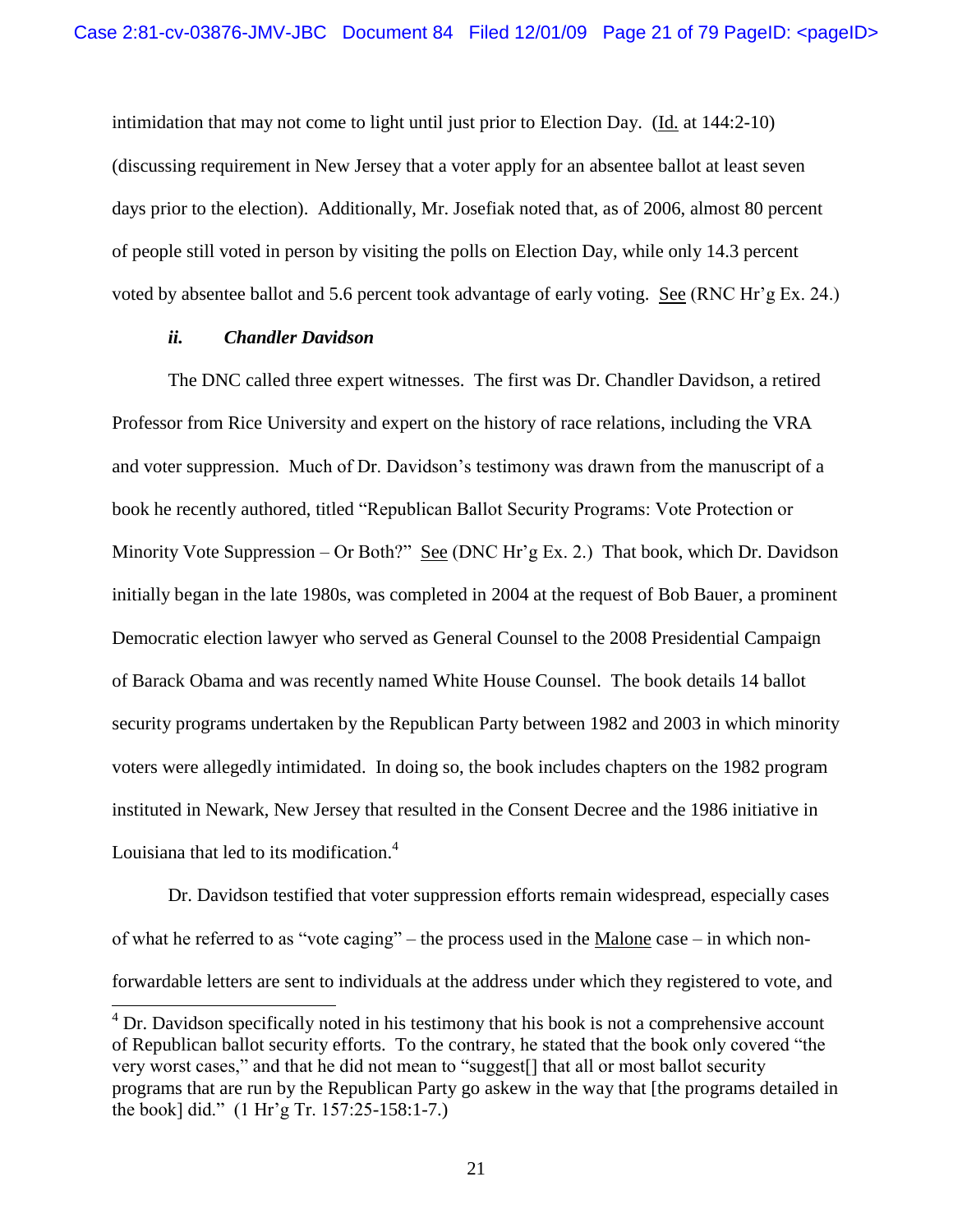intimidation that may not come to light until just prior to Election Day. (Id. at 144:2-10) (discussing requirement in New Jersey that a voter apply for an absentee ballot at least seven days prior to the election). Additionally, Mr. Josefiak noted that, as of 2006, almost 80 percent of people still voted in person by visiting the polls on Election Day, while only 14.3 percent voted by absentee ballot and 5.6 percent took advantage of early voting. See (RNC Hr'g Ex. 24.)

### *ii. Chandler Davidson*

The DNC called three expert witnesses. The first was Dr. Chandler Davidson, a retired Professor from Rice University and expert on the history of race relations, including the VRA and voter suppression. Much of Dr. Davidson's testimony was drawn from the manuscript of a book he recently authored, titled "Republican Ballot Security Programs: Vote Protection or Minority Vote Suppression – Or Both?" See (DNC Hr'g Ex. 2.) That book, which Dr. Davidson initially began in the late 1980s, was completed in 2004 at the request of Bob Bauer, a prominent Democratic election lawyer who served as General Counsel to the 2008 Presidential Campaign of Barack Obama and was recently named White House Counsel. The book details 14 ballot security programs undertaken by the Republican Party between 1982 and 2003 in which minority voters were allegedly intimidated. In doing so, the book includes chapters on the 1982 program instituted in Newark, New Jersey that resulted in the Consent Decree and the 1986 initiative in Louisiana that led to its modification.[4]

Dr. Davidson testified that voter suppression efforts remain widespread, especially cases of what he referred to as "vote caging" – the process used in the Malone case – in which non-forwardable letters are sent to individuals at the address under which they registered to vote, and

[4] Dr. Davidson specifically noted in his testimony that his book is not a comprehensive account of Republican ballot security efforts. To the contrary, he stated that the book only covered "the very worst cases," and that he did not mean to "suggest[] that all or most ballot security programs that are run by the Republican Party go askew in the way that [the programs detailed in the book] did." (1 Hr'g Tr. 157:25-158:1-7.)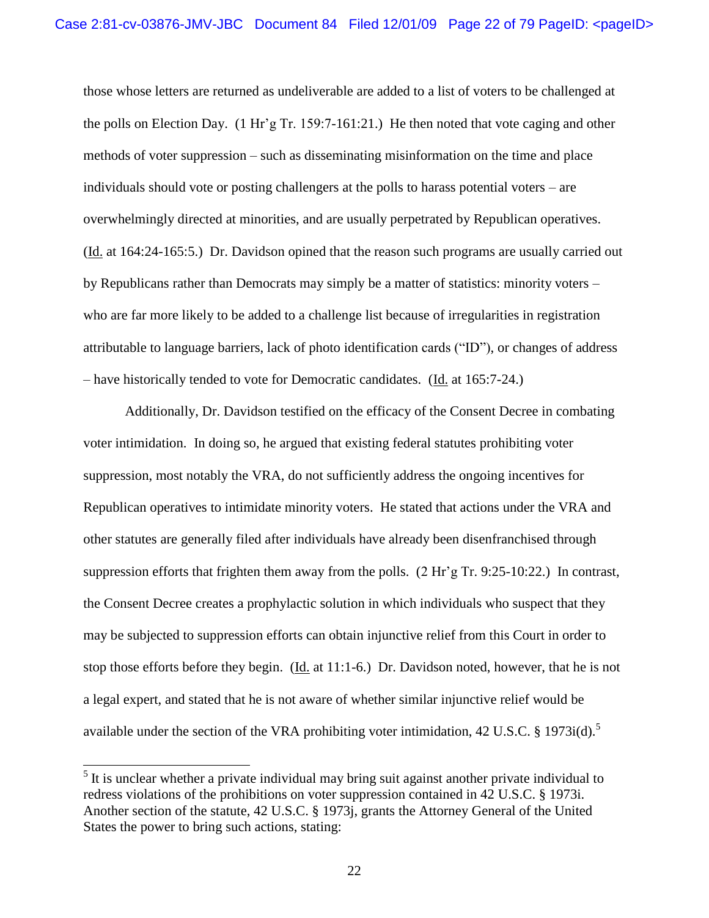those whose letters are returned as undeliverable are added to a list of voters to be challenged at the polls on Election Day. (1 Hr'g Tr. 159:7-161:21.) He then noted that vote caging and other methods of voter suppression – such as disseminating misinformation on the time and place individuals should vote or posting challengers at the polls to harass potential voters – are overwhelmingly directed at minorities, and are usually perpetrated by Republican operatives. (Id. at 164:24-165:5.) Dr. Davidson opined that the reason such programs are usually carried out by Republicans rather than Democrats may simply be a matter of statistics: minority voters – who are far more likely to be added to a challenge list because of irregularities in registration attributable to language barriers, lack of photo identification cards ("ID"), or changes of address – have historically tended to vote for Democratic candidates. (Id. at 165:7-24.)

Additionally, Dr. Davidson testified on the efficacy of the Consent Decree in combating voter intimidation. In doing so, he argued that existing federal statutes prohibiting voter suppression, most notably the VRA, do not sufficiently address the ongoing incentives for Republican operatives to intimidate minority voters. He stated that actions under the VRA and other statutes are generally filed after individuals have already been disenfranchised through suppression efforts that frighten them away from the polls. (2 Hr'g Tr. 9:25-10:22.) In contrast, the Consent Decree creates a prophylactic solution in which individuals who suspect that they may be subjected to suppression efforts can obtain injunctive relief from this Court in order to stop those efforts before they begin. (Id. at 11:1-6.) Dr. Davidson noted, however, that he is not a legal expert, and stated that he is not aware of whether similar injunctive relief would be available under the section of the VRA prohibiting voter intimidation, 42 U.S.C. § 1973i(d).[5]

[5] It is unclear whether a private individual may bring suit against another private individual to redress violations of the prohibitions on voter suppression contained in 42 U.S.C. § 1973i. Another section of the statute, 42 U.S.C. § 1973j, grants the Attorney General of the United States the power to bring such actions, stating: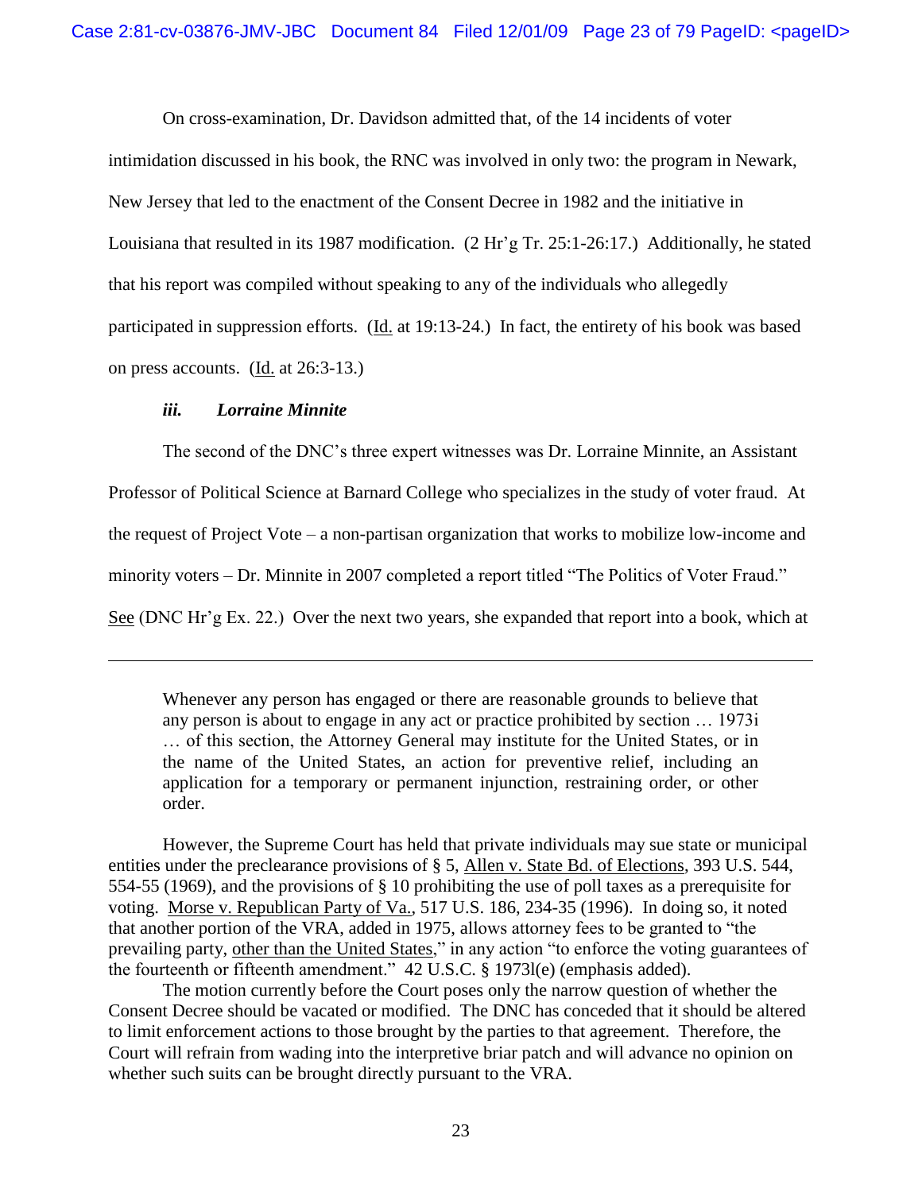On cross-examination, Dr. Davidson admitted that, of the 14 incidents of voter intimidation discussed in his book, the RNC was involved in only two: the program in Newark, New Jersey that led to the enactment of the Consent Decree in 1982 and the initiative in Louisiana that resulted in its 1987 modification. (2 Hr'g Tr. 25:1-26:17.) Additionally, he stated that his report was compiled without speaking to any of the individuals who allegedly participated in suppression efforts. (Id. at 19:13-24.) In fact, the entirety of his book was based on press accounts. (Id. at 26:3-13.)

### *iii. Lorraine Minnite*

The second of the DNC's three expert witnesses was Dr. Lorraine Minnite, an Assistant Professor of Political Science at Barnard College who specializes in the study of voter fraud. At the request of Project Vote – a non-partisan organization that works to mobilize low-income and minority voters – Dr. Minnite in 2007 completed a report titled "The Politics of Voter Fraud." See (DNC Hr'g Ex. 22.) Over the next two years, she expanded that report into a book, which at

---

> Whenever any person has engaged or there are reasonable grounds to believe that any person is about to engage in any act or practice prohibited by section … 1973i … of this section, the Attorney General may institute for the United States, or in the name of the United States, an action for preventive relief, including an application for a temporary or permanent injunction, restraining order, or other order.

However, the Supreme Court has held that private individuals may sue state or municipal entities under the preclearance provisions of § 5, Allen v. State Bd. of Elections, 393 U.S. 544, 554-55 (1969), and the provisions of § 10 prohibiting the use of poll taxes as a prerequisite for voting. Morse v. Republican Party of Va., 517 U.S. 186, 234-35 (1996). In doing so, it noted that another portion of the VRA, added in 1975, allows attorney fees to be granted to "the prevailing party, other than the United States," in any action "to enforce the voting guarantees of the fourteenth or fifteenth amendment." 42 U.S.C. § 1973l(e) (emphasis added).

The motion currently before the Court poses only the narrow question of whether the Consent Decree should be vacated or modified. The DNC has conceded that it should be altered to limit enforcement actions to those brought by the parties to that agreement. Therefore, the Court will refrain from wading into the interpretive briar patch and will advance no opinion on whether such suits can be brought directly pursuant to the VRA.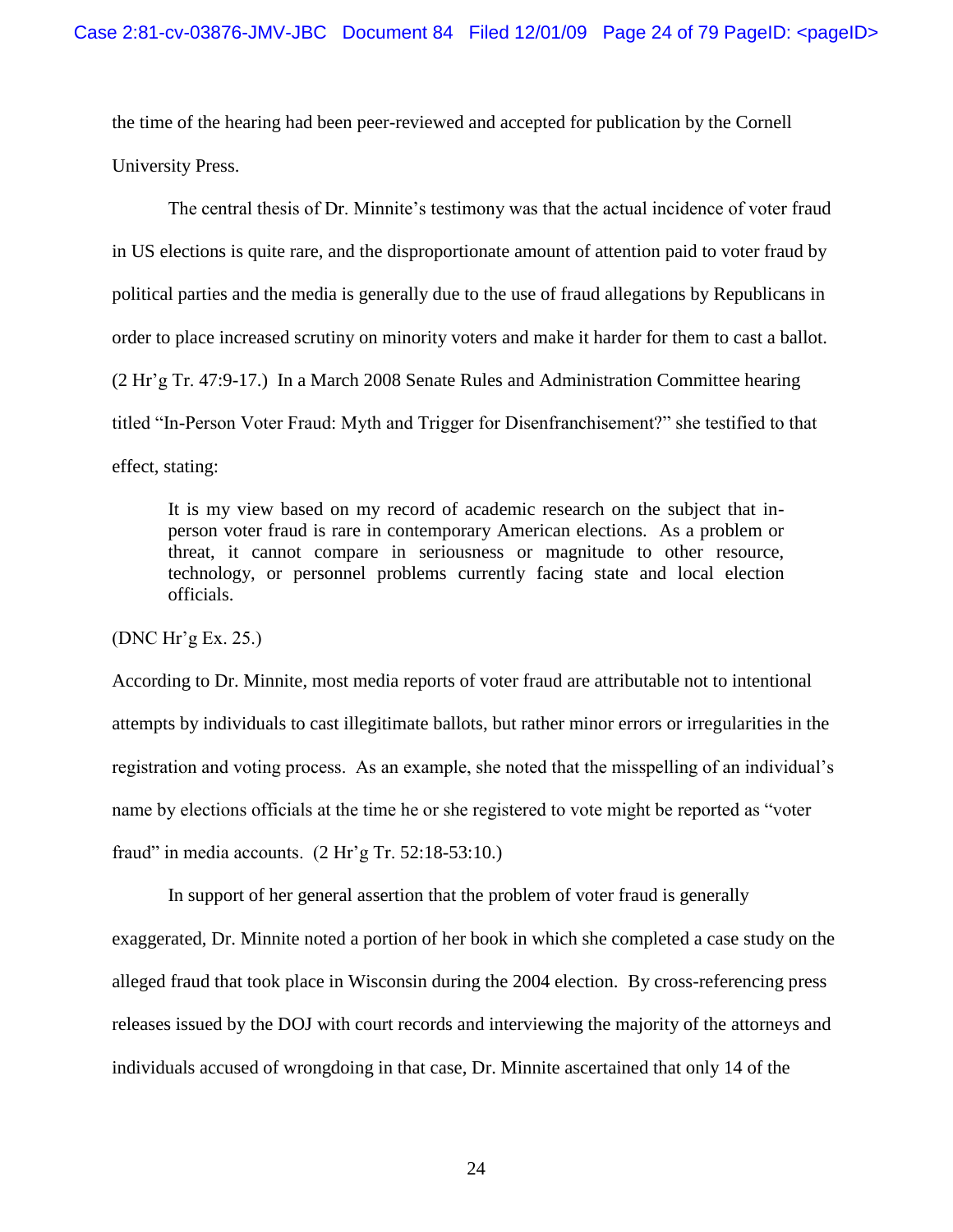the time of the hearing had been peer-reviewed and accepted for publication by the Cornell University Press.

The central thesis of Dr. Minnite's testimony was that the actual incidence of voter fraud in US elections is quite rare, and the disproportionate amount of attention paid to voter fraud by political parties and the media is generally due to the use of fraud allegations by Republicans in order to place increased scrutiny on minority voters and make it harder for them to cast a ballot. (2 Hr'g Tr. 47:9-17.) In a March 2008 Senate Rules and Administration Committee hearing titled "In-Person Voter Fraud: Myth and Trigger for Disenfranchisement?" she testified to that effect, stating:

> It is my view based on my record of academic research on the subject that in-person voter fraud is rare in contemporary American elections. As a problem or threat, it cannot compare in seriousness or magnitude to other resource, technology, or personnel problems currently facing state and local election officials.

(DNC Hr'g Ex. 25.)

According to Dr. Minnite, most media reports of voter fraud are attributable not to intentional attempts by individuals to cast illegitimate ballots, but rather minor errors or irregularities in the registration and voting process. As an example, she noted that the misspelling of an individual's name by elections officials at the time he or she registered to vote might be reported as "voter fraud" in media accounts. (2 Hr'g Tr. 52:18-53:10.)

In support of her general assertion that the problem of voter fraud is generally exaggerated, Dr. Minnite noted a portion of her book in which she completed a case study on the alleged fraud that took place in Wisconsin during the 2004 election. By cross-referencing press releases issued by the DOJ with court records and interviewing the majority of the attorneys and individuals accused of wrongdoing in that case, Dr. Minnite ascertained that only 14 of the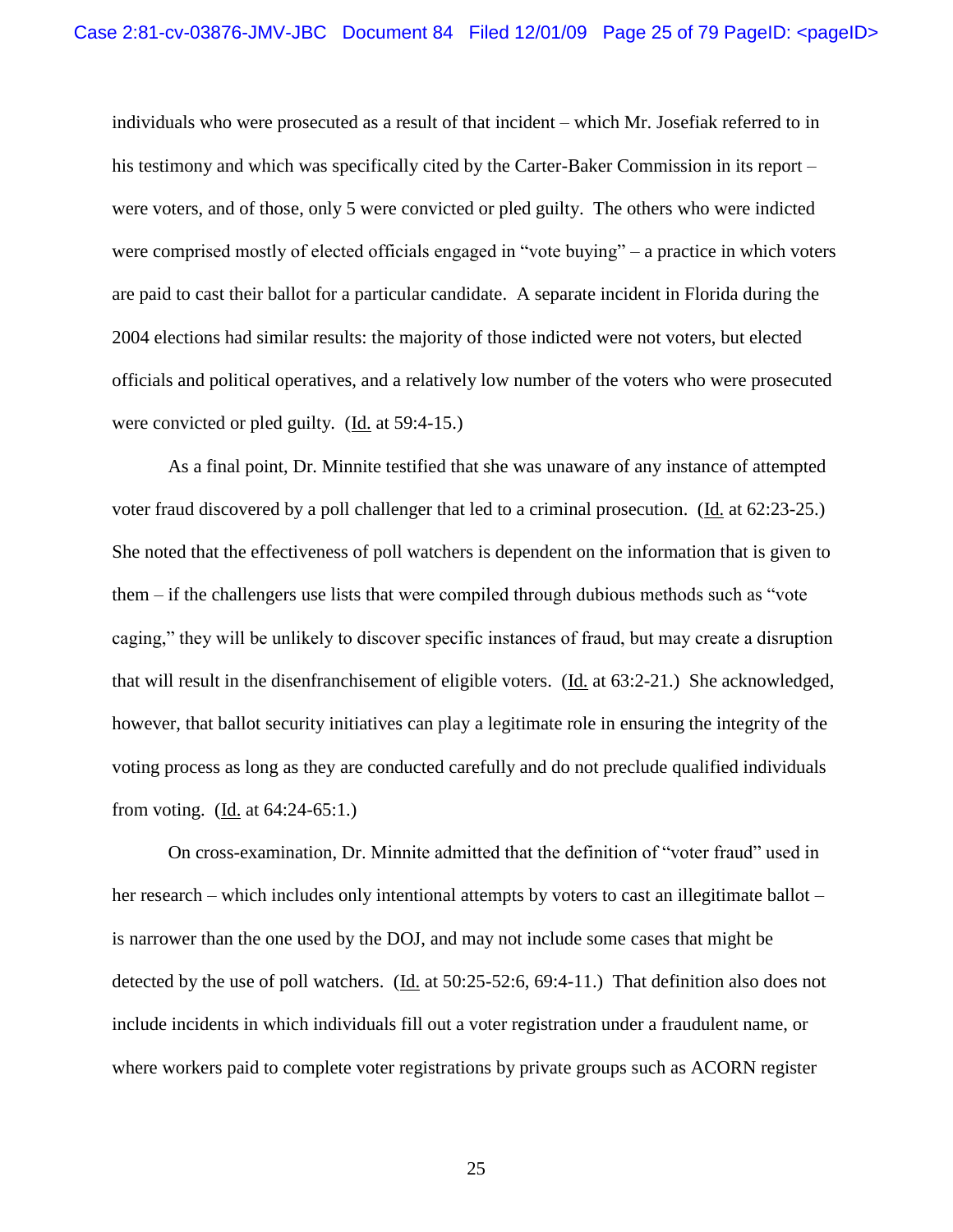individuals who were prosecuted as a result of that incident – which Mr. Josefiak referred to in his testimony and which was specifically cited by the Carter-Baker Commission in its report – were voters, and of those, only 5 were convicted or pled guilty. The others who were indicted were comprised mostly of elected officials engaged in "vote buying" – a practice in which voters are paid to cast their ballot for a particular candidate. A separate incident in Florida during the 2004 elections had similar results: the majority of those indicted were not voters, but elected officials and political operatives, and a relatively low number of the voters who were prosecuted were convicted or pled guilty. (Id. at 59:4-15.)

As a final point, Dr. Minnite testified that she was unaware of any instance of attempted voter fraud discovered by a poll challenger that led to a criminal prosecution. (Id. at 62:23-25.) She noted that the effectiveness of poll watchers is dependent on the information that is given to them – if the challengers use lists that were compiled through dubious methods such as "vote caging," they will be unlikely to discover specific instances of fraud, but may create a disruption that will result in the disenfranchisement of eligible voters. (Id. at 63:2-21.) She acknowledged, however, that ballot security initiatives can play a legitimate role in ensuring the integrity of the voting process as long as they are conducted carefully and do not preclude qualified individuals from voting. (Id. at 64:24-65:1.)

On cross-examination, Dr. Minnite admitted that the definition of "voter fraud" used in her research – which includes only intentional attempts by voters to cast an illegitimate ballot – is narrower than the one used by the DOJ, and may not include some cases that might be detected by the use of poll watchers. (Id. at 50:25-52:6, 69:4-11.) That definition also does not include incidents in which individuals fill out a voter registration under a fraudulent name, or where workers paid to complete voter registrations by private groups such as ACORN register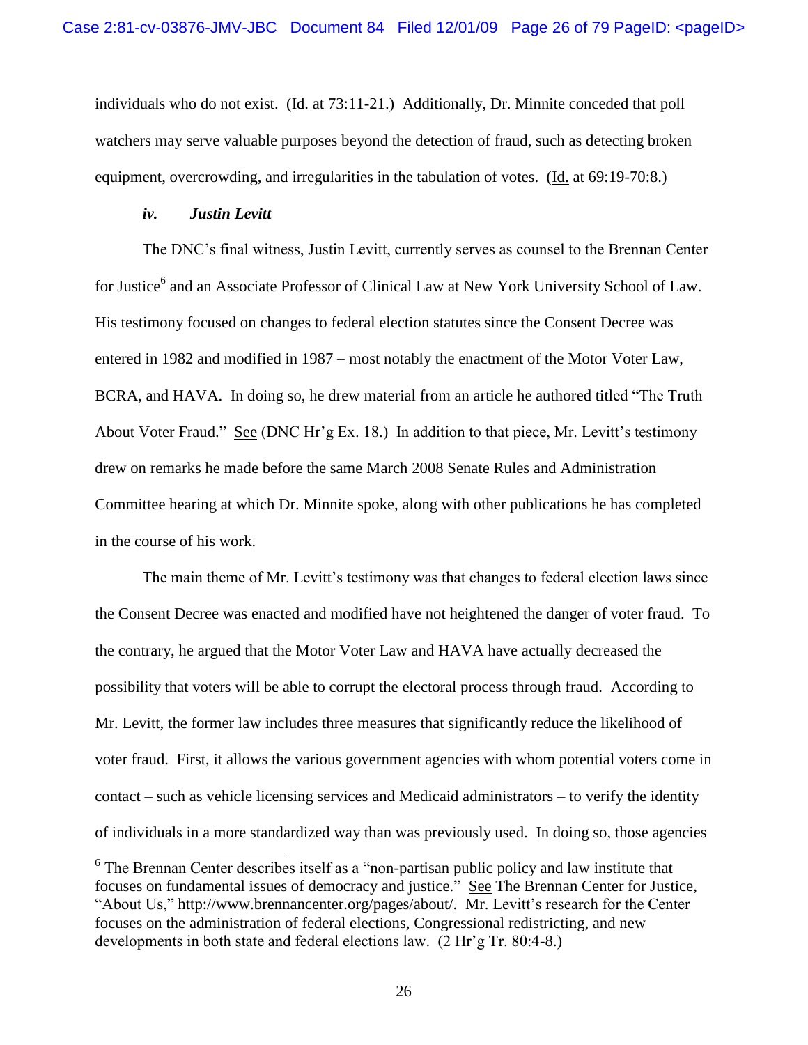individuals who do not exist. (Id. at 73:11-21.) Additionally, Dr. Minnite conceded that poll watchers may serve valuable purposes beyond the detection of fraud, such as detecting broken equipment, overcrowding, and irregularities in the tabulation of votes. (Id. at 69:19-70:8.)

#### *iv. Justin Levitt*

The DNC's final witness, Justin Levitt, currently serves as counsel to the Brennan Center for Justice[6] and an Associate Professor of Clinical Law at New York University School of Law. His testimony focused on changes to federal election statutes since the Consent Decree was entered in 1982 and modified in 1987 – most notably the enactment of the Motor Voter Law, BCRA, and HAVA. In doing so, he drew material from an article he authored titled "The Truth About Voter Fraud." See (DNC Hr'g Ex. 18.) In addition to that piece, Mr. Levitt's testimony drew on remarks he made before the same March 2008 Senate Rules and Administration Committee hearing at which Dr. Minnite spoke, along with other publications he has completed in the course of his work.

The main theme of Mr. Levitt's testimony was that changes to federal election laws since the Consent Decree was enacted and modified have not heightened the danger of voter fraud. To the contrary, he argued that the Motor Voter Law and HAVA have actually decreased the possibility that voters will be able to corrupt the electoral process through fraud. According to Mr. Levitt, the former law includes three measures that significantly reduce the likelihood of voter fraud. First, it allows the various government agencies with whom potential voters come in contact – such as vehicle licensing services and Medicaid administrators – to verify the identity of individuals in a more standardized way than was previously used. In doing so, those agencies

[6] The Brennan Center describes itself as a "non-partisan public policy and law institute that focuses on fundamental issues of democracy and justice." See The Brennan Center for Justice, "About Us," http://www.brennancenter.org/pages/about/. Mr. Levitt's research for the Center focuses on the administration of federal elections, Congressional redistricting, and new developments in both state and federal elections law. (2 Hr'g Tr. 80:4-8.)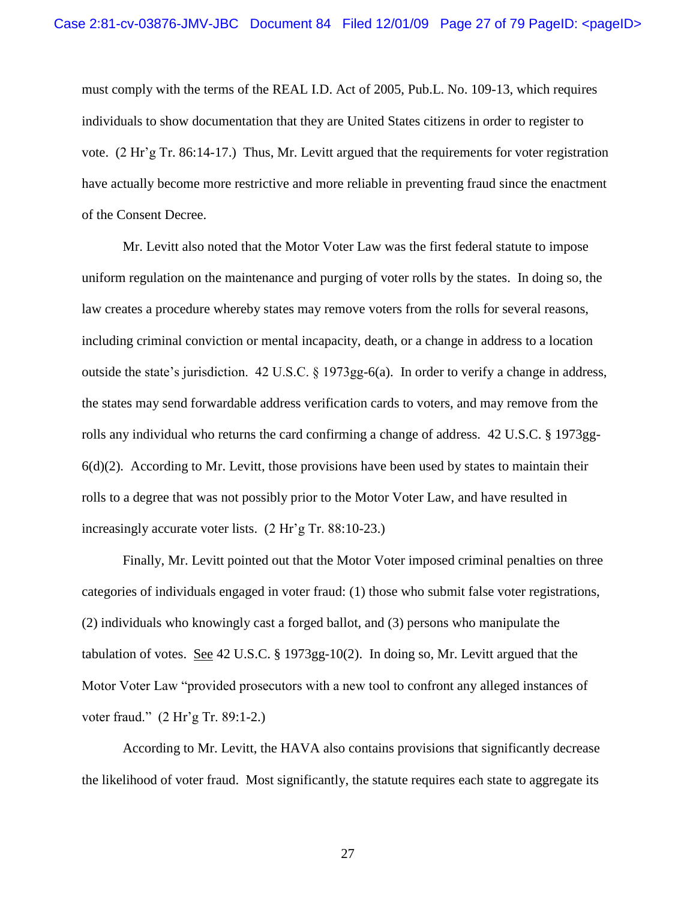must comply with the terms of the REAL I.D. Act of 2005, Pub.L. No. 109-13, which requires individuals to show documentation that they are United States citizens in order to register to vote. (2 Hr'g Tr. 86:14-17.) Thus, Mr. Levitt argued that the requirements for voter registration have actually become more restrictive and more reliable in preventing fraud since the enactment of the Consent Decree.

Mr. Levitt also noted that the Motor Voter Law was the first federal statute to impose uniform regulation on the maintenance and purging of voter rolls by the states. In doing so, the law creates a procedure whereby states may remove voters from the rolls for several reasons, including criminal conviction or mental incapacity, death, or a change in address to a location outside the state's jurisdiction. 42 U.S.C. § 1973gg-6(a). In order to verify a change in address, the states may send forwardable address verification cards to voters, and may remove from the rolls any individual who returns the card confirming a change of address. 42 U.S.C. § 1973gg-6(d)(2). According to Mr. Levitt, those provisions have been used by states to maintain their rolls to a degree that was not possibly prior to the Motor Voter Law, and have resulted in increasingly accurate voter lists. (2 Hr'g Tr. 88:10-23.)

Finally, Mr. Levitt pointed out that the Motor Voter imposed criminal penalties on three categories of individuals engaged in voter fraud: (1) those who submit false voter registrations, (2) individuals who knowingly cast a forged ballot, and (3) persons who manipulate the tabulation of votes. See 42 U.S.C. § 1973gg-10(2). In doing so, Mr. Levitt argued that the Motor Voter Law "provided prosecutors with a new tool to confront any alleged instances of voter fraud." (2 Hr'g Tr. 89:1-2.)

According to Mr. Levitt, the HAVA also contains provisions that significantly decrease the likelihood of voter fraud. Most significantly, the statute requires each state to aggregate its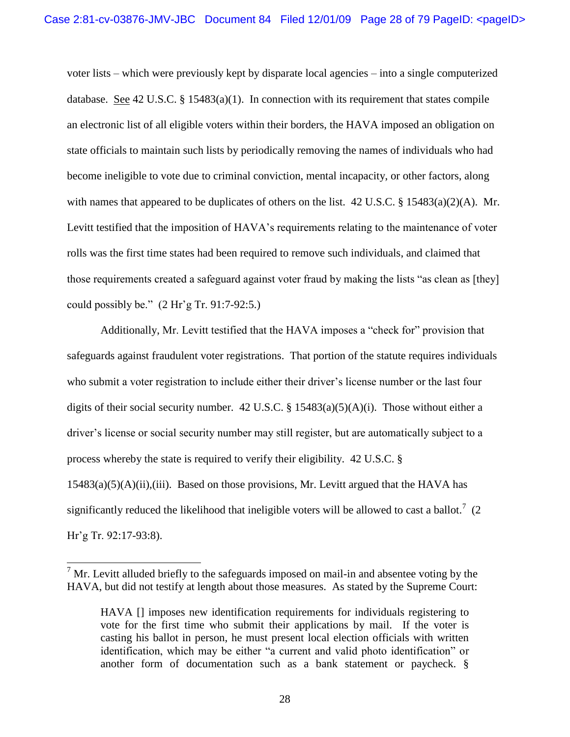voter lists – which were previously kept by disparate local agencies – into a single computerized database. See 42 U.S.C. § 15483(a)(1). In connection with its requirement that states compile an electronic list of all eligible voters within their borders, the HAVA imposed an obligation on state officials to maintain such lists by periodically removing the names of individuals who had become ineligible to vote due to criminal conviction, mental incapacity, or other factors, along with names that appeared to be duplicates of others on the list. 42 U.S.C. § 15483(a)(2)(A). Mr. Levitt testified that the imposition of HAVA's requirements relating to the maintenance of voter rolls was the first time states had been required to remove such individuals, and claimed that those requirements created a safeguard against voter fraud by making the lists "as clean as [they] could possibly be." (2 Hr'g Tr. 91:7-92:5.)

Additionally, Mr. Levitt testified that the HAVA imposes a "check for" provision that safeguards against fraudulent voter registrations. That portion of the statute requires individuals who submit a voter registration to include either their driver's license number or the last four digits of their social security number. 42 U.S.C. § 15483(a)(5)(A)(i). Those without either a driver's license or social security number may still register, but are automatically subject to a process whereby the state is required to verify their eligibility. 42 U.S.C. § 15483(a)(5)(A)(ii),(iii). Based on those provisions, Mr. Levitt argued that the HAVA has significantly reduced the likelihood that ineligible voters will be allowed to cast a ballot.[7] (2 Hr'g Tr. 92:17-93:8).

---

[7] Mr. Levitt alluded briefly to the safeguards imposed on mail-in and absentee voting by the HAVA, but did not testify at length about those measures. As stated by the Supreme Court:

> HAVA [] imposes new identification requirements for individuals registering to vote for the first time who submit their applications by mail. If the voter is casting his ballot in person, he must present local election officials with written identification, which may be either "a current and valid photo identification" or another form of documentation such as a bank statement or paycheck. §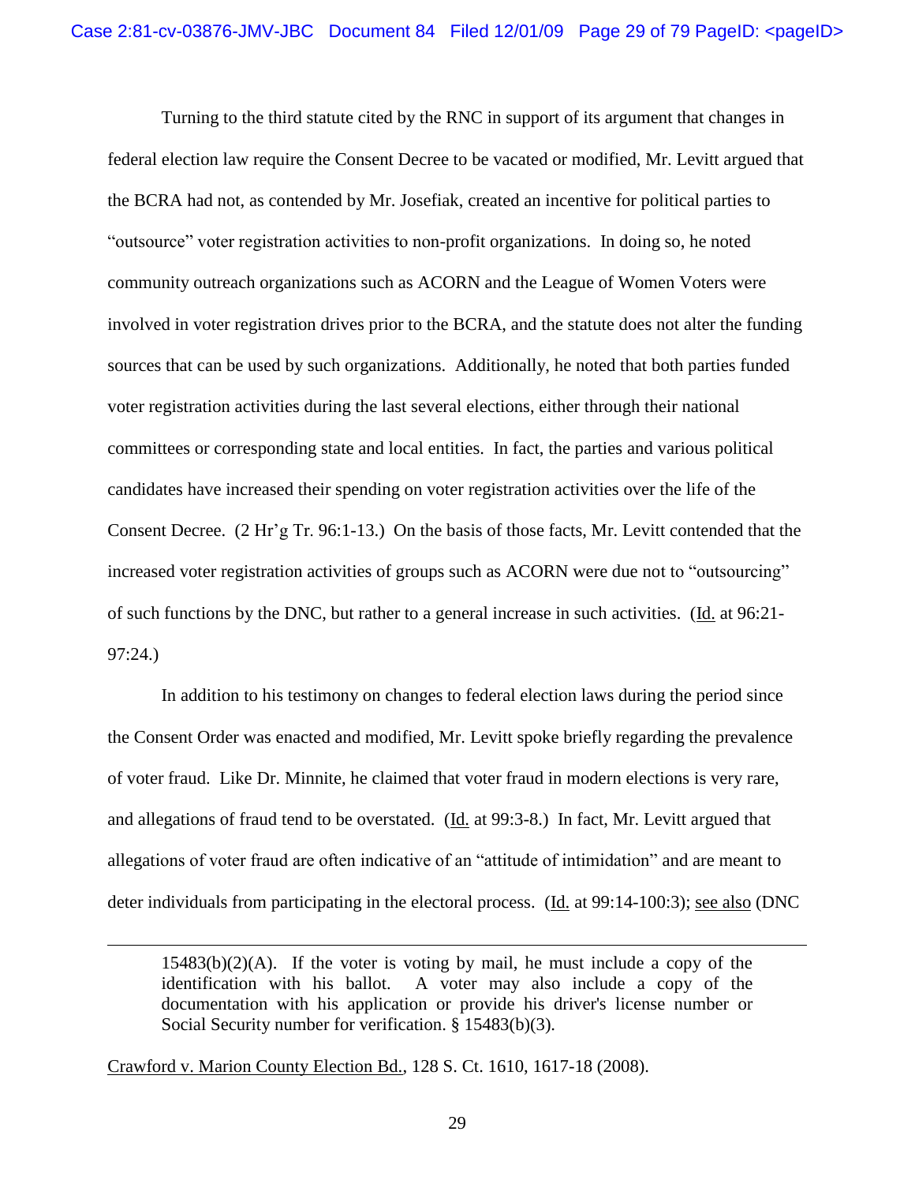Turning to the third statute cited by the RNC in support of its argument that changes in federal election law require the Consent Decree to be vacated or modified, Mr. Levitt argued that the BCRA had not, as contended by Mr. Josefiak, created an incentive for political parties to "outsource" voter registration activities to non-profit organizations. In doing so, he noted community outreach organizations such as ACORN and the League of Women Voters were involved in voter registration drives prior to the BCRA, and the statute does not alter the funding sources that can be used by such organizations. Additionally, he noted that both parties funded voter registration activities during the last several elections, either through their national committees or corresponding state and local entities. In fact, the parties and various political candidates have increased their spending on voter registration activities over the life of the Consent Decree. (2 Hr'g Tr. 96:1-13.) On the basis of those facts, Mr. Levitt contended that the increased voter registration activities of groups such as ACORN were due not to "outsourcing" of such functions by the DNC, but rather to a general increase in such activities. (Id. at 96:21-97:24.)

In addition to his testimony on changes to federal election laws during the period since the Consent Order was enacted and modified, Mr. Levitt spoke briefly regarding the prevalence of voter fraud. Like Dr. Minnite, he claimed that voter fraud in modern elections is very rare, and allegations of fraud tend to be overstated. (Id. at 99:3-8.) In fact, Mr. Levitt argued that allegations of voter fraud are often indicative of an "attitude of intimidation" and are meant to deter individuals from participating in the electoral process. (Id. at 99:14-100:3); see also (DNC

---

> 15483(b)(2)(A). If the voter is voting by mail, he must include a copy of the identification with his ballot. A voter may also include a copy of the documentation with his application or provide his driver's license number or Social Security number for verification. § 15483(b)(3).

Crawford v. Marion County Election Bd., 128 S. Ct. 1610, 1617-18 (2008).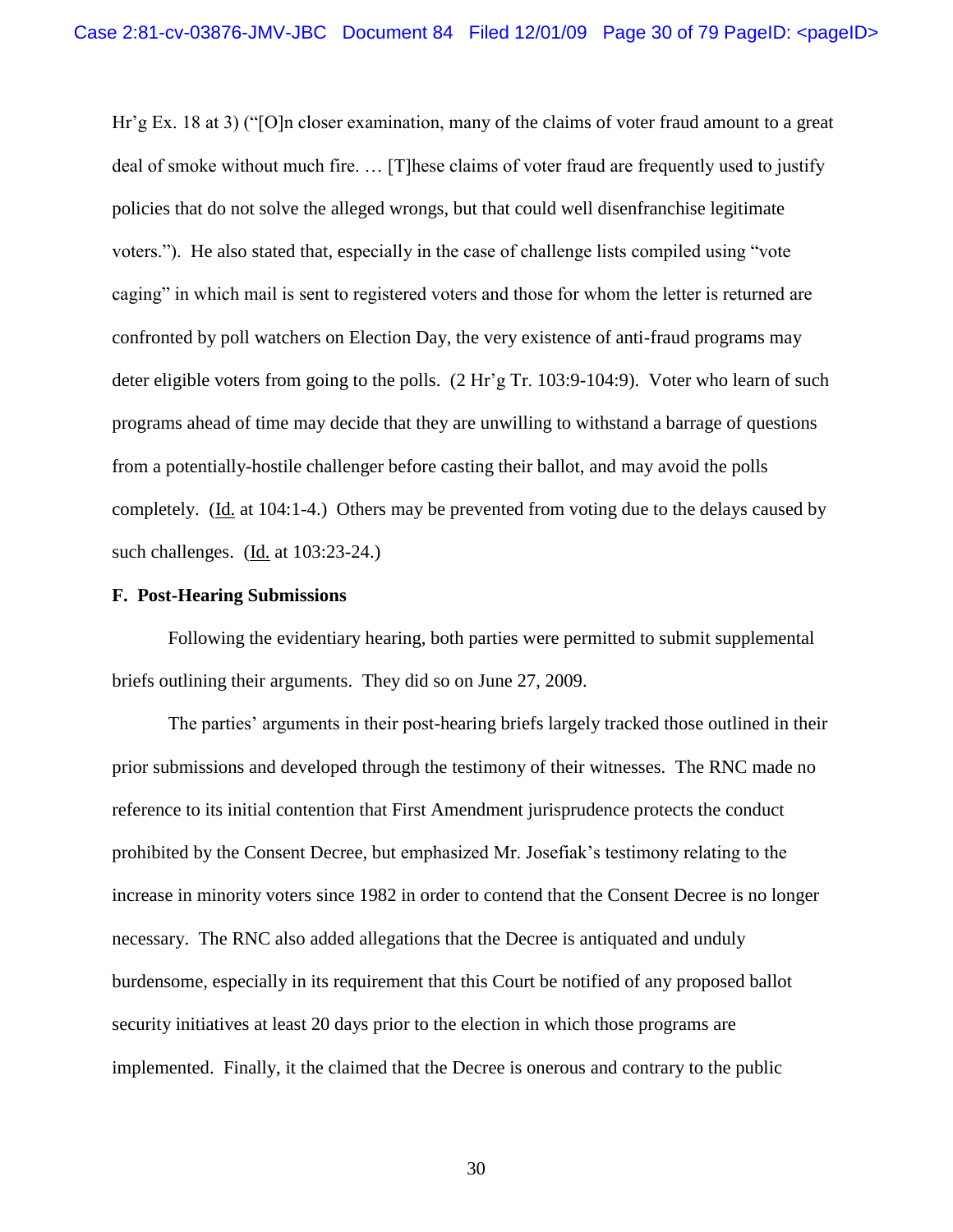Hr'g Ex. 18 at 3) ("[O]n closer examination, many of the claims of voter fraud amount to a great deal of smoke without much fire. … [T]hese claims of voter fraud are frequently used to justify policies that do not solve the alleged wrongs, but that could well disenfranchise legitimate voters."). He also stated that, especially in the case of challenge lists compiled using "vote caging" in which mail is sent to registered voters and those for whom the letter is returned are confronted by poll watchers on Election Day, the very existence of anti-fraud programs may deter eligible voters from going to the polls. (2 Hr'g Tr. 103:9-104:9). Voter who learn of such programs ahead of time may decide that they are unwilling to withstand a barrage of questions from a potentially-hostile challenger before casting their ballot, and may avoid the polls completely. (Id. at 104:1-4.) Others may be prevented from voting due to the delays caused by such challenges. (Id. at 103:23-24.)

**F. Post-Hearing Submissions**

Following the evidentiary hearing, both parties were permitted to submit supplemental briefs outlining their arguments. They did so on June 27, 2009.

The parties' arguments in their post-hearing briefs largely tracked those outlined in their prior submissions and developed through the testimony of their witnesses. The RNC made no reference to its initial contention that First Amendment jurisprudence protects the conduct prohibited by the Consent Decree, but emphasized Mr. Josefiak's testimony relating to the increase in minority voters since 1982 in order to contend that the Consent Decree is no longer necessary. The RNC also added allegations that the Decree is antiquated and unduly burdensome, especially in its requirement that this Court be notified of any proposed ballot security initiatives at least 20 days prior to the election in which those programs are implemented. Finally, it the claimed that the Decree is onerous and contrary to the public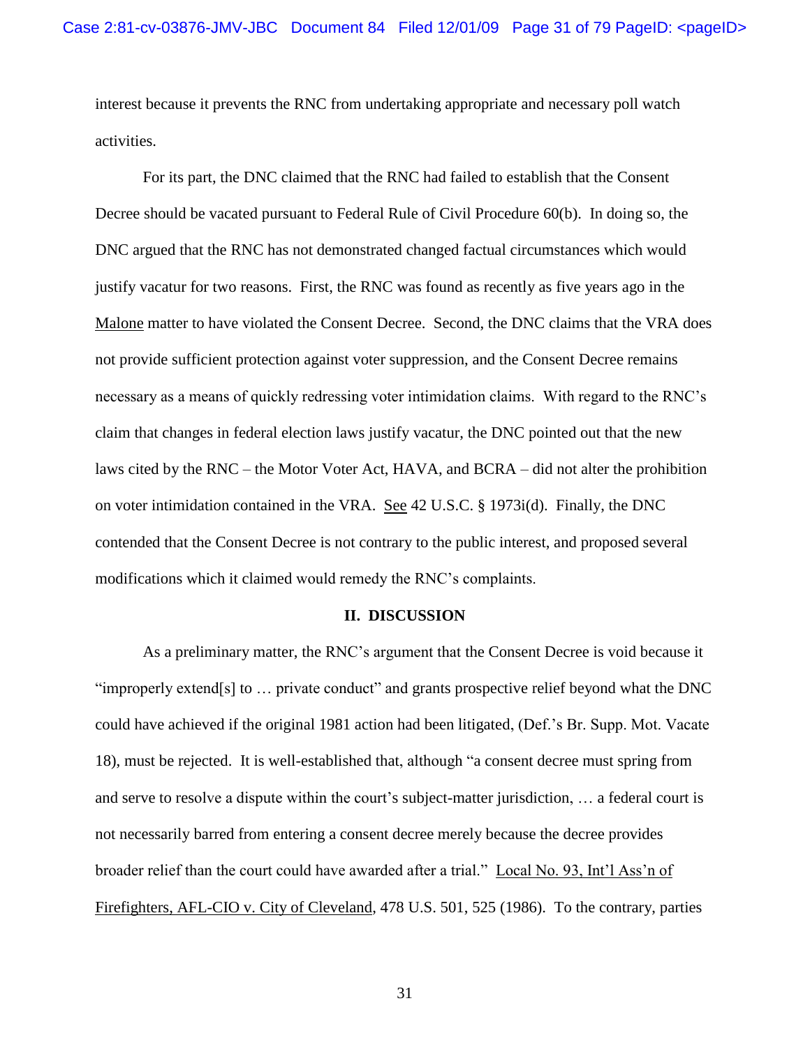interest because it prevents the RNC from undertaking appropriate and necessary poll watch activities.

For its part, the DNC claimed that the RNC had failed to establish that the Consent Decree should be vacated pursuant to Federal Rule of Civil Procedure 60(b). In doing so, the DNC argued that the RNC has not demonstrated changed factual circumstances which would justify vacatur for two reasons. First, the RNC was found as recently as five years ago in the Malone matter to have violated the Consent Decree. Second, the DNC claims that the VRA does not provide sufficient protection against voter suppression, and the Consent Decree remains necessary as a means of quickly redressing voter intimidation claims. With regard to the RNC's claim that changes in federal election laws justify vacatur, the DNC pointed out that the new laws cited by the RNC – the Motor Voter Act, HAVA, and BCRA – did not alter the prohibition on voter intimidation contained in the VRA. See 42 U.S.C. § 1973i(d). Finally, the DNC contended that the Consent Decree is not contrary to the public interest, and proposed several modifications which it claimed would remedy the RNC's complaints.

## II. DISCUSSION

As a preliminary matter, the RNC's argument that the Consent Decree is void because it "improperly extend[s] to … private conduct" and grants prospective relief beyond what the DNC could have achieved if the original 1981 action had been litigated, (Def.'s Br. Supp. Mot. Vacate 18), must be rejected. It is well-established that, although "a consent decree must spring from and serve to resolve a dispute within the court's subject-matter jurisdiction, … a federal court is not necessarily barred from entering a consent decree merely because the decree provides broader relief than the court could have awarded after a trial." Local No. 93, Int'l Ass'n of Firefighters, AFL-CIO v. City of Cleveland, 478 U.S. 501, 525 (1986). To the contrary, parties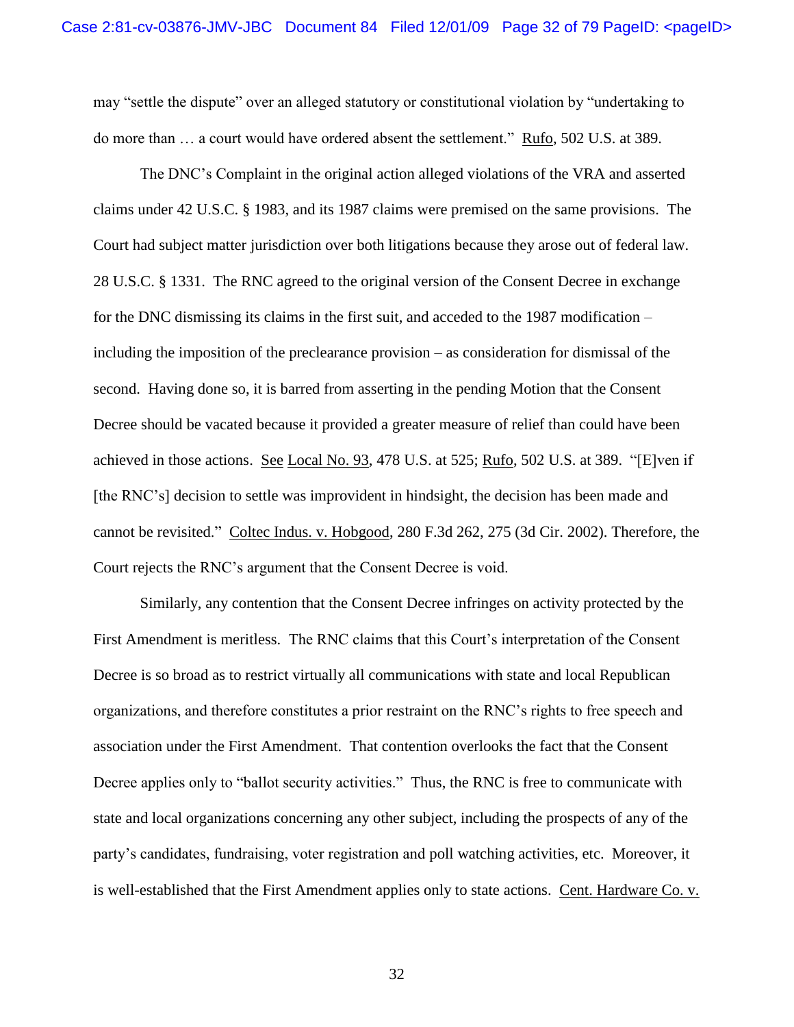may "settle the dispute" over an alleged statutory or constitutional violation by "undertaking to do more than … a court would have ordered absent the settlement." Rufo, 502 U.S. at 389.

The DNC's Complaint in the original action alleged violations of the VRA and asserted claims under 42 U.S.C. § 1983, and its 1987 claims were premised on the same provisions. The Court had subject matter jurisdiction over both litigations because they arose out of federal law. 28 U.S.C. § 1331. The RNC agreed to the original version of the Consent Decree in exchange for the DNC dismissing its claims in the first suit, and acceded to the 1987 modification – including the imposition of the preclearance provision – as consideration for dismissal of the second. Having done so, it is barred from asserting in the pending Motion that the Consent Decree should be vacated because it provided a greater measure of relief than could have been achieved in those actions. See Local No. 93, 478 U.S. at 525; Rufo, 502 U.S. at 389. "[E]ven if [the RNC's] decision to settle was improvident in hindsight, the decision has been made and cannot be revisited." Coltec Indus. v. Hobgood, 280 F.3d 262, 275 (3d Cir. 2002). Therefore, the Court rejects the RNC's argument that the Consent Decree is void.

Similarly, any contention that the Consent Decree infringes on activity protected by the First Amendment is meritless. The RNC claims that this Court's interpretation of the Consent Decree is so broad as to restrict virtually all communications with state and local Republican organizations, and therefore constitutes a prior restraint on the RNC's rights to free speech and association under the First Amendment. That contention overlooks the fact that the Consent Decree applies only to "ballot security activities." Thus, the RNC is free to communicate with state and local organizations concerning any other subject, including the prospects of any of the party's candidates, fundraising, voter registration and poll watching activities, etc. Moreover, it is well-established that the First Amendment applies only to state actions. Cent. Hardware Co. v.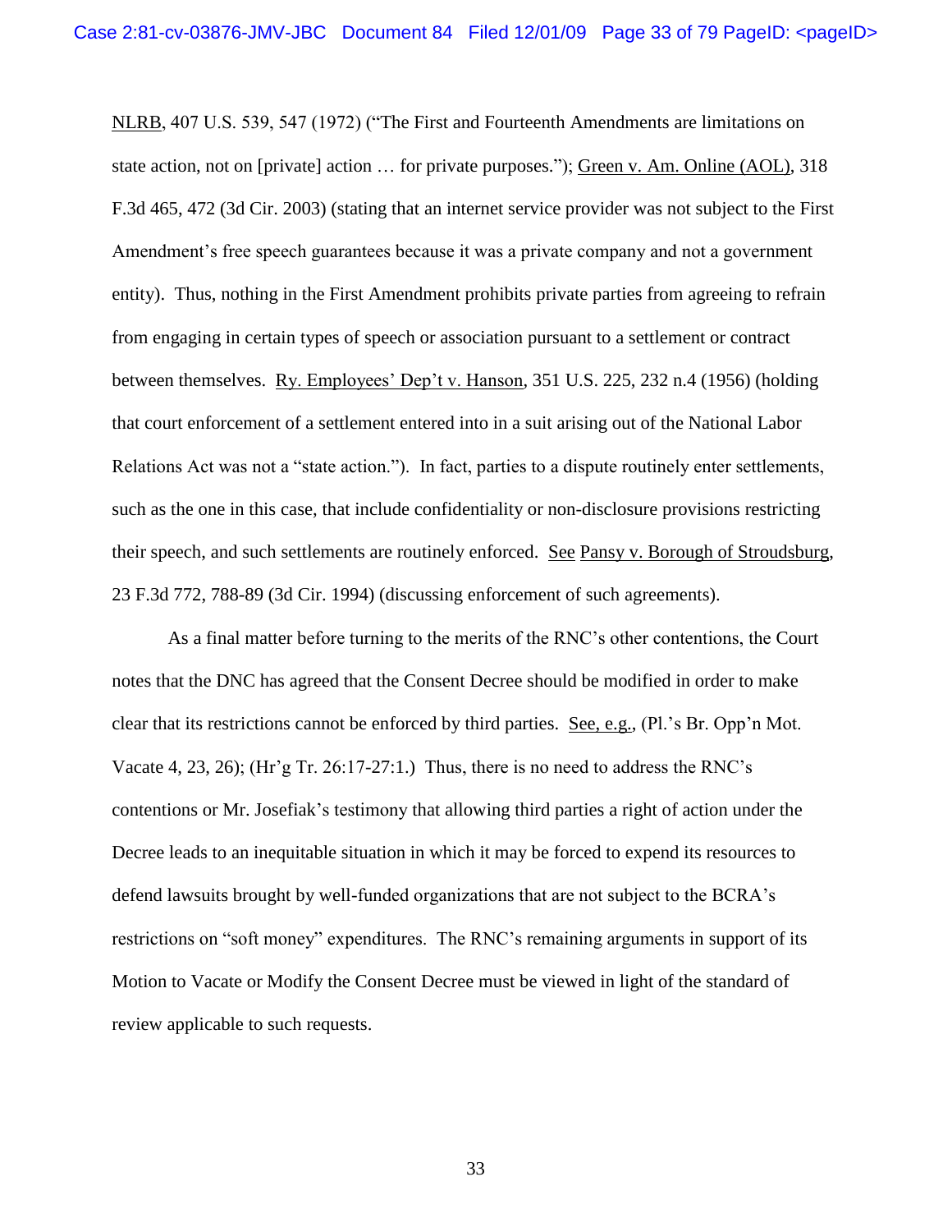NLRB, 407 U.S. 539, 547 (1972) ("The First and Fourteenth Amendments are limitations on state action, not on [private] action … for private purposes."); Green v. Am. Online (AOL), 318 F.3d 465, 472 (3d Cir. 2003) (stating that an internet service provider was not subject to the First Amendment's free speech guarantees because it was a private company and not a government entity). Thus, nothing in the First Amendment prohibits private parties from agreeing to refrain from engaging in certain types of speech or association pursuant to a settlement or contract between themselves. Ry. Employees' Dep't v. Hanson, 351 U.S. 225, 232 n.4 (1956) (holding that court enforcement of a settlement entered into in a suit arising out of the National Labor Relations Act was not a "state action."). In fact, parties to a dispute routinely enter settlements, such as the one in this case, that include confidentiality or non-disclosure provisions restricting their speech, and such settlements are routinely enforced. See Pansy v. Borough of Stroudsburg, 23 F.3d 772, 788-89 (3d Cir. 1994) (discussing enforcement of such agreements).

As a final matter before turning to the merits of the RNC's other contentions, the Court notes that the DNC has agreed that the Consent Decree should be modified in order to make clear that its restrictions cannot be enforced by third parties. See, e.g., (Pl.'s Br. Opp'n Mot. Vacate 4, 23, 26); (Hr'g Tr. 26:17-27:1.) Thus, there is no need to address the RNC's contentions or Mr. Josefiak's testimony that allowing third parties a right of action under the Decree leads to an inequitable situation in which it may be forced to expend its resources to defend lawsuits brought by well-funded organizations that are not subject to the BCRA's restrictions on "soft money" expenditures. The RNC's remaining arguments in support of its Motion to Vacate or Modify the Consent Decree must be viewed in light of the standard of review applicable to such requests.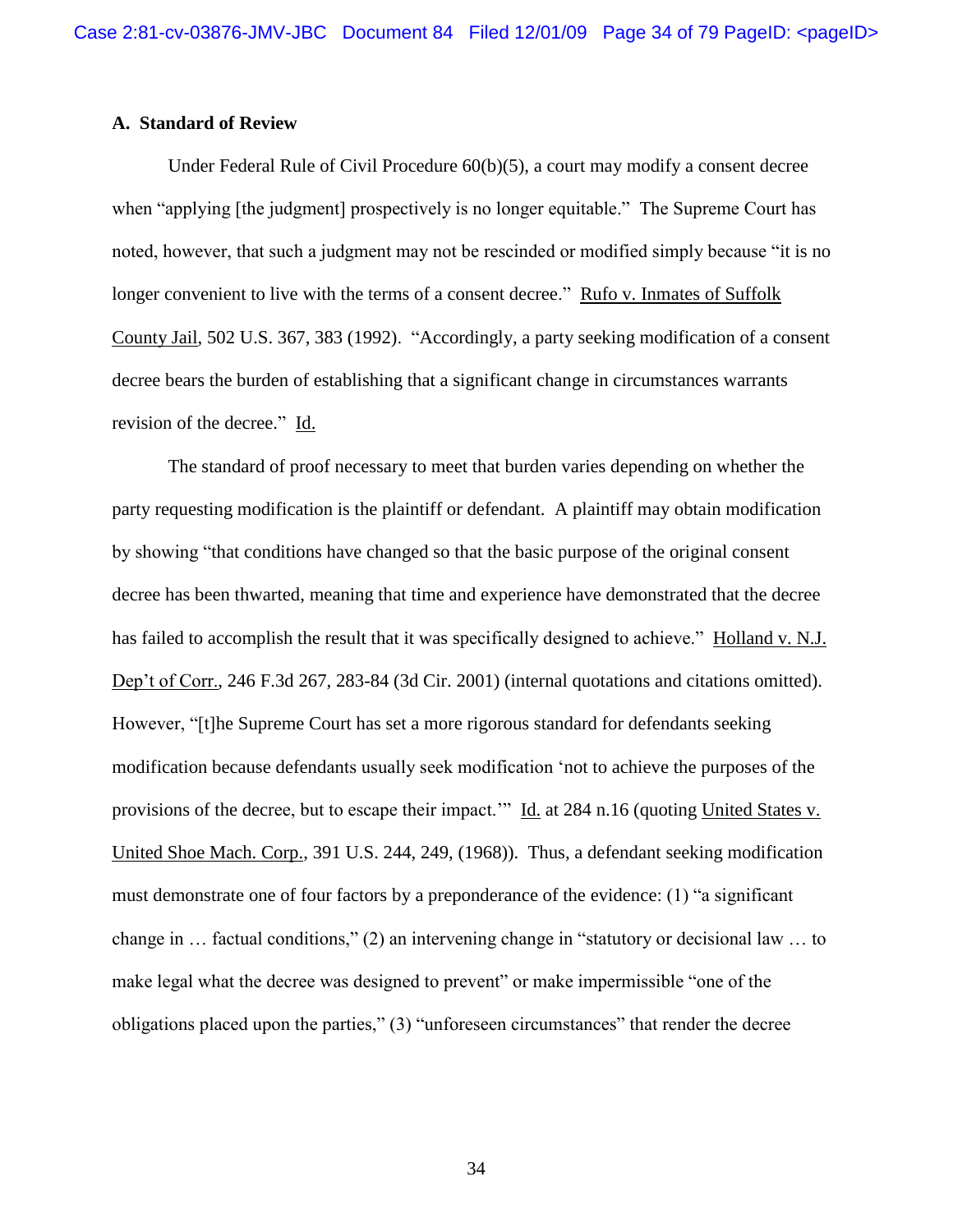### A. Standard of Review

Under Federal Rule of Civil Procedure 60(b)(5), a court may modify a consent decree when "applying [the judgment] prospectively is no longer equitable." The Supreme Court has noted, however, that such a judgment may not be rescinded or modified simply because "it is no longer convenient to live with the terms of a consent decree." Rufo v. Inmates of Suffolk County Jail, 502 U.S. 367, 383 (1992). "Accordingly, a party seeking modification of a consent decree bears the burden of establishing that a significant change in circumstances warrants revision of the decree." Id.

The standard of proof necessary to meet that burden varies depending on whether the party requesting modification is the plaintiff or defendant. A plaintiff may obtain modification by showing "that conditions have changed so that the basic purpose of the original consent decree has been thwarted, meaning that time and experience have demonstrated that the decree has failed to accomplish the result that it was specifically designed to achieve." Holland v. N.J. Dep't of Corr., 246 F.3d 267, 283-84 (3d Cir. 2001) (internal quotations and citations omitted). However, "[t]he Supreme Court has set a more rigorous standard for defendants seeking modification because defendants usually seek modification 'not to achieve the purposes of the provisions of the decree, but to escape their impact.'" Id. at 284 n.16 (quoting United States v. United Shoe Mach. Corp., 391 U.S. 244, 249, (1968)). Thus, a defendant seeking modification must demonstrate one of four factors by a preponderance of the evidence: (1) "a significant change in … factual conditions," (2) an intervening change in "statutory or decisional law … to make legal what the decree was designed to prevent" or make impermissible "one of the obligations placed upon the parties," (3) "unforeseen circumstances" that render the decree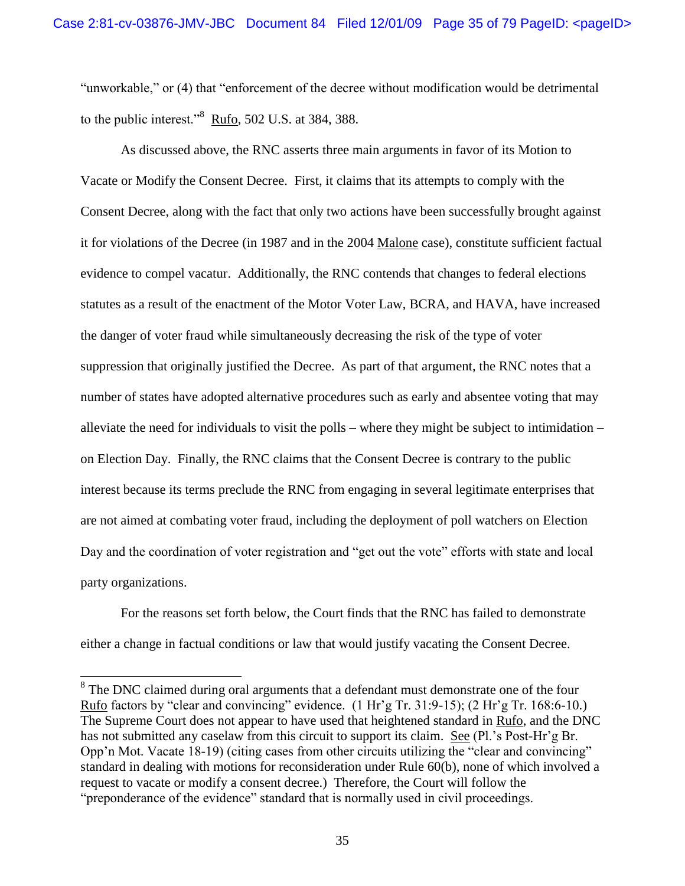"unworkable," or (4) that "enforcement of the decree without modification would be detrimental to the public interest."[8] Rufo, 502 U.S. at 384, 388.

As discussed above, the RNC asserts three main arguments in favor of its Motion to Vacate or Modify the Consent Decree. First, it claims that its attempts to comply with the Consent Decree, along with the fact that only two actions have been successfully brought against it for violations of the Decree (in 1987 and in the 2004 Malone case), constitute sufficient factual evidence to compel vacatur. Additionally, the RNC contends that changes to federal elections statutes as a result of the enactment of the Motor Voter Law, BCRA, and HAVA, have increased the danger of voter fraud while simultaneously decreasing the risk of the type of voter suppression that originally justified the Decree. As part of that argument, the RNC notes that a number of states have adopted alternative procedures such as early and absentee voting that may alleviate the need for individuals to visit the polls – where they might be subject to intimidation – on Election Day. Finally, the RNC claims that the Consent Decree is contrary to the public interest because its terms preclude the RNC from engaging in several legitimate enterprises that are not aimed at combating voter fraud, including the deployment of poll watchers on Election Day and the coordination of voter registration and "get out the vote" efforts with state and local party organizations.

For the reasons set forth below, the Court finds that the RNC has failed to demonstrate either a change in factual conditions or law that would justify vacating the Consent Decree.

---

[8] The DNC claimed during oral arguments that a defendant must demonstrate one of the four Rufo factors by "clear and convincing" evidence. (1 Hr'g Tr. 31:9-15); (2 Hr'g Tr. 168:6-10.) The Supreme Court does not appear to have used that heightened standard in Rufo, and the DNC has not submitted any caselaw from this circuit to support its claim. See (Pl.'s Post-Hr'g Br. Opp'n Mot. Vacate 18-19) (citing cases from other circuits utilizing the "clear and convincing" standard in dealing with motions for reconsideration under Rule 60(b), none of which involved a request to vacate or modify a consent decree.) Therefore, the Court will follow the "preponderance of the evidence" standard that is normally used in civil proceedings.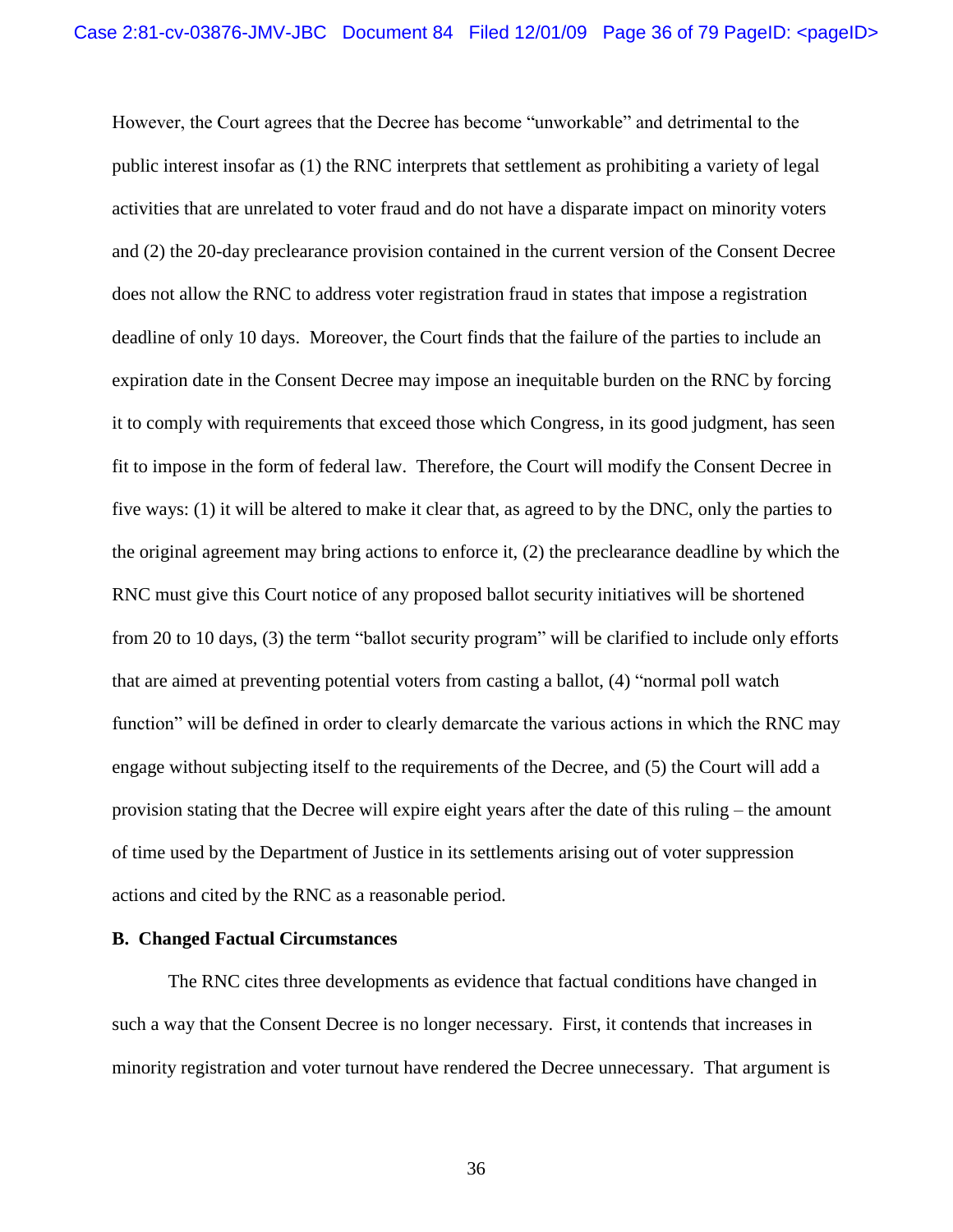However, the Court agrees that the Decree has become "unworkable" and detrimental to the public interest insofar as (1) the RNC interprets that settlement as prohibiting a variety of legal activities that are unrelated to voter fraud and do not have a disparate impact on minority voters and (2) the 20-day preclearance provision contained in the current version of the Consent Decree does not allow the RNC to address voter registration fraud in states that impose a registration deadline of only 10 days. Moreover, the Court finds that the failure of the parties to include an expiration date in the Consent Decree may impose an inequitable burden on the RNC by forcing it to comply with requirements that exceed those which Congress, in its good judgment, has seen fit to impose in the form of federal law. Therefore, the Court will modify the Consent Decree in five ways: (1) it will be altered to make it clear that, as agreed to by the DNC, only the parties to the original agreement may bring actions to enforce it, (2) the preclearance deadline by which the RNC must give this Court notice of any proposed ballot security initiatives will be shortened from 20 to 10 days, (3) the term "ballot security program" will be clarified to include only efforts that are aimed at preventing potential voters from casting a ballot, (4) "normal poll watch function" will be defined in order to clearly demarcate the various actions in which the RNC may engage without subjecting itself to the requirements of the Decree, and (5) the Court will add a provision stating that the Decree will expire eight years after the date of this ruling – the amount of time used by the Department of Justice in its settlements arising out of voter suppression actions and cited by the RNC as a reasonable period.

**B. Changed Factual Circumstances**

The RNC cites three developments as evidence that factual conditions have changed in such a way that the Consent Decree is no longer necessary. First, it contends that increases in minority registration and voter turnout have rendered the Decree unnecessary. That argument is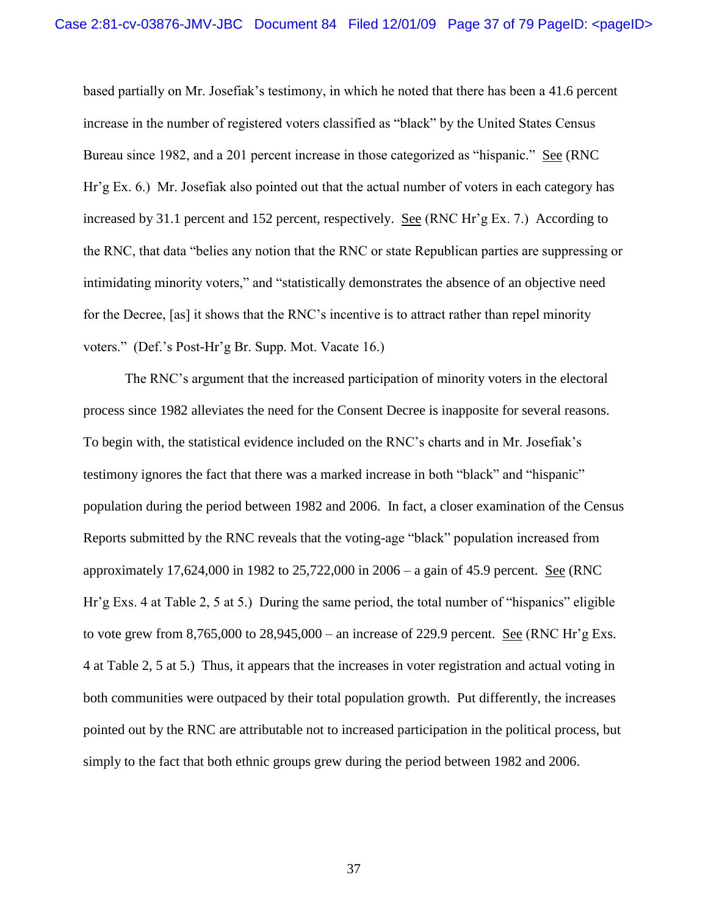based partially on Mr. Josefiak's testimony, in which he noted that there has been a 41.6 percent increase in the number of registered voters classified as "black" by the United States Census Bureau since 1982, and a 201 percent increase in those categorized as "hispanic." See (RNC Hr'g Ex. 6.) Mr. Josefiak also pointed out that the actual number of voters in each category has increased by 31.1 percent and 152 percent, respectively. See (RNC Hr'g Ex. 7.) According to the RNC, that data "belies any notion that the RNC or state Republican parties are suppressing or intimidating minority voters," and "statistically demonstrates the absence of an objective need for the Decree, [as] it shows that the RNC's incentive is to attract rather than repel minority voters." (Def.'s Post-Hr'g Br. Supp. Mot. Vacate 16.)

The RNC's argument that the increased participation of minority voters in the electoral process since 1982 alleviates the need for the Consent Decree is inapposite for several reasons. To begin with, the statistical evidence included on the RNC's charts and in Mr. Josefiak's testimony ignores the fact that there was a marked increase in both "black" and "hispanic" population during the period between 1982 and 2006. In fact, a closer examination of the Census Reports submitted by the RNC reveals that the voting-age "black" population increased from approximately 17,624,000 in 1982 to 25,722,000 in 2006 – a gain of 45.9 percent. See (RNC Hr'g Exs. 4 at Table 2, 5 at 5.) During the same period, the total number of "hispanics" eligible to vote grew from 8,765,000 to 28,945,000 – an increase of 229.9 percent. See (RNC Hr'g Exs. 4 at Table 2, 5 at 5.) Thus, it appears that the increases in voter registration and actual voting in both communities were outpaced by their total population growth. Put differently, the increases pointed out by the RNC are attributable not to increased participation in the political process, but simply to the fact that both ethnic groups grew during the period between 1982 and 2006.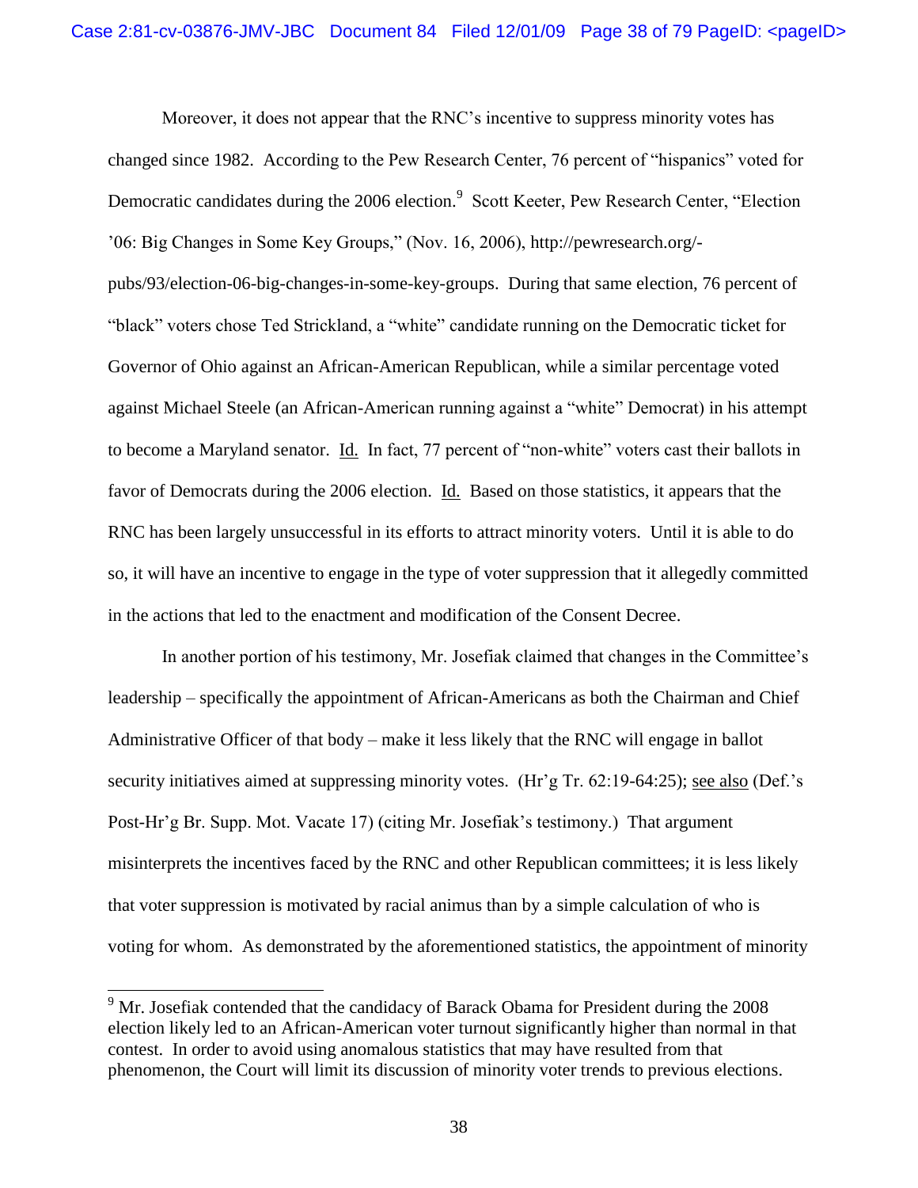Moreover, it does not appear that the RNC's incentive to suppress minority votes has changed since 1982. According to the Pew Research Center, 76 percent of "hispanics" voted for Democratic candidates during the 2006 election.[9] Scott Keeter, Pew Research Center, "Election '06: Big Changes in Some Key Groups," (Nov. 16, 2006), http://pewresearch.org/-pubs/93/election-06-big-changes-in-some-key-groups. During that same election, 76 percent of "black" voters chose Ted Strickland, a "white" candidate running on the Democratic ticket for Governor of Ohio against an African-American Republican, while a similar percentage voted against Michael Steele (an African-American running against a "white" Democrat) in his attempt to become a Maryland senator. Id. In fact, 77 percent of "non-white" voters cast their ballots in favor of Democrats during the 2006 election. Id. Based on those statistics, it appears that the RNC has been largely unsuccessful in its efforts to attract minority voters. Until it is able to do so, it will have an incentive to engage in the type of voter suppression that it allegedly committed in the actions that led to the enactment and modification of the Consent Decree.

In another portion of his testimony, Mr. Josefiak claimed that changes in the Committee's leadership – specifically the appointment of African-Americans as both the Chairman and Chief Administrative Officer of that body – make it less likely that the RNC will engage in ballot security initiatives aimed at suppressing minority votes. (Hr'g Tr. 62:19-64:25); see also (Def.'s Post-Hr'g Br. Supp. Mot. Vacate 17) (citing Mr. Josefiak's testimony.) That argument misinterprets the incentives faced by the RNC and other Republican committees; it is less likely that voter suppression is motivated by racial animus than by a simple calculation of who is voting for whom. As demonstrated by the aforementioned statistics, the appointment of minority

[9] Mr. Josefiak contended that the candidacy of Barack Obama for President during the 2008 election likely led to an African-American voter turnout significantly higher than normal in that contest. In order to avoid using anomalous statistics that may have resulted from that phenomenon, the Court will limit its discussion of minority voter trends to previous elections.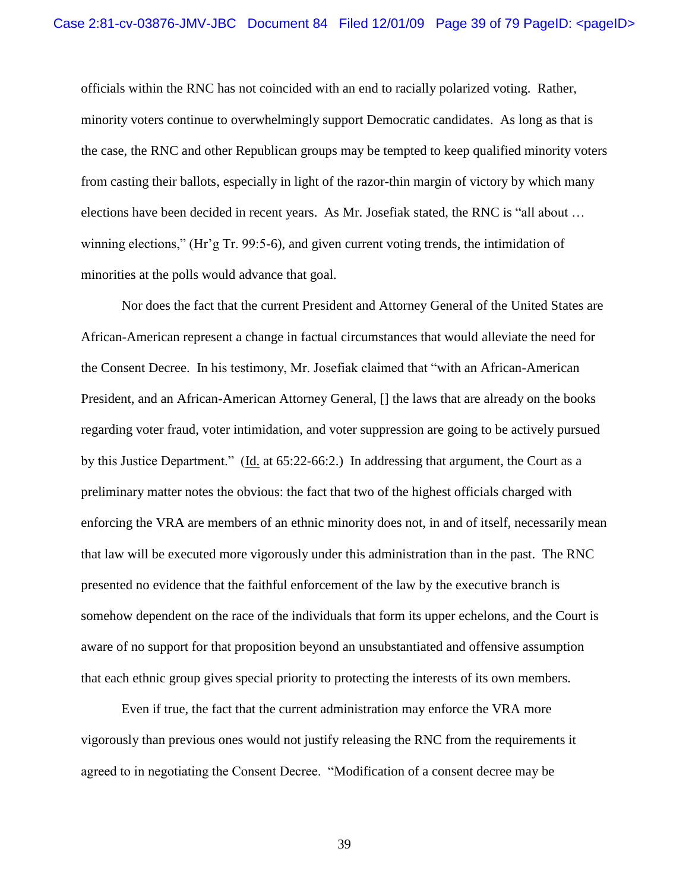officials within the RNC has not coincided with an end to racially polarized voting. Rather, minority voters continue to overwhelmingly support Democratic candidates. As long as that is the case, the RNC and other Republican groups may be tempted to keep qualified minority voters from casting their ballots, especially in light of the razor-thin margin of victory by which many elections have been decided in recent years. As Mr. Josefiak stated, the RNC is "all about … winning elections," (Hr'g Tr. 99:5-6), and given current voting trends, the intimidation of minorities at the polls would advance that goal.

Nor does the fact that the current President and Attorney General of the United States are African-American represent a change in factual circumstances that would alleviate the need for the Consent Decree. In his testimony, Mr. Josefiak claimed that "with an African-American President, and an African-American Attorney General, [] the laws that are already on the books regarding voter fraud, voter intimidation, and voter suppression are going to be actively pursued by this Justice Department." (Id. at 65:22-66:2.) In addressing that argument, the Court as a preliminary matter notes the obvious: the fact that two of the highest officials charged with enforcing the VRA are members of an ethnic minority does not, in and of itself, necessarily mean that law will be executed more vigorously under this administration than in the past. The RNC presented no evidence that the faithful enforcement of the law by the executive branch is somehow dependent on the race of the individuals that form its upper echelons, and the Court is aware of no support for that proposition beyond an unsubstantiated and offensive assumption that each ethnic group gives special priority to protecting the interests of its own members.

Even if true, the fact that the current administration may enforce the VRA more vigorously than previous ones would not justify releasing the RNC from the requirements it agreed to in negotiating the Consent Decree. "Modification of a consent decree may be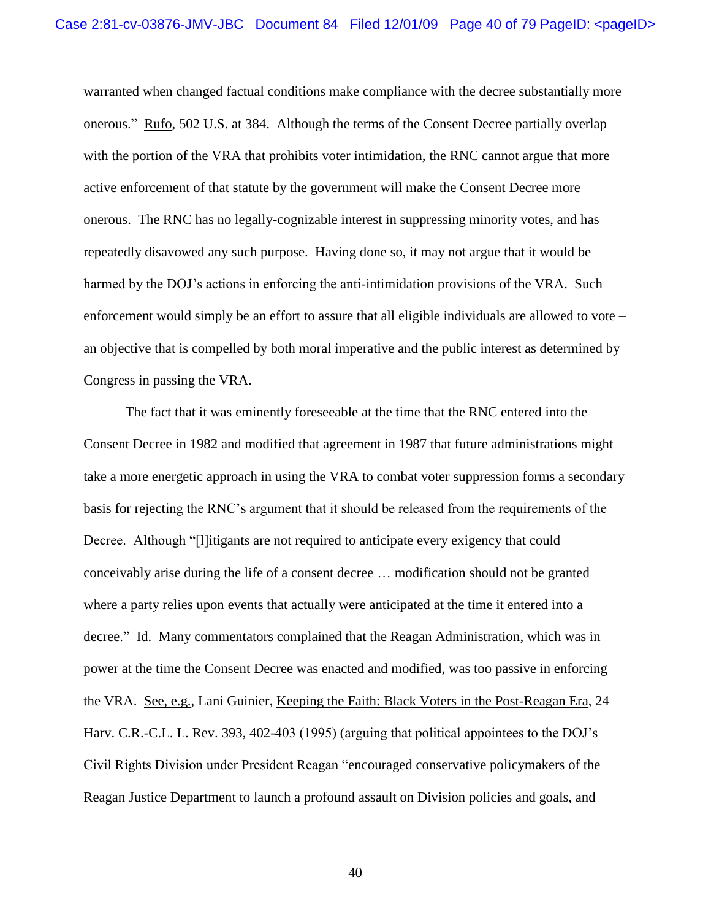warranted when changed factual conditions make compliance with the decree substantially more onerous." Rufo, 502 U.S. at 384. Although the terms of the Consent Decree partially overlap with the portion of the VRA that prohibits voter intimidation, the RNC cannot argue that more active enforcement of that statute by the government will make the Consent Decree more onerous. The RNC has no legally-cognizable interest in suppressing minority votes, and has repeatedly disavowed any such purpose. Having done so, it may not argue that it would be harmed by the DOJ's actions in enforcing the anti-intimidation provisions of the VRA. Such enforcement would simply be an effort to assure that all eligible individuals are allowed to vote – an objective that is compelled by both moral imperative and the public interest as determined by Congress in passing the VRA.

The fact that it was eminently foreseeable at the time that the RNC entered into the Consent Decree in 1982 and modified that agreement in 1987 that future administrations might take a more energetic approach in using the VRA to combat voter suppression forms a secondary basis for rejecting the RNC's argument that it should be released from the requirements of the Decree. Although "[l]itigants are not required to anticipate every exigency that could conceivably arise during the life of a consent decree … modification should not be granted where a party relies upon events that actually were anticipated at the time it entered into a decree." Id. Many commentators complained that the Reagan Administration, which was in power at the time the Consent Decree was enacted and modified, was too passive in enforcing the VRA. See, e.g., Lani Guinier, Keeping the Faith: Black Voters in the Post-Reagan Era, 24 Harv. C.R.-C.L. L. Rev. 393, 402-403 (1995) (arguing that political appointees to the DOJ's Civil Rights Division under President Reagan "encouraged conservative policymakers of the Reagan Justice Department to launch a profound assault on Division policies and goals, and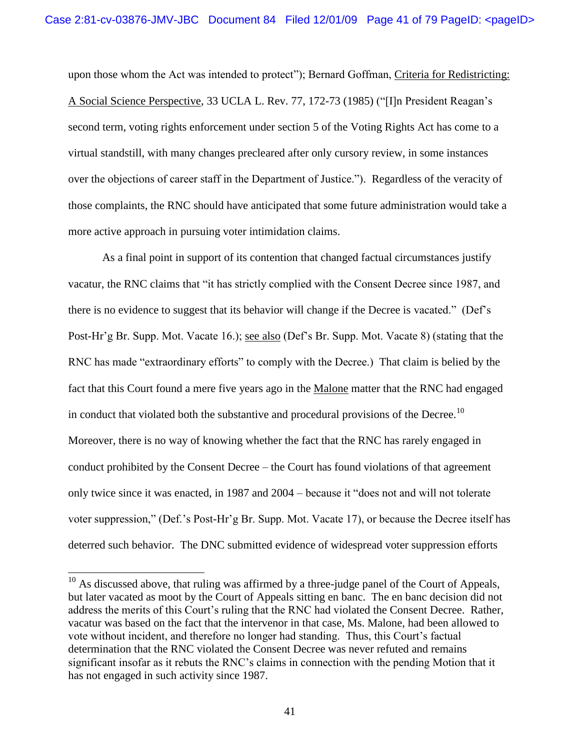upon those whom the Act was intended to protect"); Bernard Goffman, Criteria for Redistricting: A Social Science Perspective, 33 UCLA L. Rev. 77, 172-73 (1985) ("[I]n President Reagan's second term, voting rights enforcement under section 5 of the Voting Rights Act has come to a virtual standstill, with many changes precleared after only cursory review, in some instances over the objections of career staff in the Department of Justice."). Regardless of the veracity of those complaints, the RNC should have anticipated that some future administration would take a more active approach in pursuing voter intimidation claims.

As a final point in support of its contention that changed factual circumstances justify vacatur, the RNC claims that "it has strictly complied with the Consent Decree since 1987, and there is no evidence to suggest that its behavior will change if the Decree is vacated." (Def's Post-Hr'g Br. Supp. Mot. Vacate 16.); see also (Def's Br. Supp. Mot. Vacate 8) (stating that the RNC has made "extraordinary efforts" to comply with the Decree.) That claim is belied by the fact that this Court found a mere five years ago in the Malone matter that the RNC had engaged in conduct that violated both the substantive and procedural provisions of the Decree.[10] Moreover, there is no way of knowing whether the fact that the RNC has rarely engaged in conduct prohibited by the Consent Decree – the Court has found violations of that agreement only twice since it was enacted, in 1987 and 2004 – because it "does not and will not tolerate voter suppression," (Def.'s Post-Hr'g Br. Supp. Mot. Vacate 17), or because the Decree itself has deterred such behavior. The DNC submitted evidence of widespread voter suppression efforts

[10] As discussed above, that ruling was affirmed by a three-judge panel of the Court of Appeals, but later vacated as moot by the Court of Appeals sitting en banc. The en banc decision did not address the merits of this Court's ruling that the RNC had violated the Consent Decree. Rather, vacatur was based on the fact that the intervenor in that case, Ms. Malone, had been allowed to vote without incident, and therefore no longer had standing. Thus, this Court's factual determination that the RNC violated the Consent Decree was never refuted and remains significant insofar as it rebuts the RNC's claims in connection with the pending Motion that it has not engaged in such activity since 1987.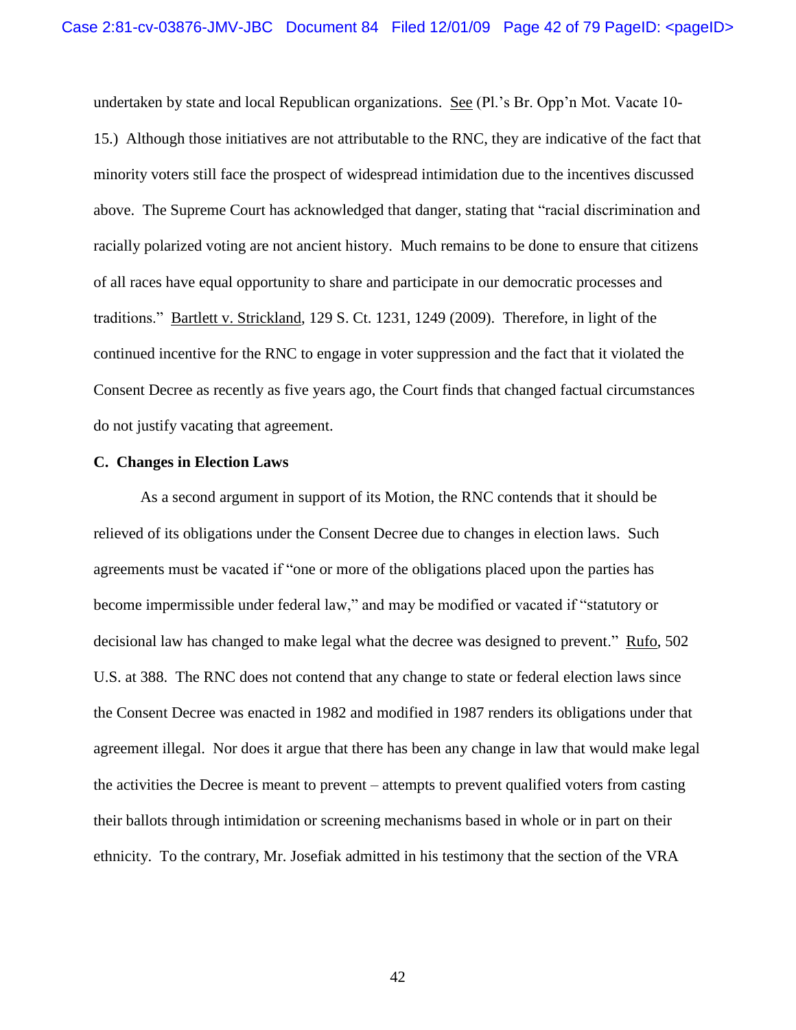undertaken by state and local Republican organizations. See (Pl.'s Br. Opp'n Mot. Vacate 10-15.) Although those initiatives are not attributable to the RNC, they are indicative of the fact that minority voters still face the prospect of widespread intimidation due to the incentives discussed above. The Supreme Court has acknowledged that danger, stating that "racial discrimination and racially polarized voting are not ancient history. Much remains to be done to ensure that citizens of all races have equal opportunity to share and participate in our democratic processes and traditions." Bartlett v. Strickland, 129 S. Ct. 1231, 1249 (2009). Therefore, in light of the continued incentive for the RNC to engage in voter suppression and the fact that it violated the Consent Decree as recently as five years ago, the Court finds that changed factual circumstances do not justify vacating that agreement.

**C. Changes in Election Laws**

As a second argument in support of its Motion, the RNC contends that it should be relieved of its obligations under the Consent Decree due to changes in election laws. Such agreements must be vacated if "one or more of the obligations placed upon the parties has become impermissible under federal law," and may be modified or vacated if "statutory or decisional law has changed to make legal what the decree was designed to prevent." Rufo, 502 U.S. at 388. The RNC does not contend that any change to state or federal election laws since the Consent Decree was enacted in 1982 and modified in 1987 renders its obligations under that agreement illegal. Nor does it argue that there has been any change in law that would make legal the activities the Decree is meant to prevent – attempts to prevent qualified voters from casting their ballots through intimidation or screening mechanisms based in whole or in part on their ethnicity. To the contrary, Mr. Josefiak admitted in his testimony that the section of the VRA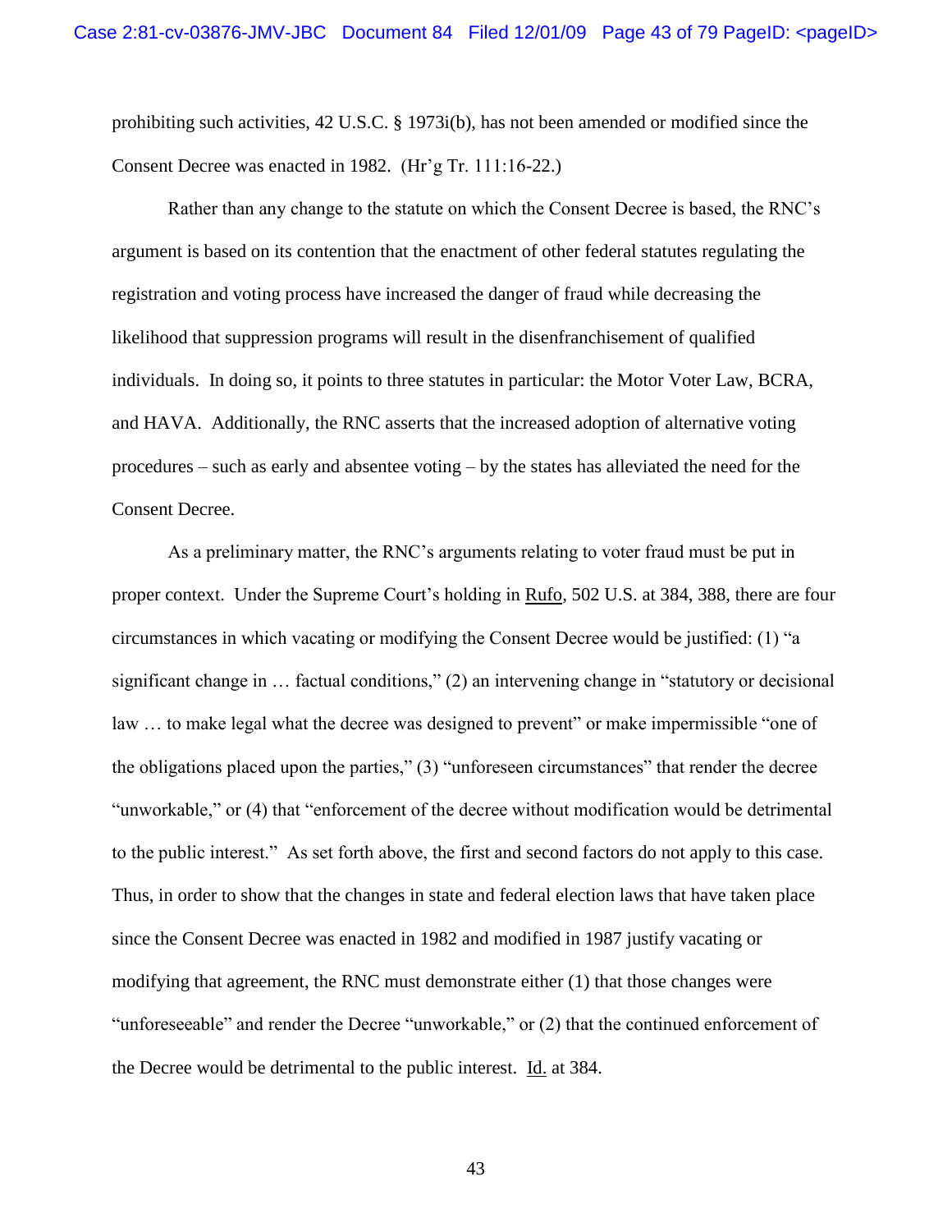prohibiting such activities, 42 U.S.C. § 1973i(b), has not been amended or modified since the Consent Decree was enacted in 1982. (Hr'g Tr. 111:16-22.)

Rather than any change to the statute on which the Consent Decree is based, the RNC's argument is based on its contention that the enactment of other federal statutes regulating the registration and voting process have increased the danger of fraud while decreasing the likelihood that suppression programs will result in the disenfranchisement of qualified individuals. In doing so, it points to three statutes in particular: the Motor Voter Law, BCRA, and HAVA. Additionally, the RNC asserts that the increased adoption of alternative voting procedures – such as early and absentee voting – by the states has alleviated the need for the Consent Decree.

As a preliminary matter, the RNC's arguments relating to voter fraud must be put in proper context. Under the Supreme Court's holding in Rufo, 502 U.S. at 384, 388, there are four circumstances in which vacating or modifying the Consent Decree would be justified: (1) "a significant change in … factual conditions," (2) an intervening change in "statutory or decisional law … to make legal what the decree was designed to prevent" or make impermissible "one of the obligations placed upon the parties," (3) "unforeseen circumstances" that render the decree "unworkable," or (4) that "enforcement of the decree without modification would be detrimental to the public interest." As set forth above, the first and second factors do not apply to this case. Thus, in order to show that the changes in state and federal election laws that have taken place since the Consent Decree was enacted in 1982 and modified in 1987 justify vacating or modifying that agreement, the RNC must demonstrate either (1) that those changes were "unforeseeable" and render the Decree "unworkable," or (2) that the continued enforcement of the Decree would be detrimental to the public interest. Id. at 384.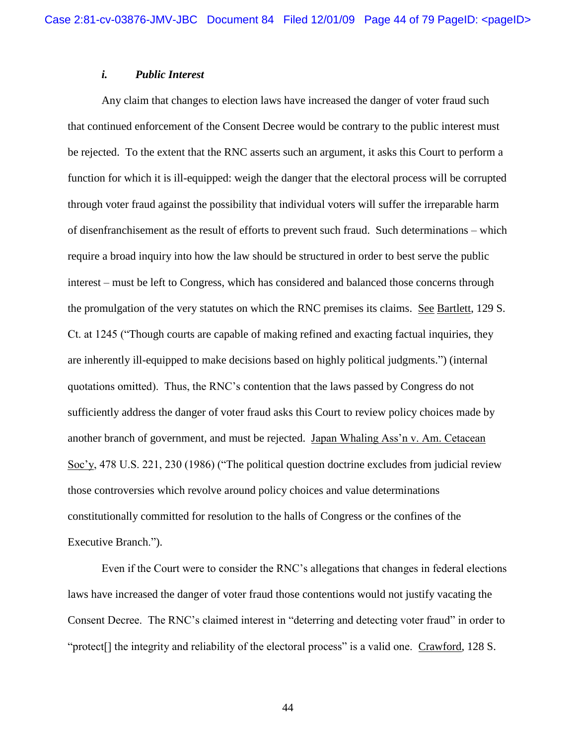#### *i. Public Interest*

Any claim that changes to election laws have increased the danger of voter fraud such that continued enforcement of the Consent Decree would be contrary to the public interest must be rejected. To the extent that the RNC asserts such an argument, it asks this Court to perform a function for which it is ill-equipped: weigh the danger that the electoral process will be corrupted through voter fraud against the possibility that individual voters will suffer the irreparable harm of disenfranchisement as the result of efforts to prevent such fraud. Such determinations – which require a broad inquiry into how the law should be structured in order to best serve the public interest – must be left to Congress, which has considered and balanced those concerns through the promulgation of the very statutes on which the RNC premises its claims. See Bartlett, 129 S. Ct. at 1245 ("Though courts are capable of making refined and exacting factual inquiries, they are inherently ill-equipped to make decisions based on highly political judgments.") (internal quotations omitted). Thus, the RNC's contention that the laws passed by Congress do not sufficiently address the danger of voter fraud asks this Court to review policy choices made by another branch of government, and must be rejected. Japan Whaling Ass'n v. Am. Cetacean Soc'y, 478 U.S. 221, 230 (1986) ("The political question doctrine excludes from judicial review those controversies which revolve around policy choices and value determinations constitutionally committed for resolution to the halls of Congress or the confines of the Executive Branch.").

Even if the Court were to consider the RNC's allegations that changes in federal elections laws have increased the danger of voter fraud those contentions would not justify vacating the Consent Decree. The RNC's claimed interest in "deterring and detecting voter fraud" in order to "protect[] the integrity and reliability of the electoral process" is a valid one. Crawford, 128 S.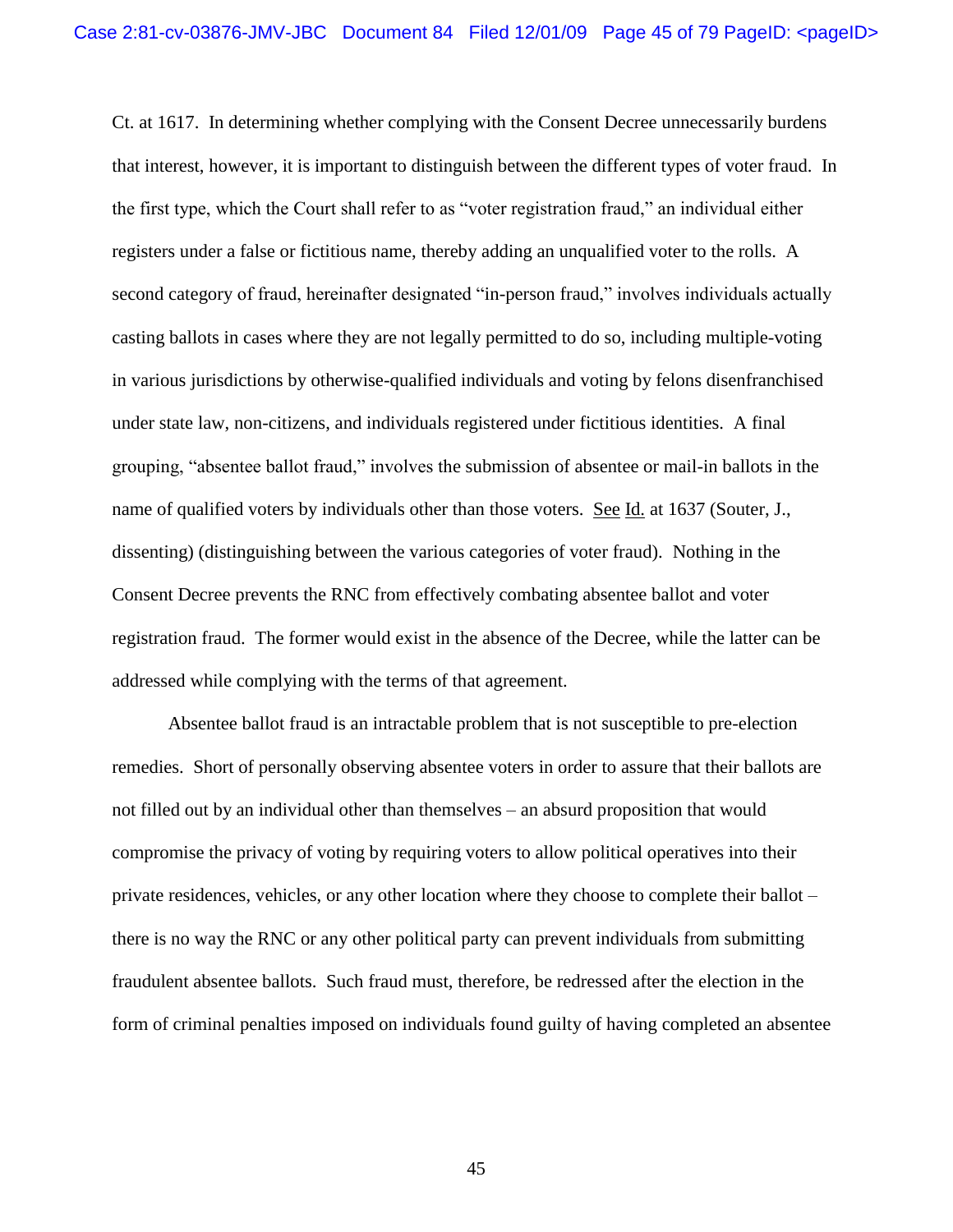Ct. at 1617. In determining whether complying with the Consent Decree unnecessarily burdens that interest, however, it is important to distinguish between the different types of voter fraud. In the first type, which the Court shall refer to as "voter registration fraud," an individual either registers under a false or fictitious name, thereby adding an unqualified voter to the rolls. A second category of fraud, hereinafter designated "in-person fraud," involves individuals actually casting ballots in cases where they are not legally permitted to do so, including multiple-voting in various jurisdictions by otherwise-qualified individuals and voting by felons disenfranchised under state law, non-citizens, and individuals registered under fictitious identities. A final grouping, "absentee ballot fraud," involves the submission of absentee or mail-in ballots in the name of qualified voters by individuals other than those voters. See Id. at 1637 (Souter, J., dissenting) (distinguishing between the various categories of voter fraud). Nothing in the Consent Decree prevents the RNC from effectively combating absentee ballot and voter registration fraud. The former would exist in the absence of the Decree, while the latter can be addressed while complying with the terms of that agreement.

Absentee ballot fraud is an intractable problem that is not susceptible to pre-election remedies. Short of personally observing absentee voters in order to assure that their ballots are not filled out by an individual other than themselves – an absurd proposition that would compromise the privacy of voting by requiring voters to allow political operatives into their private residences, vehicles, or any other location where they choose to complete their ballot – there is no way the RNC or any other political party can prevent individuals from submitting fraudulent absentee ballots. Such fraud must, therefore, be redressed after the election in the form of criminal penalties imposed on individuals found guilty of having completed an absentee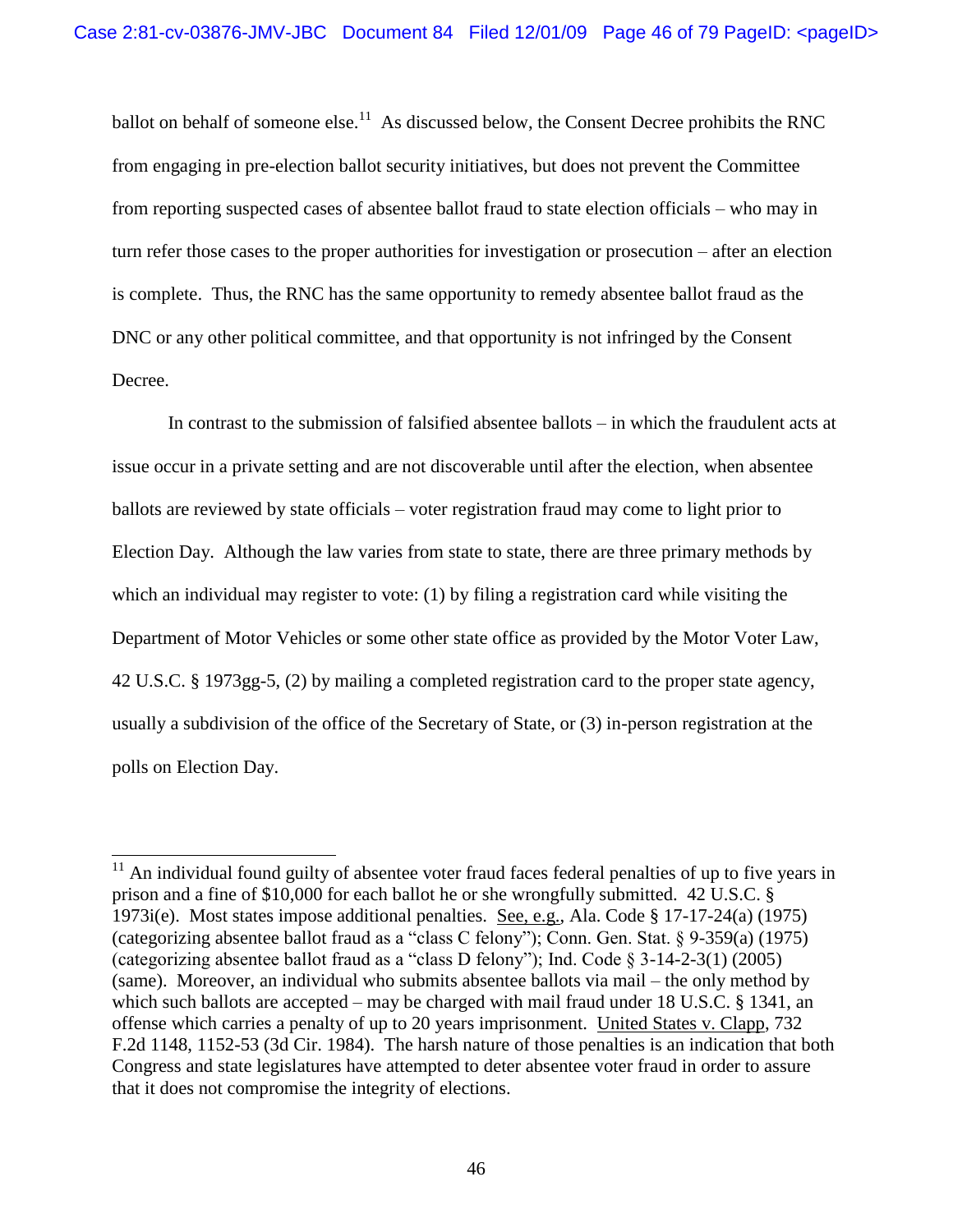ballot on behalf of someone else.[11] As discussed below, the Consent Decree prohibits the RNC from engaging in pre-election ballot security initiatives, but does not prevent the Committee from reporting suspected cases of absentee ballot fraud to state election officials – who may in turn refer those cases to the proper authorities for investigation or prosecution – after an election is complete. Thus, the RNC has the same opportunity to remedy absentee ballot fraud as the DNC or any other political committee, and that opportunity is not infringed by the Consent Decree.

In contrast to the submission of falsified absentee ballots – in which the fraudulent acts at issue occur in a private setting and are not discoverable until after the election, when absentee ballots are reviewed by state officials – voter registration fraud may come to light prior to Election Day. Although the law varies from state to state, there are three primary methods by which an individual may register to vote: (1) by filing a registration card while visiting the Department of Motor Vehicles or some other state office as provided by the Motor Voter Law, 42 U.S.C. § 1973gg-5, (2) by mailing a completed registration card to the proper state agency, usually a subdivision of the office of the Secretary of State, or (3) in-person registration at the polls on Election Day.

---

[11] An individual found guilty of absentee voter fraud faces federal penalties of up to five years in prison and a fine of $10,000 for each ballot he or she wrongfully submitted. 42 U.S.C. § 1973i(e). Most states impose additional penalties. See, e.g., Ala. Code § 17-17-24(a) (1975) (categorizing absentee ballot fraud as a "class C felony"); Conn. Gen. Stat. § 9-359(a) (1975) (categorizing absentee ballot fraud as a "class D felony"); Ind. Code § 3-14-2-3(1) (2005) (same). Moreover, an individual who submits absentee ballots via mail – the only method by which such ballots are accepted – may be charged with mail fraud under 18 U.S.C. § 1341, an offense which carries a penalty of up to 20 years imprisonment. United States v. Clapp, 732 F.2d 1148, 1152-53 (3d Cir. 1984). The harsh nature of those penalties is an indication that both Congress and state legislatures have attempted to deter absentee voter fraud in order to assure that it does not compromise the integrity of elections.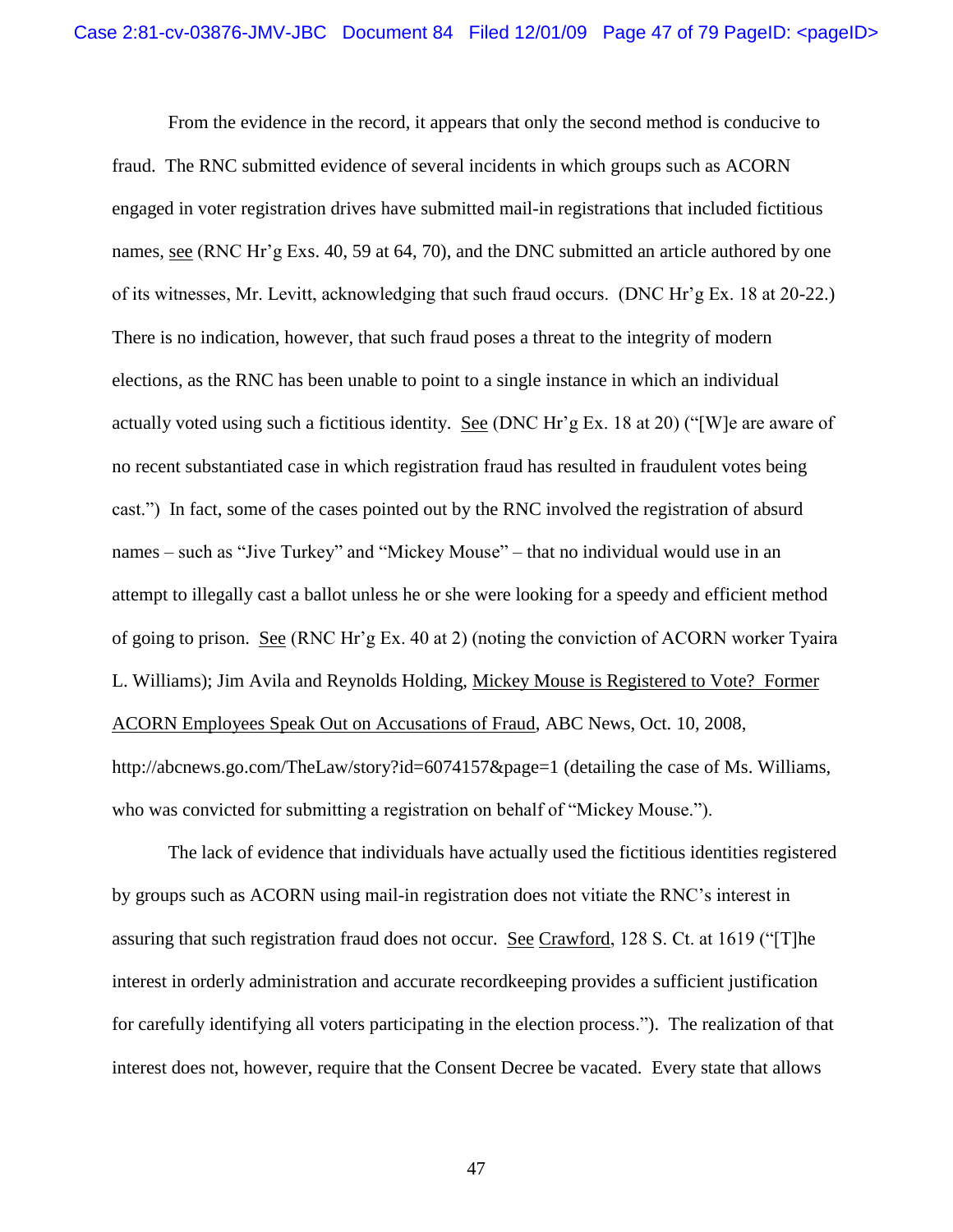From the evidence in the record, it appears that only the second method is conducive to fraud. The RNC submitted evidence of several incidents in which groups such as ACORN engaged in voter registration drives have submitted mail-in registrations that included fictitious names, see (RNC Hr'g Exs. 40, 59 at 64, 70), and the DNC submitted an article authored by one of its witnesses, Mr. Levitt, acknowledging that such fraud occurs. (DNC Hr'g Ex. 18 at 20-22.) There is no indication, however, that such fraud poses a threat to the integrity of modern elections, as the RNC has been unable to point to a single instance in which an individual actually voted using such a fictitious identity. See (DNC Hr'g Ex. 18 at 20) ("[W]e are aware of no recent substantiated case in which registration fraud has resulted in fraudulent votes being cast.") In fact, some of the cases pointed out by the RNC involved the registration of absurd names – such as "Jive Turkey" and "Mickey Mouse" – that no individual would use in an attempt to illegally cast a ballot unless he or she were looking for a speedy and efficient method of going to prison. See (RNC Hr'g Ex. 40 at 2) (noting the conviction of ACORN worker Tyaira L. Williams); Jim Avila and Reynolds Holding, Mickey Mouse is Registered to Vote? Former ACORN Employees Speak Out on Accusations of Fraud, ABC News, Oct. 10, 2008, http://abcnews.go.com/TheLaw/story?id=6074157&page=1 (detailing the case of Ms. Williams, who was convicted for submitting a registration on behalf of "Mickey Mouse.").

The lack of evidence that individuals have actually used the fictitious identities registered by groups such as ACORN using mail-in registration does not vitiate the RNC's interest in assuring that such registration fraud does not occur. See Crawford, 128 S. Ct. at 1619 ("[T]he interest in orderly administration and accurate recordkeeping provides a sufficient justification for carefully identifying all voters participating in the election process."). The realization of that interest does not, however, require that the Consent Decree be vacated. Every state that allows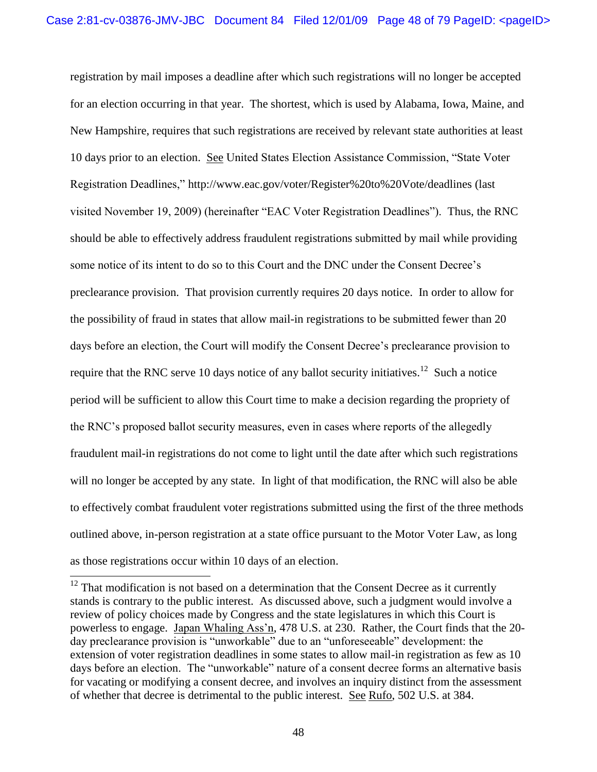registration by mail imposes a deadline after which such registrations will no longer be accepted for an election occurring in that year. The shortest, which is used by Alabama, Iowa, Maine, and New Hampshire, requires that such registrations are received by relevant state authorities at least 10 days prior to an election. See United States Election Assistance Commission, "State Voter Registration Deadlines," http://www.eac.gov/voter/Register%20to%20Vote/deadlines (last visited November 19, 2009) (hereinafter "EAC Voter Registration Deadlines"). Thus, the RNC should be able to effectively address fraudulent registrations submitted by mail while providing some notice of its intent to do so to this Court and the DNC under the Consent Decree's preclearance provision. That provision currently requires 20 days notice. In order to allow for the possibility of fraud in states that allow mail-in registrations to be submitted fewer than 20 days before an election, the Court will modify the Consent Decree's preclearance provision to require that the RNC serve 10 days notice of any ballot security initiatives.[12] Such a notice period will be sufficient to allow this Court time to make a decision regarding the propriety of the RNC's proposed ballot security measures, even in cases where reports of the allegedly fraudulent mail-in registrations do not come to light until the date after which such registrations will no longer be accepted by any state. In light of that modification, the RNC will also be able to effectively combat fraudulent voter registrations submitted using the first of the three methods outlined above, in-person registration at a state office pursuant to the Motor Voter Law, as long as those registrations occur within 10 days of an election.

---

[12] That modification is not based on a determination that the Consent Decree as it currently stands is contrary to the public interest. As discussed above, such a judgment would involve a review of policy choices made by Congress and the state legislatures in which this Court is powerless to engage. Japan Whaling Ass'n, 478 U.S. at 230. Rather, the Court finds that the 20-day preclearance provision is "unworkable" due to an "unforeseeable" development: the extension of voter registration deadlines in some states to allow mail-in registration as few as 10 days before an election. The "unworkable" nature of a consent decree forms an alternative basis for vacating or modifying a consent decree, and involves an inquiry distinct from the assessment of whether that decree is detrimental to the public interest. See Rufo, 502 U.S. at 384.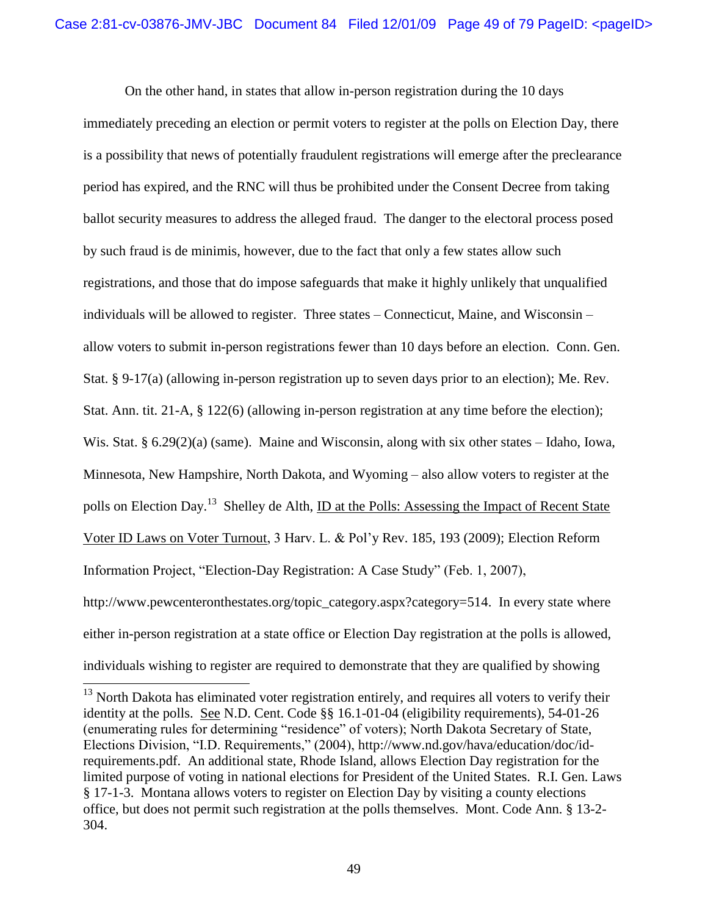On the other hand, in states that allow in-person registration during the 10 days immediately preceding an election or permit voters to register at the polls on Election Day, there is a possibility that news of potentially fraudulent registrations will emerge after the preclearance period has expired, and the RNC will thus be prohibited under the Consent Decree from taking ballot security measures to address the alleged fraud. The danger to the electoral process posed by such fraud is de minimis, however, due to the fact that only a few states allow such registrations, and those that do impose safeguards that make it highly unlikely that unqualified individuals will be allowed to register. Three states – Connecticut, Maine, and Wisconsin – allow voters to submit in-person registrations fewer than 10 days before an election. Conn. Gen. Stat. § 9-17(a) (allowing in-person registration up to seven days prior to an election); Me. Rev. Stat. Ann. tit. 21-A, § 122(6) (allowing in-person registration at any time before the election); Wis. Stat. § 6.29(2)(a) (same). Maine and Wisconsin, along with six other states – Idaho, Iowa, Minnesota, New Hampshire, North Dakota, and Wyoming – also allow voters to register at the polls on Election Day.[13] Shelley de Alth, ID at the Polls: Assessing the Impact of Recent State Voter ID Laws on Voter Turnout, 3 Harv. L. & Pol'y Rev. 185, 193 (2009); Election Reform Information Project, "Election-Day Registration: A Case Study" (Feb. 1, 2007), http://www.pewcenteronthestates.org/topic_category.aspx?category=514. In every state where either in-person registration at a state office or Election Day registration at the polls is allowed, individuals wishing to register are required to demonstrate that they are qualified by showing

[13] North Dakota has eliminated voter registration entirely, and requires all voters to verify their identity at the polls. See N.D. Cent. Code §§ 16.1-01-04 (eligibility requirements), 54-01-26 (enumerating rules for determining "residence" of voters); North Dakota Secretary of State, Elections Division, "I.D. Requirements," (2004), http://www.nd.gov/hava/education/doc/id-requirements.pdf. An additional state, Rhode Island, allows Election Day registration for the limited purpose of voting in national elections for President of the United States. R.I. Gen. Laws § 17-1-3. Montana allows voters to register on Election Day by visiting a county elections office, but does not permit such registration at the polls themselves. Mont. Code Ann. § 13-2-304.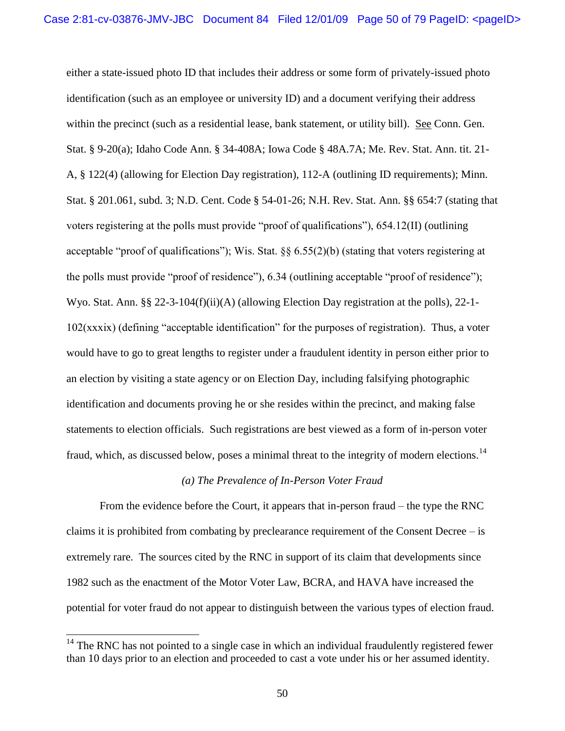either a state-issued photo ID that includes their address or some form of privately-issued photo identification (such as an employee or university ID) and a document verifying their address within the precinct (such as a residential lease, bank statement, or utility bill). See Conn. Gen. Stat. § 9-20(a); Idaho Code Ann. § 34-408A; Iowa Code § 48A.7A; Me. Rev. Stat. Ann. tit. 21-A, § 122(4) (allowing for Election Day registration), 112-A (outlining ID requirements); Minn. Stat. § 201.061, subd. 3; N.D. Cent. Code § 54-01-26; N.H. Rev. Stat. Ann. §§ 654:7 (stating that voters registering at the polls must provide "proof of qualifications"), 654.12(II) (outlining acceptable "proof of qualifications"); Wis. Stat. §§ 6.55(2)(b) (stating that voters registering at the polls must provide "proof of residence"), 6.34 (outlining acceptable "proof of residence"); Wyo. Stat. Ann. §§ 22-3-104(f)(ii)(A) (allowing Election Day registration at the polls), 22-1-102(xxxix) (defining "acceptable identification" for the purposes of registration). Thus, a voter would have to go to great lengths to register under a fraudulent identity in person either prior to an election by visiting a state agency or on Election Day, including falsifying photographic identification and documents proving he or she resides within the precinct, and making false statements to election officials. Such registrations are best viewed as a form of in-person voter fraud, which, as discussed below, poses a minimal threat to the integrity of modern elections.[14]

*(a) The Prevalence of In-Person Voter Fraud*

From the evidence before the Court, it appears that in-person fraud – the type the RNC claims it is prohibited from combating by preclearance requirement of the Consent Decree – is extremely rare. The sources cited by the RNC in support of its claim that developments since 1982 such as the enactment of the Motor Voter Law, BCRA, and HAVA have increased the potential for voter fraud do not appear to distinguish between the various types of election fraud.

[14] The RNC has not pointed to a single case in which an individual fraudulently registered fewer than 10 days prior to an election and proceeded to cast a vote under his or her assumed identity.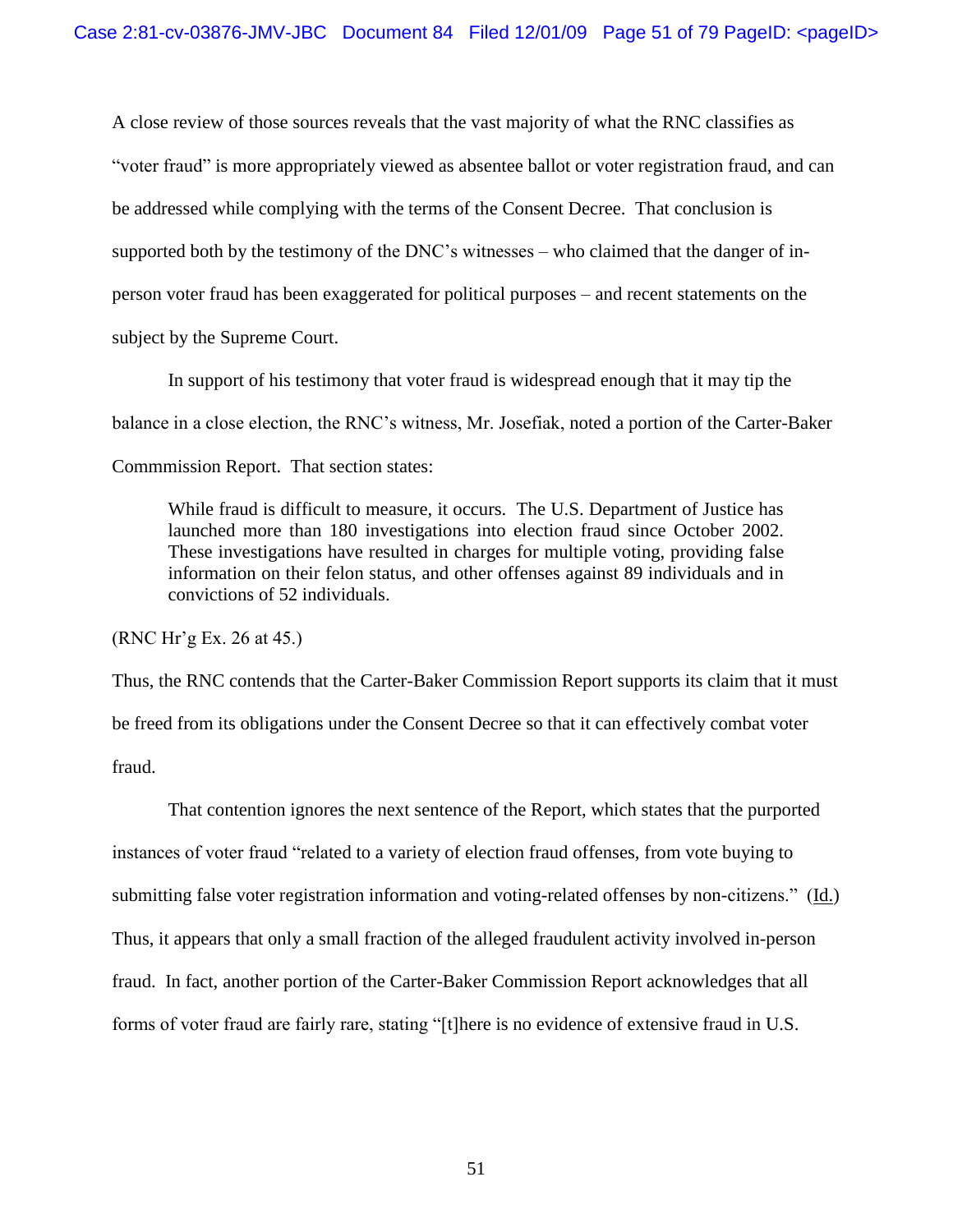A close review of those sources reveals that the vast majority of what the RNC classifies as "voter fraud" is more appropriately viewed as absentee ballot or voter registration fraud, and can be addressed while complying with the terms of the Consent Decree. That conclusion is supported both by the testimony of the DNC's witnesses – who claimed that the danger of in-person voter fraud has been exaggerated for political purposes – and recent statements on the subject by the Supreme Court.

In support of his testimony that voter fraud is widespread enough that it may tip the balance in a close election, the RNC's witness, Mr. Josefiak, noted a portion of the Carter-Baker Commmission Report. That section states:

> While fraud is difficult to measure, it occurs. The U.S. Department of Justice has launched more than 180 investigations into election fraud since October 2002. These investigations have resulted in charges for multiple voting, providing false information on their felon status, and other offenses against 89 individuals and in convictions of 52 individuals.

(RNC Hr'g Ex. 26 at 45.)

Thus, the RNC contends that the Carter-Baker Commission Report supports its claim that it must be freed from its obligations under the Consent Decree so that it can effectively combat voter fraud.

That contention ignores the next sentence of the Report, which states that the purported instances of voter fraud "related to a variety of election fraud offenses, from vote buying to submitting false voter registration information and voting-related offenses by non-citizens." (Id.) Thus, it appears that only a small fraction of the alleged fraudulent activity involved in-person fraud. In fact, another portion of the Carter-Baker Commission Report acknowledges that all forms of voter fraud are fairly rare, stating "[t]here is no evidence of extensive fraud in U.S.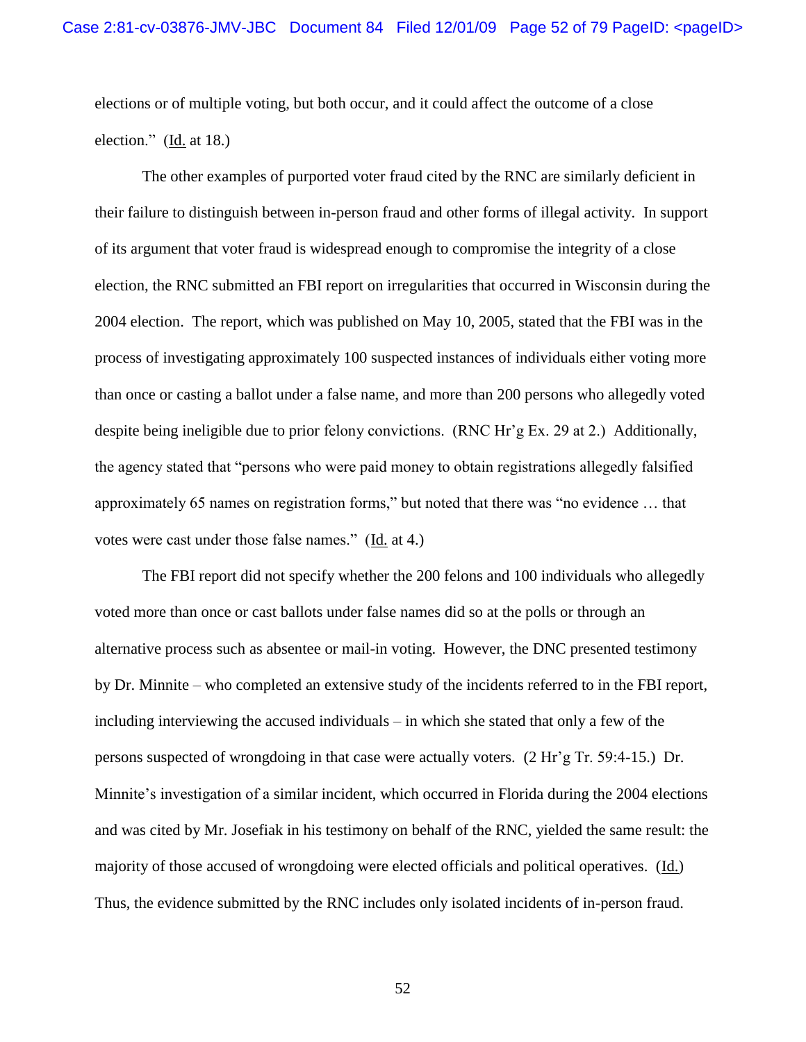elections or of multiple voting, but both occur, and it could affect the outcome of a close election." (Id. at 18.)

The other examples of purported voter fraud cited by the RNC are similarly deficient in their failure to distinguish between in-person fraud and other forms of illegal activity. In support of its argument that voter fraud is widespread enough to compromise the integrity of a close election, the RNC submitted an FBI report on irregularities that occurred in Wisconsin during the 2004 election. The report, which was published on May 10, 2005, stated that the FBI was in the process of investigating approximately 100 suspected instances of individuals either voting more than once or casting a ballot under a false name, and more than 200 persons who allegedly voted despite being ineligible due to prior felony convictions. (RNC Hr'g Ex. 29 at 2.) Additionally, the agency stated that "persons who were paid money to obtain registrations allegedly falsified approximately 65 names on registration forms," but noted that there was "no evidence … that votes were cast under those false names." (Id. at 4.)

The FBI report did not specify whether the 200 felons and 100 individuals who allegedly voted more than once or cast ballots under false names did so at the polls or through an alternative process such as absentee or mail-in voting. However, the DNC presented testimony by Dr. Minnite – who completed an extensive study of the incidents referred to in the FBI report, including interviewing the accused individuals – in which she stated that only a few of the persons suspected of wrongdoing in that case were actually voters. (2 Hr'g Tr. 59:4-15.) Dr. Minnite's investigation of a similar incident, which occurred in Florida during the 2004 elections and was cited by Mr. Josefiak in his testimony on behalf of the RNC, yielded the same result: the majority of those accused of wrongdoing were elected officials and political operatives. (Id.) Thus, the evidence submitted by the RNC includes only isolated incidents of in-person fraud.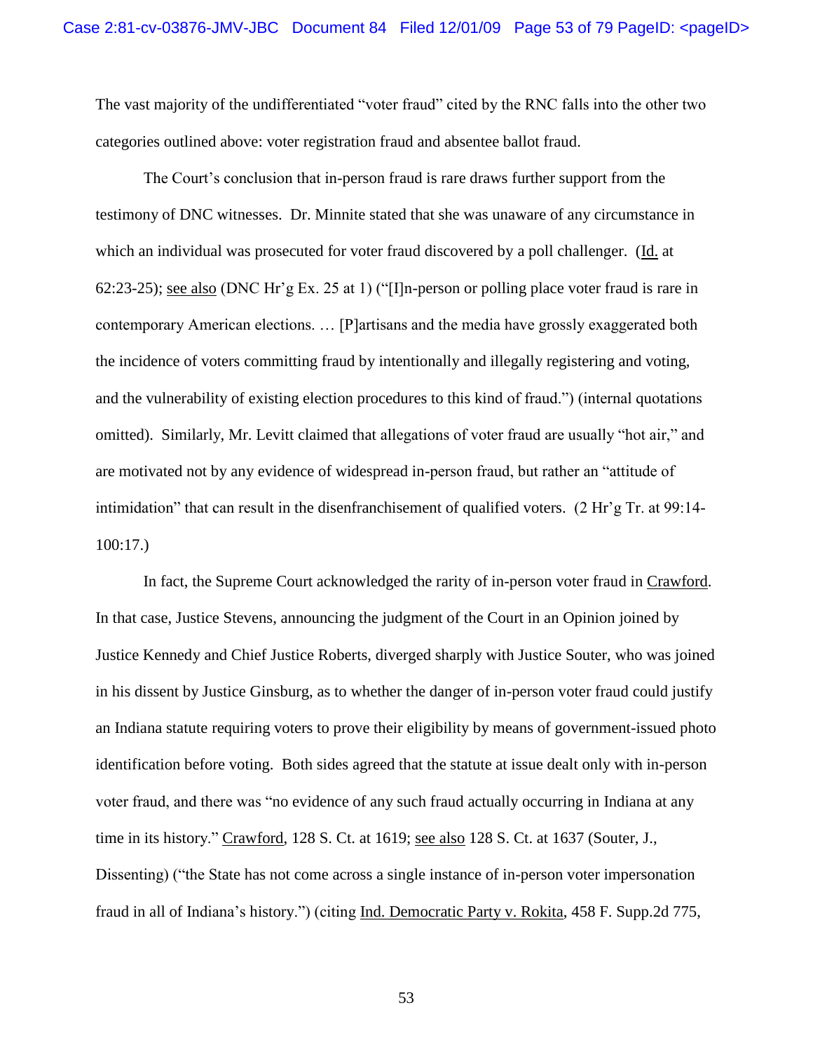The vast majority of the undifferentiated "voter fraud" cited by the RNC falls into the other two categories outlined above: voter registration fraud and absentee ballot fraud.

The Court's conclusion that in-person fraud is rare draws further support from the testimony of DNC witnesses. Dr. Minnite stated that she was unaware of any circumstance in which an individual was prosecuted for voter fraud discovered by a poll challenger. (Id. at 62:23-25); see also (DNC Hr'g Ex. 25 at 1) ("[I]n-person or polling place voter fraud is rare in contemporary American elections. … [P]artisans and the media have grossly exaggerated both the incidence of voters committing fraud by intentionally and illegally registering and voting, and the vulnerability of existing election procedures to this kind of fraud.") (internal quotations omitted). Similarly, Mr. Levitt claimed that allegations of voter fraud are usually "hot air," and are motivated not by any evidence of widespread in-person fraud, but rather an "attitude of intimidation" that can result in the disenfranchisement of qualified voters. (2 Hr'g Tr. at 99:14-100:17.)

In fact, the Supreme Court acknowledged the rarity of in-person voter fraud in Crawford. In that case, Justice Stevens, announcing the judgment of the Court in an Opinion joined by Justice Kennedy and Chief Justice Roberts, diverged sharply with Justice Souter, who was joined in his dissent by Justice Ginsburg, as to whether the danger of in-person voter fraud could justify an Indiana statute requiring voters to prove their eligibility by means of government-issued photo identification before voting. Both sides agreed that the statute at issue dealt only with in-person voter fraud, and there was "no evidence of any such fraud actually occurring in Indiana at any time in its history." Crawford, 128 S. Ct. at 1619; see also 128 S. Ct. at 1637 (Souter, J., Dissenting) ("the State has not come across a single instance of in-person voter impersonation fraud in all of Indiana's history.") (citing Ind. Democratic Party v. Rokita, 458 F. Supp.2d 775,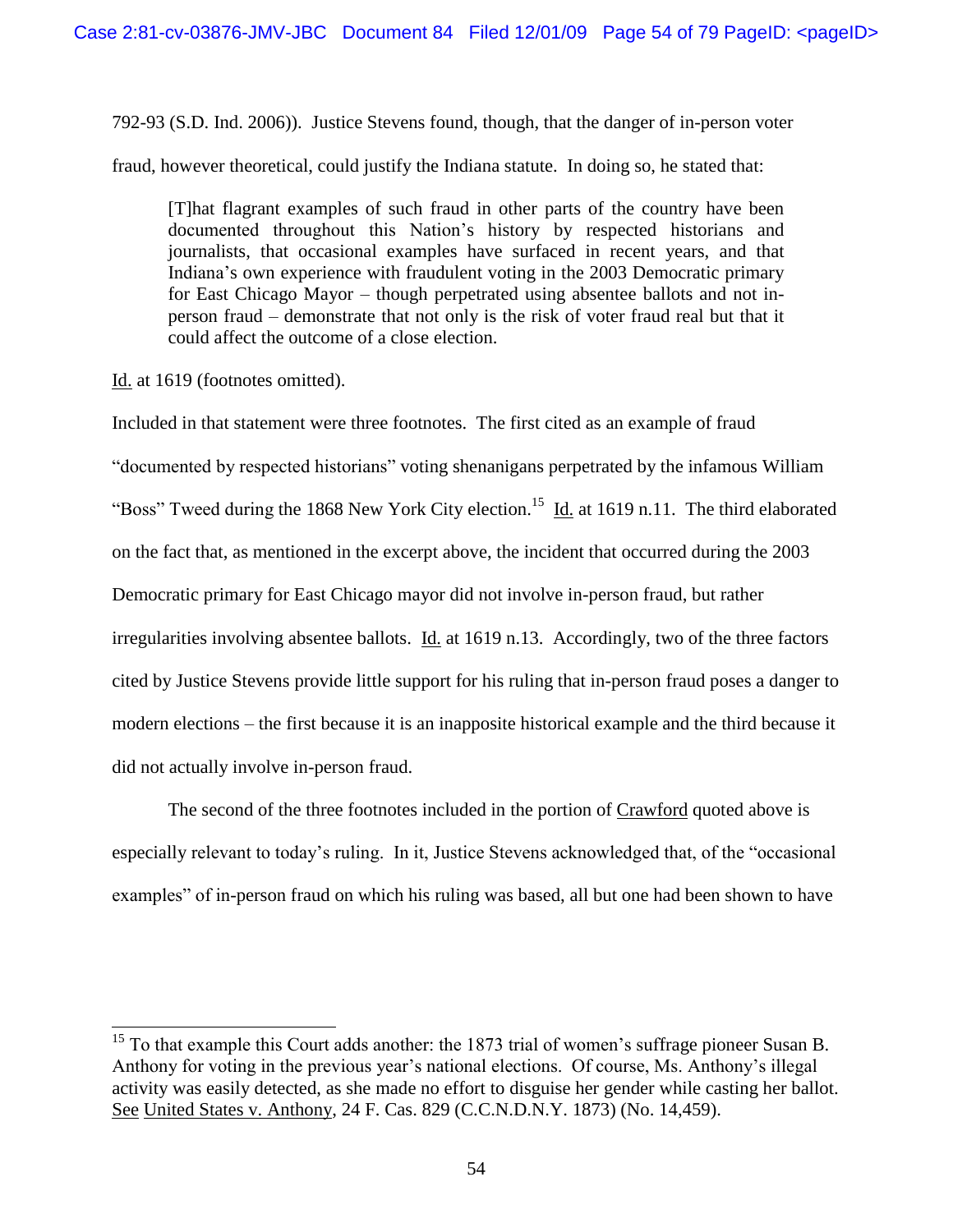792-93 (S.D. Ind. 2006)). Justice Stevens found, though, that the danger of in-person voter fraud, however theoretical, could justify the Indiana statute. In doing so, he stated that:

> [T]hat flagrant examples of such fraud in other parts of the country have been documented throughout this Nation's history by respected historians and journalists, that occasional examples have surfaced in recent years, and that Indiana's own experience with fraudulent voting in the 2003 Democratic primary for East Chicago Mayor – though perpetrated using absentee ballots and not in-person fraud – demonstrate that not only is the risk of voter fraud real but that it could affect the outcome of a close election.

Id. at 1619 (footnotes omitted).

Included in that statement were three footnotes. The first cited as an example of fraud "documented by respected historians" voting shenanigans perpetrated by the infamous William "Boss" Tweed during the 1868 New York City election.[15] Id. at 1619 n.11. The third elaborated on the fact that, as mentioned in the excerpt above, the incident that occurred during the 2003 Democratic primary for East Chicago mayor did not involve in-person fraud, but rather irregularities involving absentee ballots. Id. at 1619 n.13. Accordingly, two of the three factors cited by Justice Stevens provide little support for his ruling that in-person fraud poses a danger to modern elections – the first because it is an inapposite historical example and the third because it did not actually involve in-person fraud.

The second of the three footnotes included in the portion of Crawford quoted above is especially relevant to today's ruling. In it, Justice Stevens acknowledged that, of the "occasional examples" of in-person fraud on which his ruling was based, all but one had been shown to have

---

[15] To that example this Court adds another: the 1873 trial of women's suffrage pioneer Susan B. Anthony for voting in the previous year's national elections. Of course, Ms. Anthony's illegal activity was easily detected, as she made no effort to disguise her gender while casting her ballot. See United States v. Anthony, 24 F. Cas. 829 (C.C.N.D.N.Y. 1873) (No. 14,459).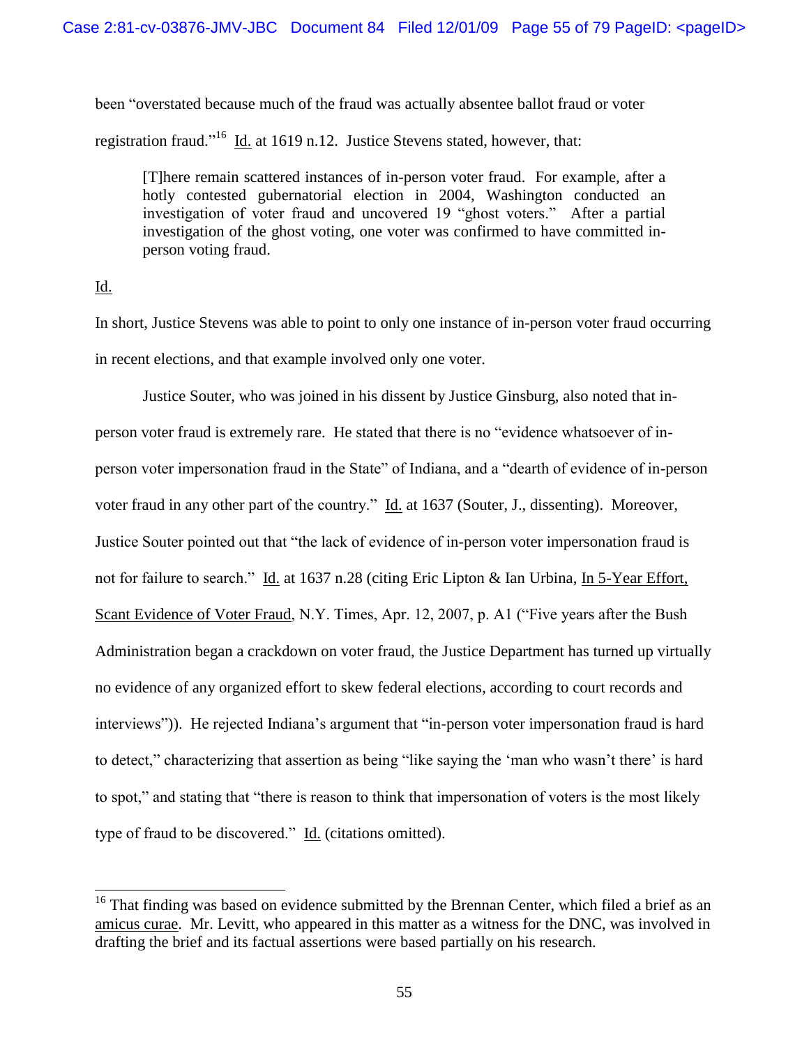been "overstated because much of the fraud was actually absentee ballot fraud or voter registration fraud."[16] Id. at 1619 n.12. Justice Stevens stated, however, that:

> [T]here remain scattered instances of in-person voter fraud. For example, after a hotly contested gubernatorial election in 2004, Washington conducted an investigation of voter fraud and uncovered 19 "ghost voters." After a partial investigation of the ghost voting, one voter was confirmed to have committed in-person voting fraud.

Id.

In short, Justice Stevens was able to point to only one instance of in-person voter fraud occurring in recent elections, and that example involved only one voter.

Justice Souter, who was joined in his dissent by Justice Ginsburg, also noted that in-person voter fraud is extremely rare. He stated that there is no "evidence whatsoever of in-person voter impersonation fraud in the State" of Indiana, and a "dearth of evidence of in-person voter fraud in any other part of the country." Id. at 1637 (Souter, J., dissenting). Moreover, Justice Souter pointed out that "the lack of evidence of in-person voter impersonation fraud is not for failure to search." Id. at 1637 n.28 (citing Eric Lipton & Ian Urbina, In 5-Year Effort, Scant Evidence of Voter Fraud, N.Y. Times, Apr. 12, 2007, p. A1 ("Five years after the Bush Administration began a crackdown on voter fraud, the Justice Department has turned up virtually no evidence of any organized effort to skew federal elections, according to court records and interviews")). He rejected Indiana's argument that "in-person voter impersonation fraud is hard to detect," characterizing that assertion as being "like saying the 'man who wasn't there' is hard to spot," and stating that "there is reason to think that impersonation of voters is the most likely type of fraud to be discovered." Id. (citations omitted).

---

[16] That finding was based on evidence submitted by the Brennan Center, which filed a brief as an amicus curae. Mr. Levitt, who appeared in this matter as a witness for the DNC, was involved in drafting the brief and its factual assertions were based partially on his research.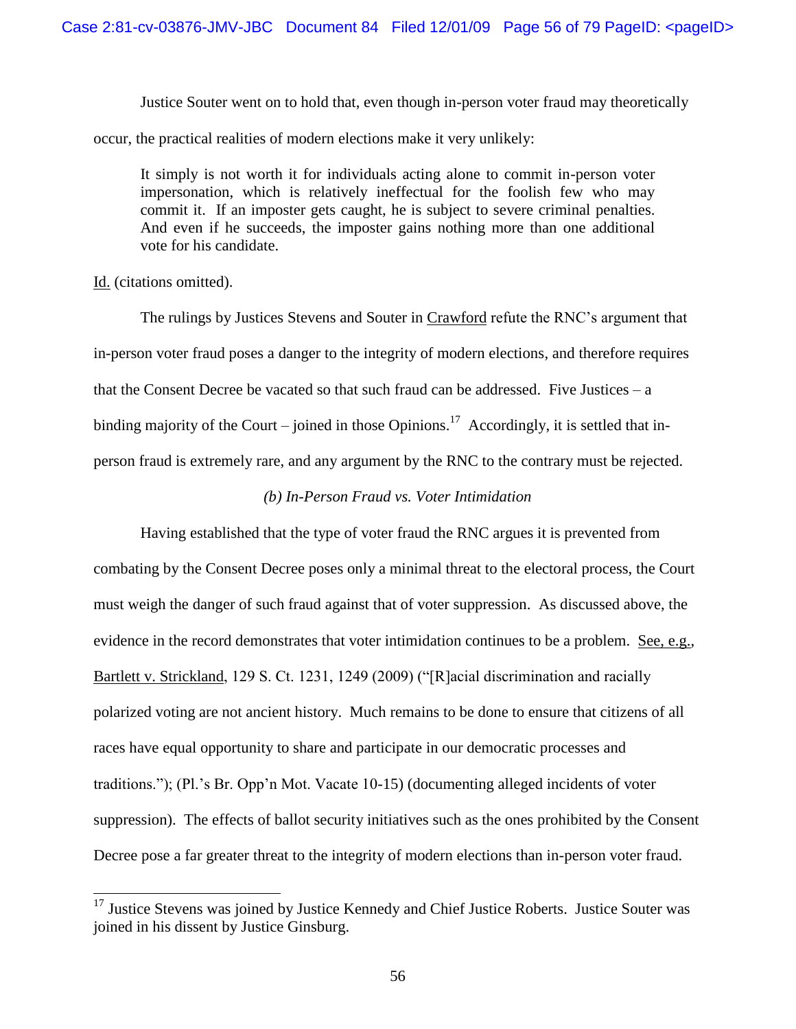Justice Souter went on to hold that, even though in-person voter fraud may theoretically occur, the practical realities of modern elections make it very unlikely:

> It simply is not worth it for individuals acting alone to commit in-person voter impersonation, which is relatively ineffectual for the foolish few who may commit it. If an imposter gets caught, he is subject to severe criminal penalties. And even if he succeeds, the imposter gains nothing more than one additional vote for his candidate.

Id. (citations omitted).

The rulings by Justices Stevens and Souter in Crawford refute the RNC's argument that in-person voter fraud poses a danger to the integrity of modern elections, and therefore requires that the Consent Decree be vacated so that such fraud can be addressed. Five Justices – a binding majority of the Court – joined in those Opinions.[17] Accordingly, it is settled that in-person fraud is extremely rare, and any argument by the RNC to the contrary must be rejected.

*(b) In-Person Fraud vs. Voter Intimidation*

Having established that the type of voter fraud the RNC argues it is prevented from combating by the Consent Decree poses only a minimal threat to the electoral process, the Court must weigh the danger of such fraud against that of voter suppression. As discussed above, the evidence in the record demonstrates that voter intimidation continues to be a problem. See, e.g., Bartlett v. Strickland, 129 S. Ct. 1231, 1249 (2009) ("[R]acial discrimination and racially polarized voting are not ancient history. Much remains to be done to ensure that citizens of all races have equal opportunity to share and participate in our democratic processes and traditions."); (Pl.'s Br. Opp'n Mot. Vacate 10-15) (documenting alleged incidents of voter suppression). The effects of ballot security initiatives such as the ones prohibited by the Consent Decree pose a far greater threat to the integrity of modern elections than in-person voter fraud.

---

[17] Justice Stevens was joined by Justice Kennedy and Chief Justice Roberts. Justice Souter was joined in his dissent by Justice Ginsburg.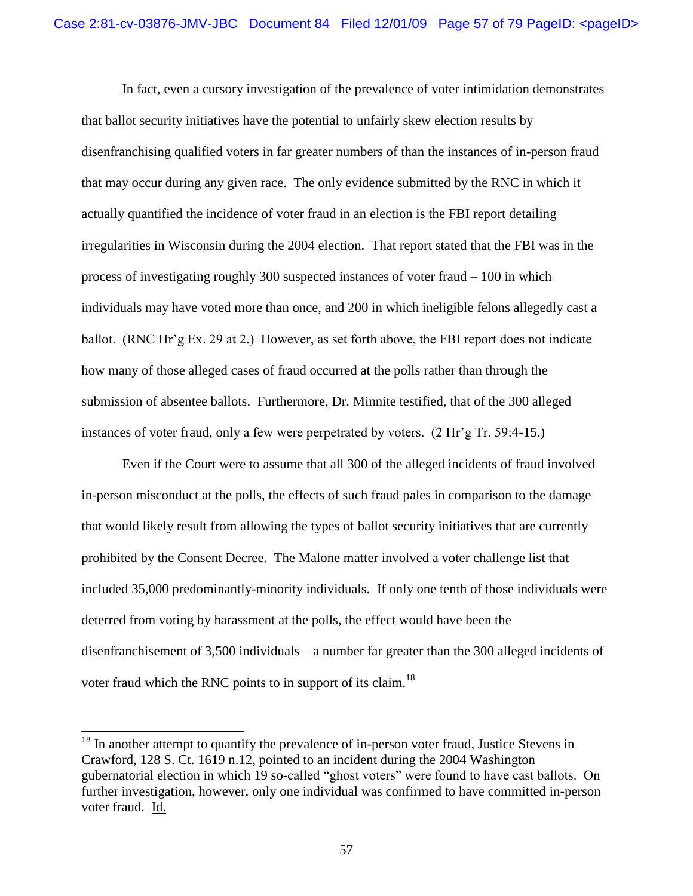In fact, even a cursory investigation of the prevalence of voter intimidation demonstrates that ballot security initiatives have the potential to unfairly skew election results by disenfranchising qualified voters in far greater numbers of than the instances of in-person fraud that may occur during any given race. The only evidence submitted by the RNC in which it actually quantified the incidence of voter fraud in an election is the FBI report detailing irregularities in Wisconsin during the 2004 election. That report stated that the FBI was in the process of investigating roughly 300 suspected instances of voter fraud – 100 in which individuals may have voted more than once, and 200 in which ineligible felons allegedly cast a ballot. (RNC Hr'g Ex. 29 at 2.) However, as set forth above, the FBI report does not indicate how many of those alleged cases of fraud occurred at the polls rather than through the submission of absentee ballots. Furthermore, Dr. Minnite testified, that of the 300 alleged instances of voter fraud, only a few were perpetrated by voters. (2 Hr'g Tr. 59:4-15.)

Even if the Court were to assume that all 300 of the alleged incidents of fraud involved in-person misconduct at the polls, the effects of such fraud pales in comparison to the damage that would likely result from allowing the types of ballot security initiatives that are currently prohibited by the Consent Decree. The <u>Malone</u> matter involved a voter challenge list that included 35,000 predominantly-minority individuals. If only one tenth of those individuals were deterred from voting by harassment at the polls, the effect would have been the disenfranchisement of 3,500 individuals – a number far greater than the 300 alleged incidents of voter fraud which the RNC points to in support of its claim.[18]

---

[18] In another attempt to quantify the prevalence of in-person voter fraud, Justice Stevens in <u>Crawford</u>, 128 S. Ct. 1619 n.12, pointed to an incident during the 2004 Washington gubernatorial election in which 19 so-called "ghost voters" were found to have cast ballots. On further investigation, however, only one individual was confirmed to have committed in-person voter fraud. <u>Id.</u>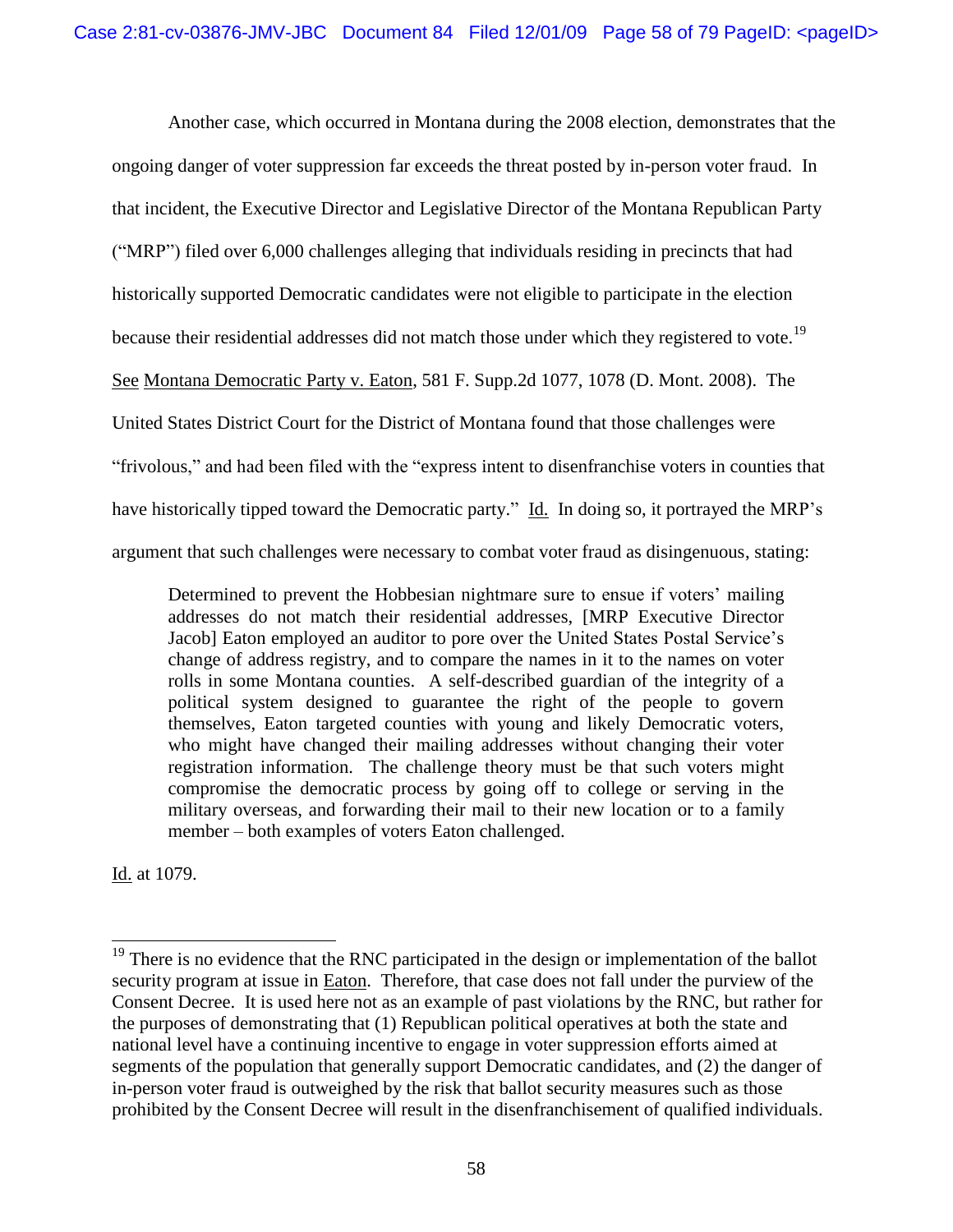Another case, which occurred in Montana during the 2008 election, demonstrates that the ongoing danger of voter suppression far exceeds the threat posted by in-person voter fraud. In that incident, the Executive Director and Legislative Director of the Montana Republican Party ("MRP") filed over 6,000 challenges alleging that individuals residing in precincts that had historically supported Democratic candidates were not eligible to participate in the election because their residential addresses did not match those under which they registered to vote.[19] See Montana Democratic Party v. Eaton, 581 F. Supp.2d 1077, 1078 (D. Mont. 2008). The United States District Court for the District of Montana found that those challenges were "frivolous," and had been filed with the "express intent to disenfranchise voters in counties that have historically tipped toward the Democratic party." Id. In doing so, it portrayed the MRP's argument that such challenges were necessary to combat voter fraud as disingenuous, stating:

> Determined to prevent the Hobbesian nightmare sure to ensue if voters' mailing addresses do not match their residential addresses, [MRP Executive Director Jacob] Eaton employed an auditor to pore over the United States Postal Service's change of address registry, and to compare the names in it to the names on voter rolls in some Montana counties. A self-described guardian of the integrity of a political system designed to guarantee the right of the people to govern themselves, Eaton targeted counties with young and likely Democratic voters, who might have changed their mailing addresses without changing their voter registration information. The challenge theory must be that such voters might compromise the democratic process by going off to college or serving in the military overseas, and forwarding their mail to their new location or to a family member – both examples of voters Eaton challenged.

Id. at 1079.

[19] There is no evidence that the RNC participated in the design or implementation of the ballot security program at issue in Eaton. Therefore, that case does not fall under the purview of the Consent Decree. It is used here not as an example of past violations by the RNC, but rather for the purposes of demonstrating that (1) Republican political operatives at both the state and national level have a continuing incentive to engage in voter suppression efforts aimed at segments of the population that generally support Democratic candidates, and (2) the danger of in-person voter fraud is outweighed by the risk that ballot security measures such as those prohibited by the Consent Decree will result in the disenfranchisement of qualified individuals.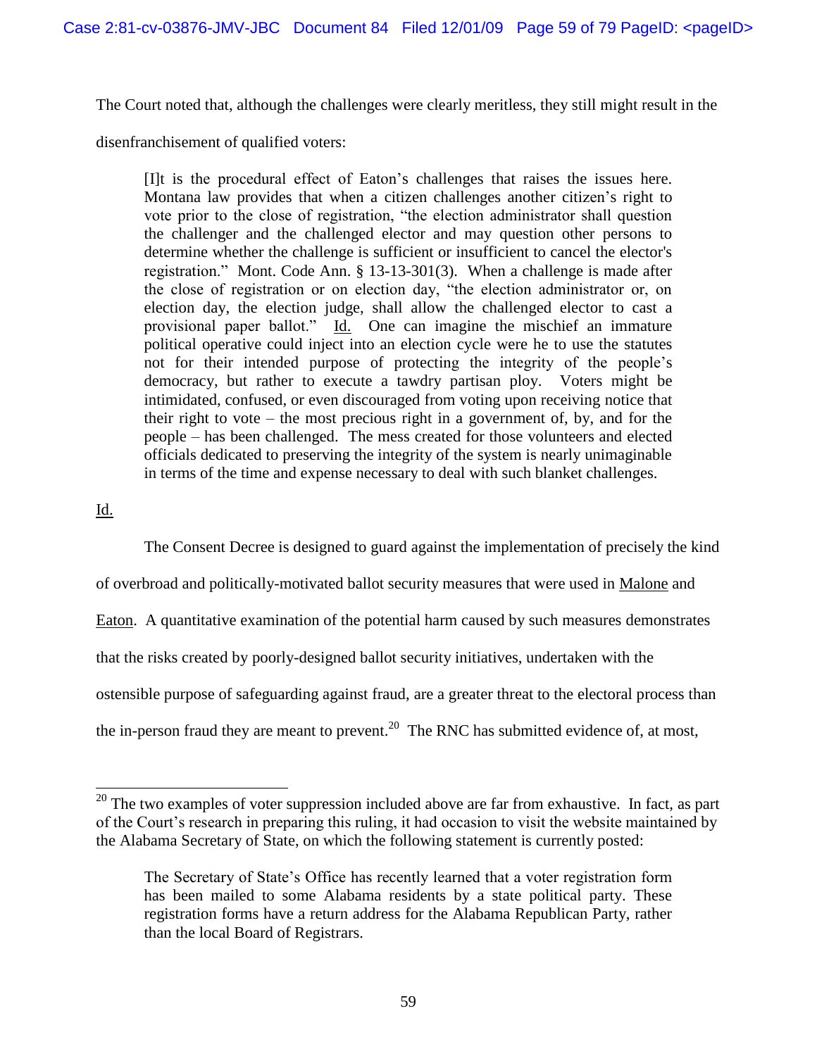The Court noted that, although the challenges were clearly meritless, they still might result in the disenfranchisement of qualified voters:

> [I]t is the procedural effect of Eaton's challenges that raises the issues here. Montana law provides that when a citizen challenges another citizen's right to vote prior to the close of registration, "the election administrator shall question the challenger and the challenged elector and may question other persons to determine whether the challenge is sufficient or insufficient to cancel the elector's registration." Mont. Code Ann. § 13-13-301(3). When a challenge is made after the close of registration or on election day, "the election administrator or, on election day, the election judge, shall allow the challenged elector to cast a provisional paper ballot." Id. One can imagine the mischief an immature political operative could inject into an election cycle were he to use the statutes not for their intended purpose of protecting the integrity of the people's democracy, but rather to execute a tawdry partisan ploy. Voters might be intimidated, confused, or even discouraged from voting upon receiving notice that their right to vote – the most precious right in a government of, by, and for the people – has been challenged. The mess created for those volunteers and elected officials dedicated to preserving the integrity of the system is nearly unimaginable in terms of the time and expense necessary to deal with such blanket challenges.

Id.

The Consent Decree is designed to guard against the implementation of precisely the kind of overbroad and politically-motivated ballot security measures that were used in Malone and Eaton. A quantitative examination of the potential harm caused by such measures demonstrates that the risks created by poorly-designed ballot security initiatives, undertaken with the ostensible purpose of safeguarding against fraud, are a greater threat to the electoral process than the in-person fraud they are meant to prevent.[20] The RNC has submitted evidence of, at most,

---

[20] The two examples of voter suppression included above are far from exhaustive. In fact, as part of the Court's research in preparing this ruling, it had occasion to visit the website maintained by the Alabama Secretary of State, on which the following statement is currently posted:

> The Secretary of State's Office has recently learned that a voter registration form has been mailed to some Alabama residents by a state political party. These registration forms have a return address for the Alabama Republican Party, rather than the local Board of Registrars.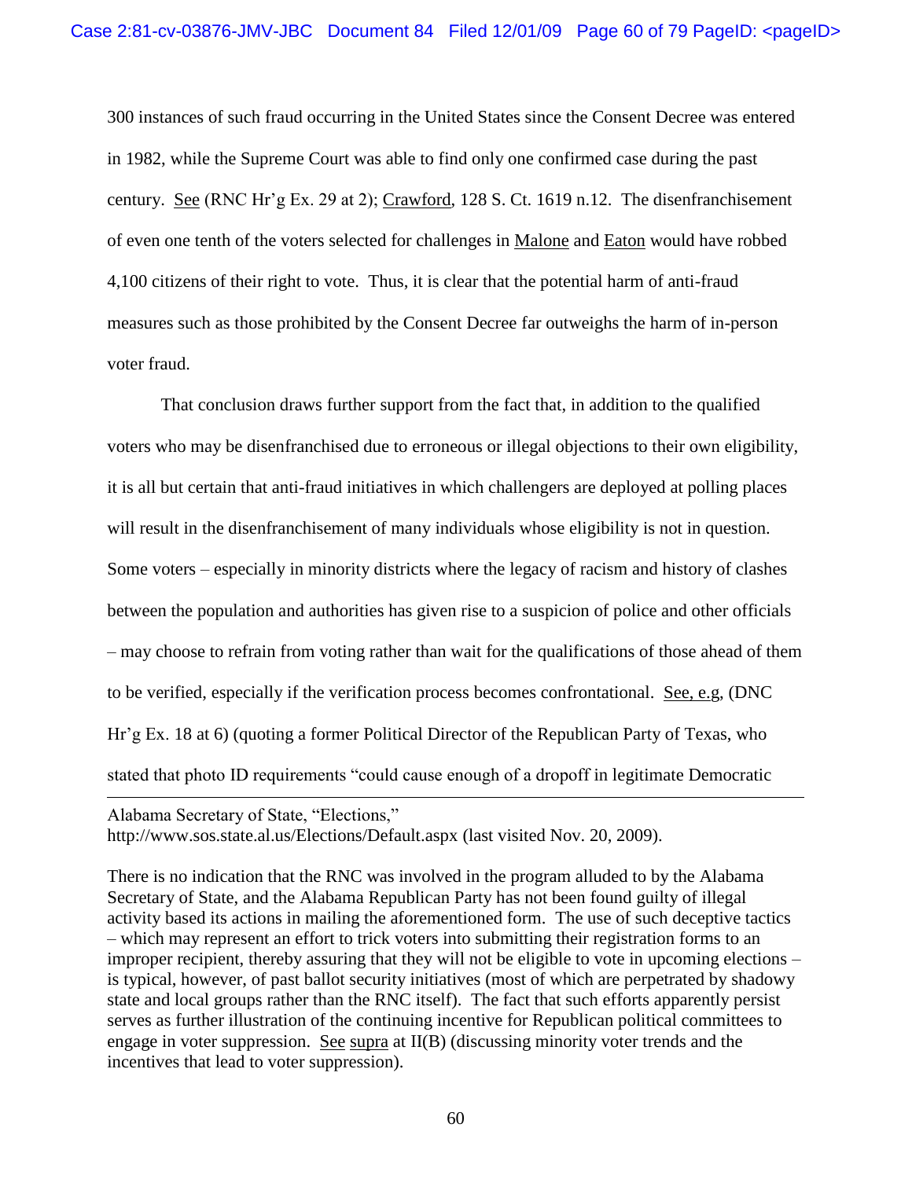300 instances of such fraud occurring in the United States since the Consent Decree was entered in 1982, while the Supreme Court was able to find only one confirmed case during the past century. See (RNC Hr'g Ex. 29 at 2); Crawford, 128 S. Ct. 1619 n.12. The disenfranchisement of even one tenth of the voters selected for challenges in Malone and Eaton would have robbed 4,100 citizens of their right to vote. Thus, it is clear that the potential harm of anti-fraud measures such as those prohibited by the Consent Decree far outweighs the harm of in-person voter fraud.

That conclusion draws further support from the fact that, in addition to the qualified voters who may be disenfranchised due to erroneous or illegal objections to their own eligibility, it is all but certain that anti-fraud initiatives in which challengers are deployed at polling places will result in the disenfranchisement of many individuals whose eligibility is not in question. Some voters – especially in minority districts where the legacy of racism and history of clashes between the population and authorities has given rise to a suspicion of police and other officials – may choose to refrain from voting rather than wait for the qualifications of those ahead of them to be verified, especially if the verification process becomes confrontational. See, e.g, (DNC Hr'g Ex. 18 at 6) (quoting a former Political Director of the Republican Party of Texas, who stated that photo ID requirements "could cause enough of a dropoff in legitimate Democratic

---

Alabama Secretary of State, "Elections," http://www.sos.state.al.us/Elections/Default.aspx (last visited Nov. 20, 2009).

There is no indication that the RNC was involved in the program alluded to by the Alabama Secretary of State, and the Alabama Republican Party has not been found guilty of illegal activity based its actions in mailing the aforementioned form. The use of such deceptive tactics – which may represent an effort to trick voters into submitting their registration forms to an improper recipient, thereby assuring that they will not be eligible to vote in upcoming elections – is typical, however, of past ballot security initiatives (most of which are perpetrated by shadowy state and local groups rather than the RNC itself). The fact that such efforts apparently persist serves as further illustration of the continuing incentive for Republican political committees to engage in voter suppression. See supra at II(B) (discussing minority voter trends and the incentives that lead to voter suppression).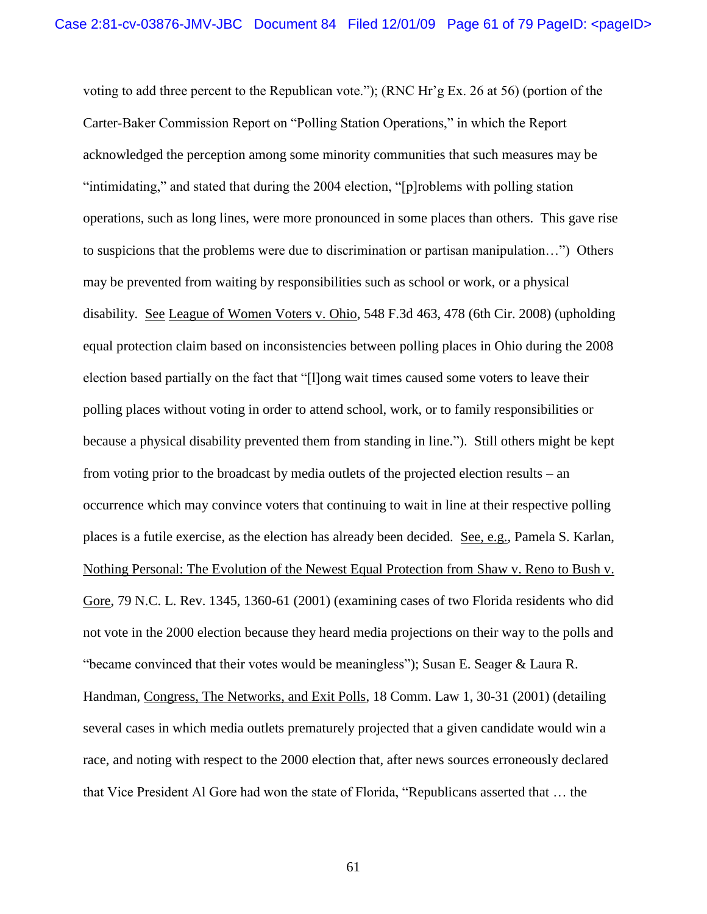voting to add three percent to the Republican vote."); (RNC Hr'g Ex. 26 at 56) (portion of the Carter-Baker Commission Report on "Polling Station Operations," in which the Report acknowledged the perception among some minority communities that such measures may be "intimidating," and stated that during the 2004 election, "[p]roblems with polling station operations, such as long lines, were more pronounced in some places than others. This gave rise to suspicions that the problems were due to discrimination or partisan manipulation…") Others may be prevented from waiting by responsibilities such as school or work, or a physical disability. See League of Women Voters v. Ohio, 548 F.3d 463, 478 (6th Cir. 2008) (upholding equal protection claim based on inconsistencies between polling places in Ohio during the 2008 election based partially on the fact that "[l]ong wait times caused some voters to leave their polling places without voting in order to attend school, work, or to family responsibilities or because a physical disability prevented them from standing in line."). Still others might be kept from voting prior to the broadcast by media outlets of the projected election results – an occurrence which may convince voters that continuing to wait in line at their respective polling places is a futile exercise, as the election has already been decided. See, e.g., Pamela S. Karlan, Nothing Personal: The Evolution of the Newest Equal Protection from Shaw v. Reno to Bush v. Gore, 79 N.C. L. Rev. 1345, 1360-61 (2001) (examining cases of two Florida residents who did not vote in the 2000 election because they heard media projections on their way to the polls and "became convinced that their votes would be meaningless"); Susan E. Seager & Laura R. Handman, Congress, The Networks, and Exit Polls, 18 Comm. Law 1, 30-31 (2001) (detailing several cases in which media outlets prematurely projected that a given candidate would win a race, and noting with respect to the 2000 election that, after news sources erroneously declared that Vice President Al Gore had won the state of Florida, "Republicans asserted that … the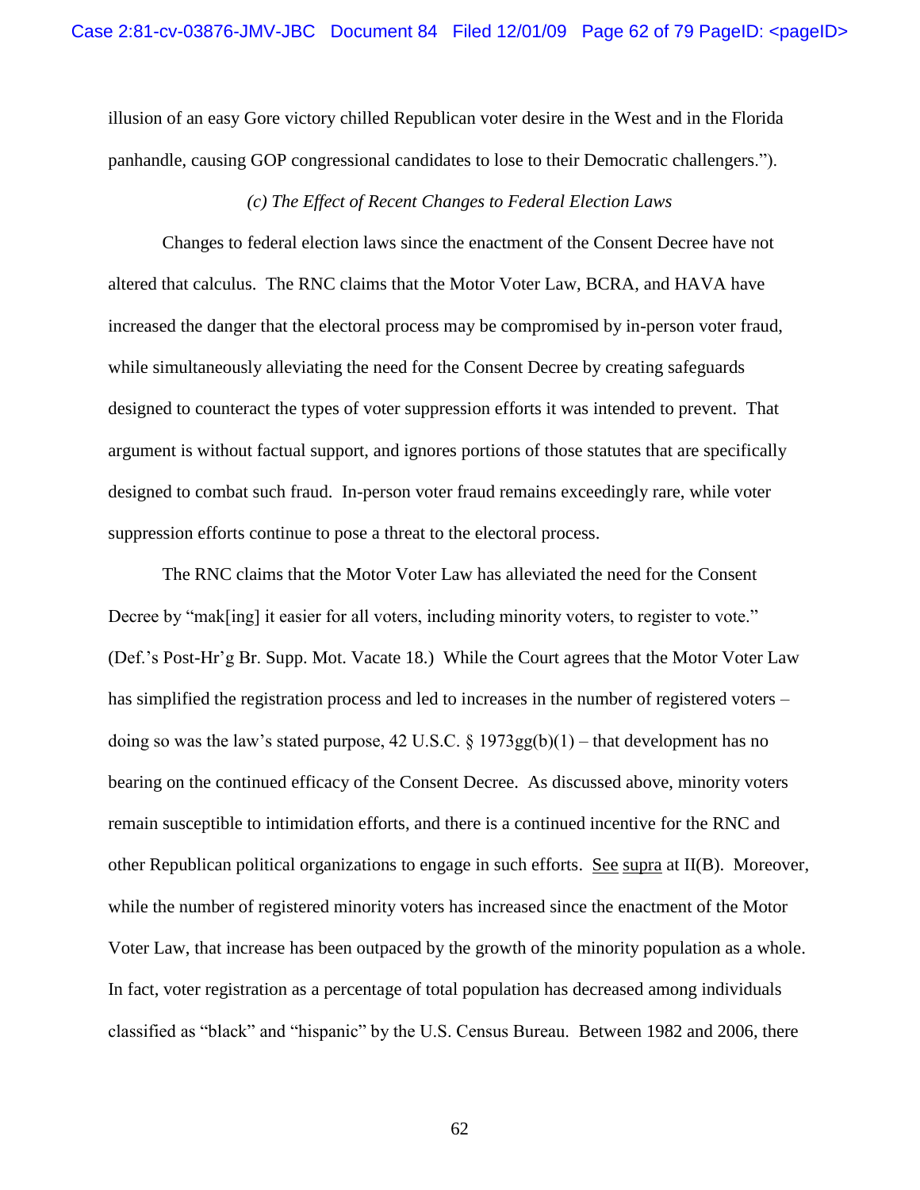illusion of an easy Gore victory chilled Republican voter desire in the West and in the Florida panhandle, causing GOP congressional candidates to lose to their Democratic challengers.").

*(c) The Effect of Recent Changes to Federal Election Laws*

Changes to federal election laws since the enactment of the Consent Decree have not altered that calculus. The RNC claims that the Motor Voter Law, BCRA, and HAVA have increased the danger that the electoral process may be compromised by in-person voter fraud, while simultaneously alleviating the need for the Consent Decree by creating safeguards designed to counteract the types of voter suppression efforts it was intended to prevent. That argument is without factual support, and ignores portions of those statutes that are specifically designed to combat such fraud. In-person voter fraud remains exceedingly rare, while voter suppression efforts continue to pose a threat to the electoral process.

The RNC claims that the Motor Voter Law has alleviated the need for the Consent Decree by "mak[ing] it easier for all voters, including minority voters, to register to vote." (Def.'s Post-Hr'g Br. Supp. Mot. Vacate 18.) While the Court agrees that the Motor Voter Law has simplified the registration process and led to increases in the number of registered voters – doing so was the law's stated purpose, 42 U.S.C. § 1973gg(b)(1) – that development has no bearing on the continued efficacy of the Consent Decree. As discussed above, minority voters remain susceptible to intimidation efforts, and there is a continued incentive for the RNC and other Republican political organizations to engage in such efforts. See supra at II(B). Moreover, while the number of registered minority voters has increased since the enactment of the Motor Voter Law, that increase has been outpaced by the growth of the minority population as a whole. In fact, voter registration as a percentage of total population has decreased among individuals classified as "black" and "hispanic" by the U.S. Census Bureau. Between 1982 and 2006, there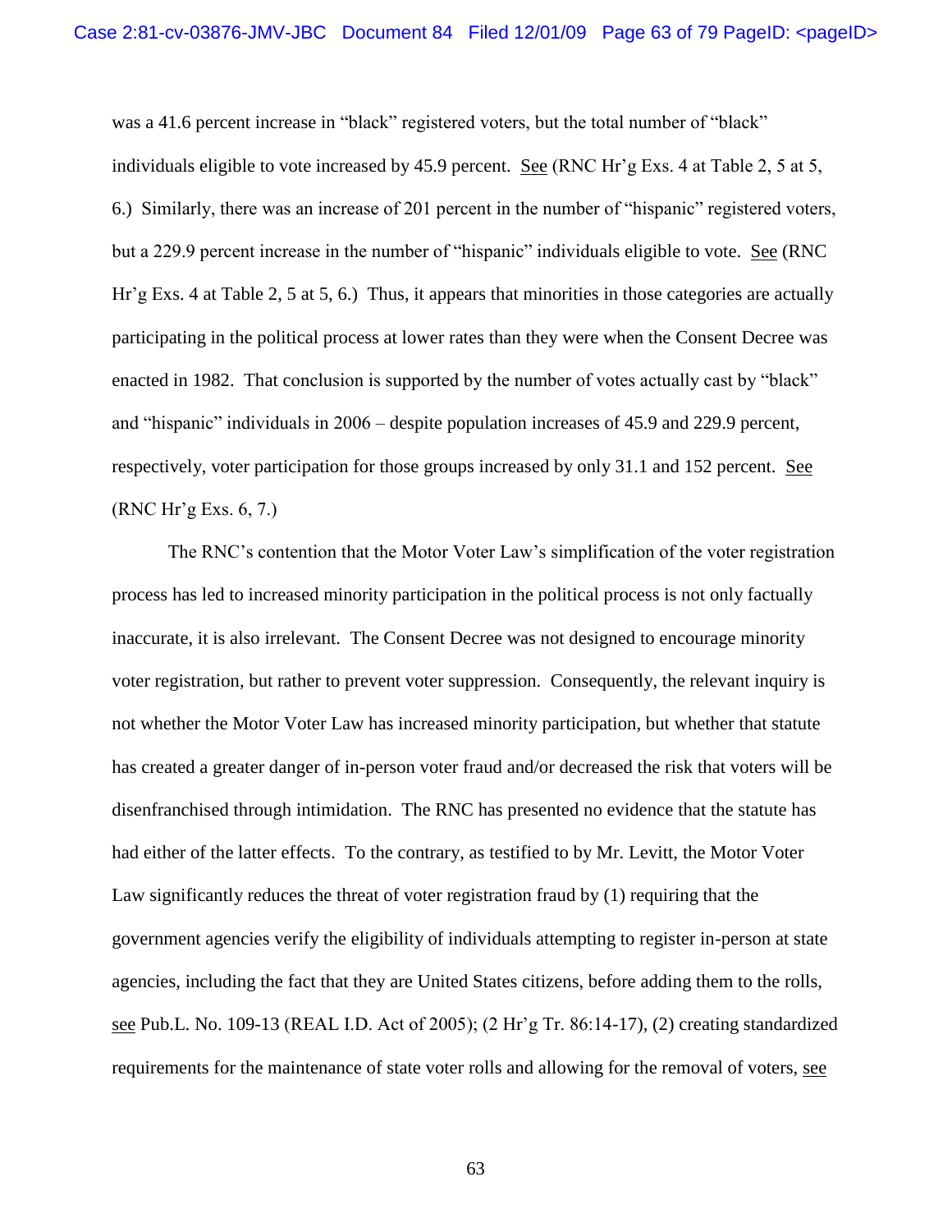was a 41.6 percent increase in "black" registered voters, but the total number of "black" individuals eligible to vote increased by 45.9 percent. See (RNC Hr'g Exs. 4 at Table 2, 5 at 5, 6.) Similarly, there was an increase of 201 percent in the number of "hispanic" registered voters, but a 229.9 percent increase in the number of "hispanic" individuals eligible to vote. See (RNC Hr'g Exs. 4 at Table 2, 5 at 5, 6.) Thus, it appears that minorities in those categories are actually participating in the political process at lower rates than they were when the Consent Decree was enacted in 1982. That conclusion is supported by the number of votes actually cast by "black" and "hispanic" individuals in 2006 – despite population increases of 45.9 and 229.9 percent, respectively, voter participation for those groups increased by only 31.1 and 152 percent. See (RNC Hr'g Exs. 6, 7.)

The RNC's contention that the Motor Voter Law's simplification of the voter registration process has led to increased minority participation in the political process is not only factually inaccurate, it is also irrelevant. The Consent Decree was not designed to encourage minority voter registration, but rather to prevent voter suppression. Consequently, the relevant inquiry is not whether the Motor Voter Law has increased minority participation, but whether that statute has created a greater danger of in-person voter fraud and/or decreased the risk that voters will be disenfranchised through intimidation. The RNC has presented no evidence that the statute has had either of the latter effects. To the contrary, as testified to by Mr. Levitt, the Motor Voter Law significantly reduces the threat of voter registration fraud by (1) requiring that the government agencies verify the eligibility of individuals attempting to register in-person at state agencies, including the fact that they are United States citizens, before adding them to the rolls, see Pub.L. No. 109-13 (REAL I.D. Act of 2005); (2 Hr'g Tr. 86:14-17), (2) creating standardized requirements for the maintenance of state voter rolls and allowing for the removal of voters, see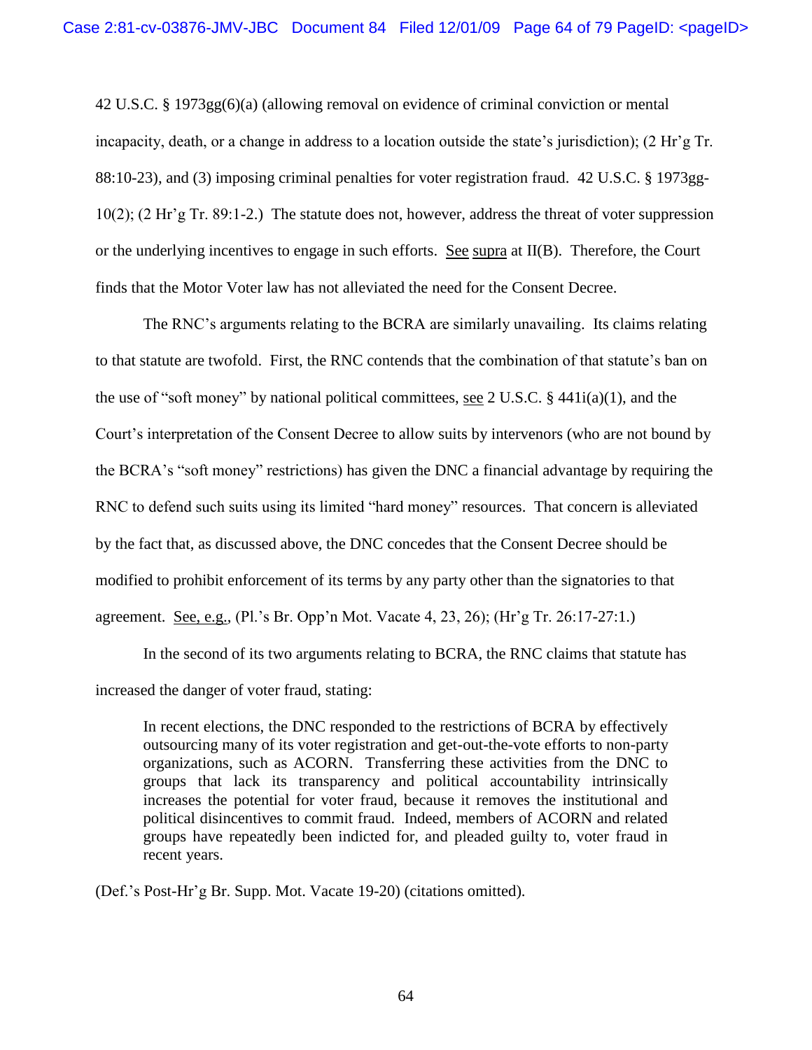42 U.S.C. § 1973gg(6)(a) (allowing removal on evidence of criminal conviction or mental incapacity, death, or a change in address to a location outside the state's jurisdiction); (2 Hr'g Tr. 88:10-23), and (3) imposing criminal penalties for voter registration fraud. 42 U.S.C. § 1973gg-10(2); (2 Hr'g Tr. 89:1-2.) The statute does not, however, address the threat of voter suppression or the underlying incentives to engage in such efforts. See supra at II(B). Therefore, the Court finds that the Motor Voter law has not alleviated the need for the Consent Decree.

The RNC's arguments relating to the BCRA are similarly unavailing. Its claims relating to that statute are twofold. First, the RNC contends that the combination of that statute's ban on the use of "soft money" by national political committees, see 2 U.S.C. § 441i(a)(1), and the Court's interpretation of the Consent Decree to allow suits by intervenors (who are not bound by the BCRA's "soft money" restrictions) has given the DNC a financial advantage by requiring the RNC to defend such suits using its limited "hard money" resources. That concern is alleviated by the fact that, as discussed above, the DNC concedes that the Consent Decree should be modified to prohibit enforcement of its terms by any party other than the signatories to that agreement. See, e.g., (Pl.'s Br. Opp'n Mot. Vacate 4, 23, 26); (Hr'g Tr. 26:17-27:1.)

In the second of its two arguments relating to BCRA, the RNC claims that statute has increased the danger of voter fraud, stating:

> In recent elections, the DNC responded to the restrictions of BCRA by effectively outsourcing many of its voter registration and get-out-the-vote efforts to non-party organizations, such as ACORN. Transferring these activities from the DNC to groups that lack its transparency and political accountability intrinsically increases the potential for voter fraud, because it removes the institutional and political disincentives to commit fraud. Indeed, members of ACORN and related groups have repeatedly been indicted for, and pleaded guilty to, voter fraud in recent years.

(Def.'s Post-Hr'g Br. Supp. Mot. Vacate 19-20) (citations omitted).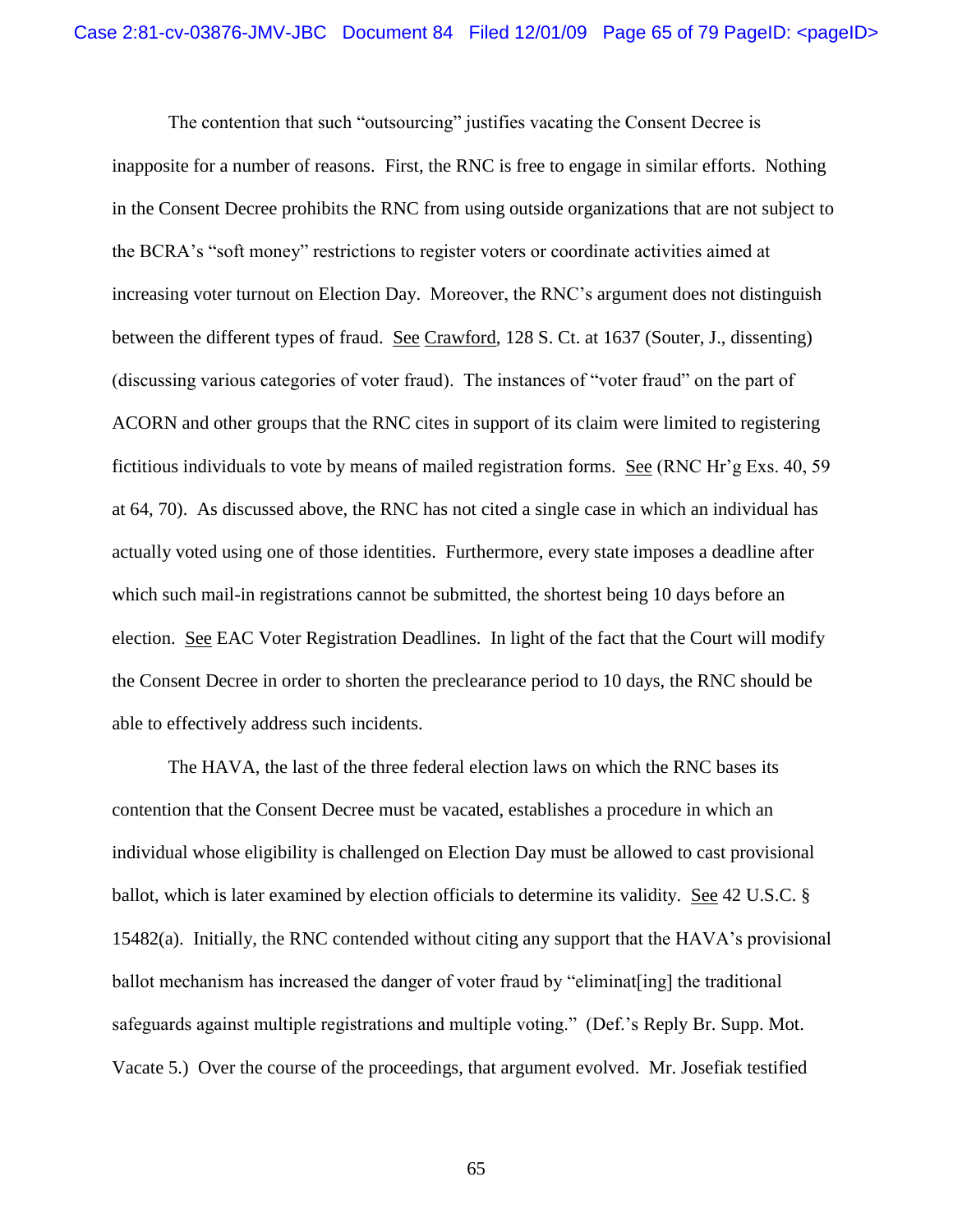The contention that such "outsourcing" justifies vacating the Consent Decree is inapposite for a number of reasons. First, the RNC is free to engage in similar efforts. Nothing in the Consent Decree prohibits the RNC from using outside organizations that are not subject to the BCRA's "soft money" restrictions to register voters or coordinate activities aimed at increasing voter turnout on Election Day. Moreover, the RNC's argument does not distinguish between the different types of fraud. See Crawford, 128 S. Ct. at 1637 (Souter, J., dissenting) (discussing various categories of voter fraud). The instances of "voter fraud" on the part of ACORN and other groups that the RNC cites in support of its claim were limited to registering fictitious individuals to vote by means of mailed registration forms. See (RNC Hr'g Exs. 40, 59 at 64, 70). As discussed above, the RNC has not cited a single case in which an individual has actually voted using one of those identities. Furthermore, every state imposes a deadline after which such mail-in registrations cannot be submitted, the shortest being 10 days before an election. See EAC Voter Registration Deadlines. In light of the fact that the Court will modify the Consent Decree in order to shorten the preclearance period to 10 days, the RNC should be able to effectively address such incidents.

The HAVA, the last of the three federal election laws on which the RNC bases its contention that the Consent Decree must be vacated, establishes a procedure in which an individual whose eligibility is challenged on Election Day must be allowed to cast provisional ballot, which is later examined by election officials to determine its validity. See 42 U.S.C. § 15482(a). Initially, the RNC contended without citing any support that the HAVA's provisional ballot mechanism has increased the danger of voter fraud by "eliminat[ing] the traditional safeguards against multiple registrations and multiple voting." (Def.'s Reply Br. Supp. Mot. Vacate 5.) Over the course of the proceedings, that argument evolved. Mr. Josefiak testified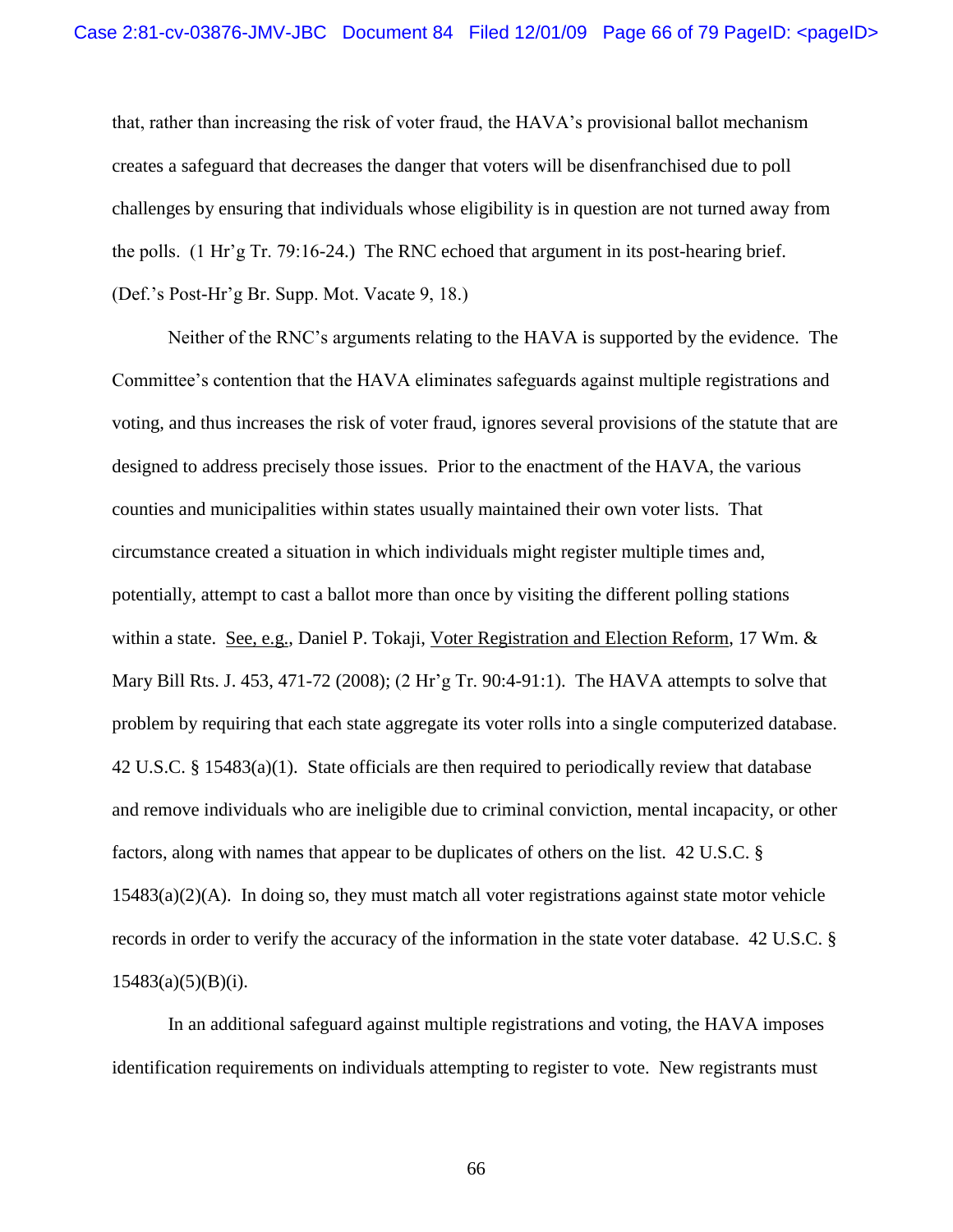that, rather than increasing the risk of voter fraud, the HAVA's provisional ballot mechanism creates a safeguard that decreases the danger that voters will be disenfranchised due to poll challenges by ensuring that individuals whose eligibility is in question are not turned away from the polls. (1 Hr'g Tr. 79:16-24.) The RNC echoed that argument in its post-hearing brief. (Def.'s Post-Hr'g Br. Supp. Mot. Vacate 9, 18.)

Neither of the RNC's arguments relating to the HAVA is supported by the evidence. The Committee's contention that the HAVA eliminates safeguards against multiple registrations and voting, and thus increases the risk of voter fraud, ignores several provisions of the statute that are designed to address precisely those issues. Prior to the enactment of the HAVA, the various counties and municipalities within states usually maintained their own voter lists. That circumstance created a situation in which individuals might register multiple times and, potentially, attempt to cast a ballot more than once by visiting the different polling stations within a state. See, e.g., Daniel P. Tokaji, Voter Registration and Election Reform, 17 Wm. & Mary Bill Rts. J. 453, 471-72 (2008); (2 Hr'g Tr. 90:4-91:1). The HAVA attempts to solve that problem by requiring that each state aggregate its voter rolls into a single computerized database. 42 U.S.C. § 15483(a)(1). State officials are then required to periodically review that database and remove individuals who are ineligible due to criminal conviction, mental incapacity, or other factors, along with names that appear to be duplicates of others on the list. 42 U.S.C. § 15483(a)(2)(A). In doing so, they must match all voter registrations against state motor vehicle records in order to verify the accuracy of the information in the state voter database. 42 U.S.C. § 15483(a)(5)(B)(i).

In an additional safeguard against multiple registrations and voting, the HAVA imposes identification requirements on individuals attempting to register to vote. New registrants must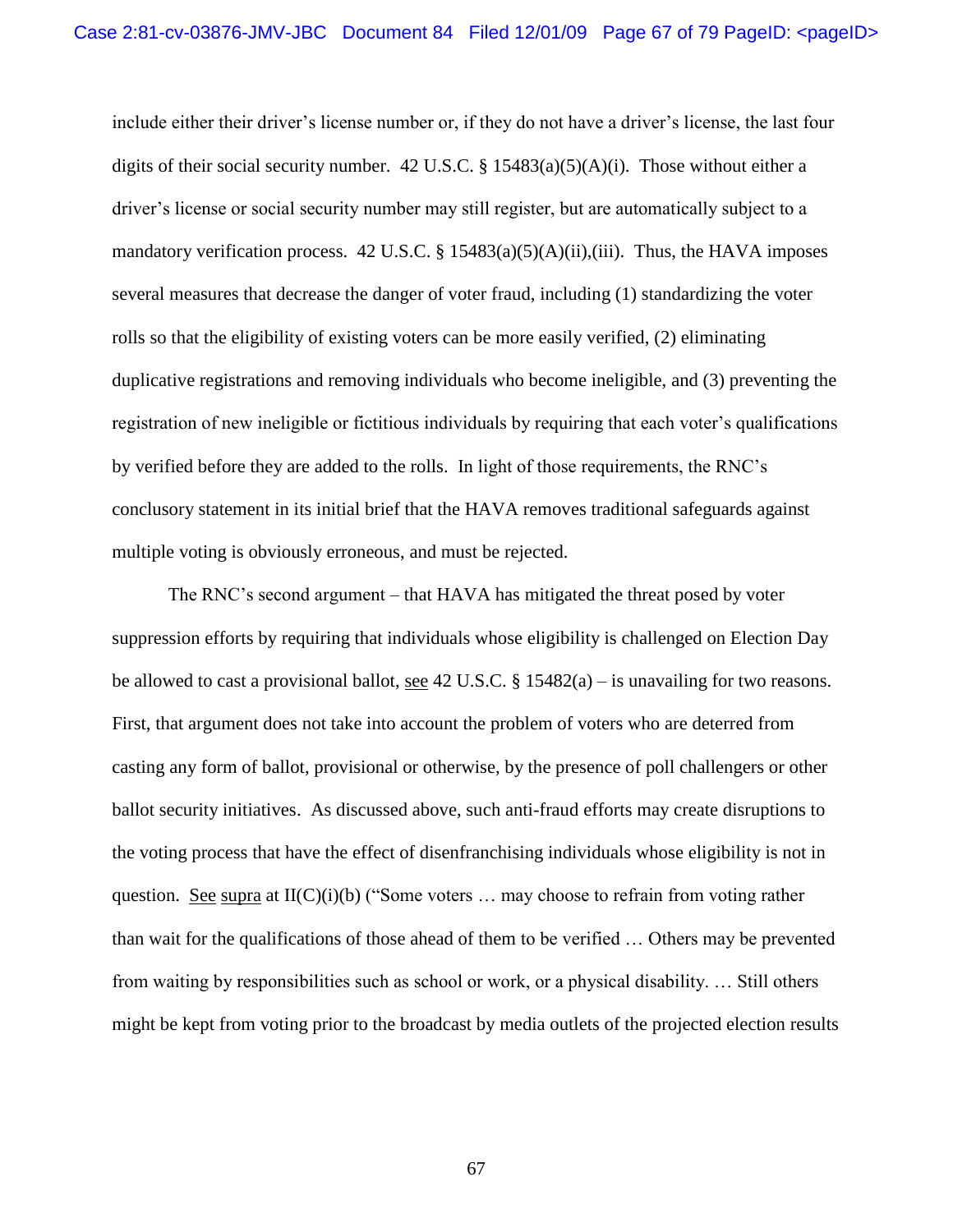include either their driver's license number or, if they do not have a driver's license, the last four digits of their social security number. 42 U.S.C. § 15483(a)(5)(A)(i). Those without either a driver's license or social security number may still register, but are automatically subject to a mandatory verification process. 42 U.S.C. § 15483(a)(5)(A)(ii),(iii). Thus, the HAVA imposes several measures that decrease the danger of voter fraud, including (1) standardizing the voter rolls so that the eligibility of existing voters can be more easily verified, (2) eliminating duplicative registrations and removing individuals who become ineligible, and (3) preventing the registration of new ineligible or fictitious individuals by requiring that each voter's qualifications by verified before they are added to the rolls. In light of those requirements, the RNC's conclusory statement in its initial brief that the HAVA removes traditional safeguards against multiple voting is obviously erroneous, and must be rejected.

The RNC's second argument – that HAVA has mitigated the threat posed by voter suppression efforts by requiring that individuals whose eligibility is challenged on Election Day be allowed to cast a provisional ballot, see 42 U.S.C. § 15482(a) – is unavailing for two reasons. First, that argument does not take into account the problem of voters who are deterred from casting any form of ballot, provisional or otherwise, by the presence of poll challengers or other ballot security initiatives. As discussed above, such anti-fraud efforts may create disruptions to the voting process that have the effect of disenfranchising individuals whose eligibility is not in question. See supra at II(C)(i)(b) ("Some voters … may choose to refrain from voting rather than wait for the qualifications of those ahead of them to be verified … Others may be prevented from waiting by responsibilities such as school or work, or a physical disability. … Still others might be kept from voting prior to the broadcast by media outlets of the projected election results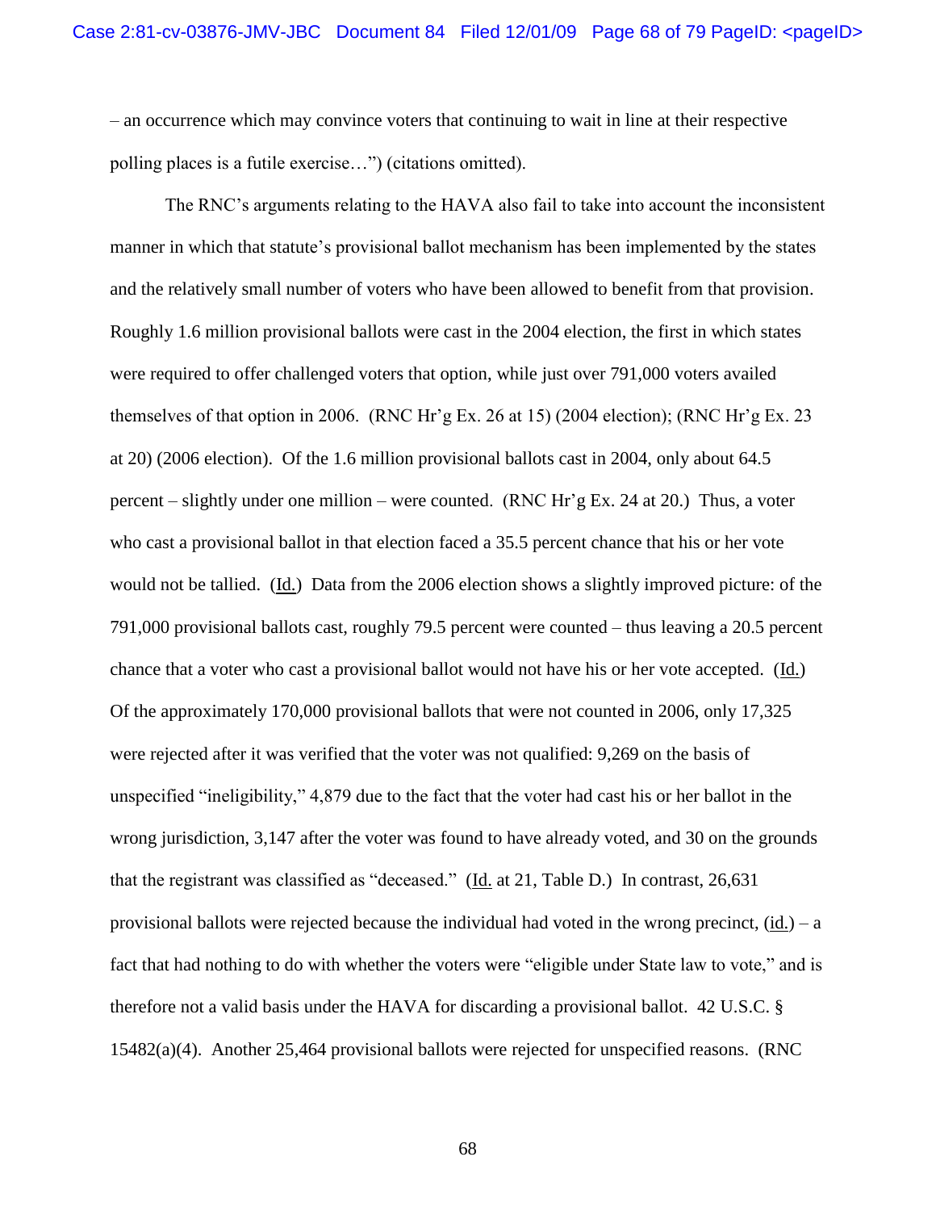– an occurrence which may convince voters that continuing to wait in line at their respective polling places is a futile exercise…") (citations omitted).

The RNC's arguments relating to the HAVA also fail to take into account the inconsistent manner in which that statute's provisional ballot mechanism has been implemented by the states and the relatively small number of voters who have been allowed to benefit from that provision. Roughly 1.6 million provisional ballots were cast in the 2004 election, the first in which states were required to offer challenged voters that option, while just over 791,000 voters availed themselves of that option in 2006. (RNC Hr'g Ex. 26 at 15) (2004 election); (RNC Hr'g Ex. 23 at 20) (2006 election). Of the 1.6 million provisional ballots cast in 2004, only about 64.5 percent – slightly under one million – were counted. (RNC Hr'g Ex. 24 at 20.) Thus, a voter who cast a provisional ballot in that election faced a 35.5 percent chance that his or her vote would not be tallied. (Id.) Data from the 2006 election shows a slightly improved picture: of the 791,000 provisional ballots cast, roughly 79.5 percent were counted – thus leaving a 20.5 percent chance that a voter who cast a provisional ballot would not have his or her vote accepted. (Id.) Of the approximately 170,000 provisional ballots that were not counted in 2006, only 17,325 were rejected after it was verified that the voter was not qualified: 9,269 on the basis of unspecified "ineligibility," 4,879 due to the fact that the voter had cast his or her ballot in the wrong jurisdiction, 3,147 after the voter was found to have already voted, and 30 on the grounds that the registrant was classified as "deceased." (Id. at 21, Table D.) In contrast, 26,631 provisional ballots were rejected because the individual had voted in the wrong precinct, (id.) – a fact that had nothing to do with whether the voters were "eligible under State law to vote," and is therefore not a valid basis under the HAVA for discarding a provisional ballot. 42 U.S.C. § 15482(a)(4). Another 25,464 provisional ballots were rejected for unspecified reasons. (RNC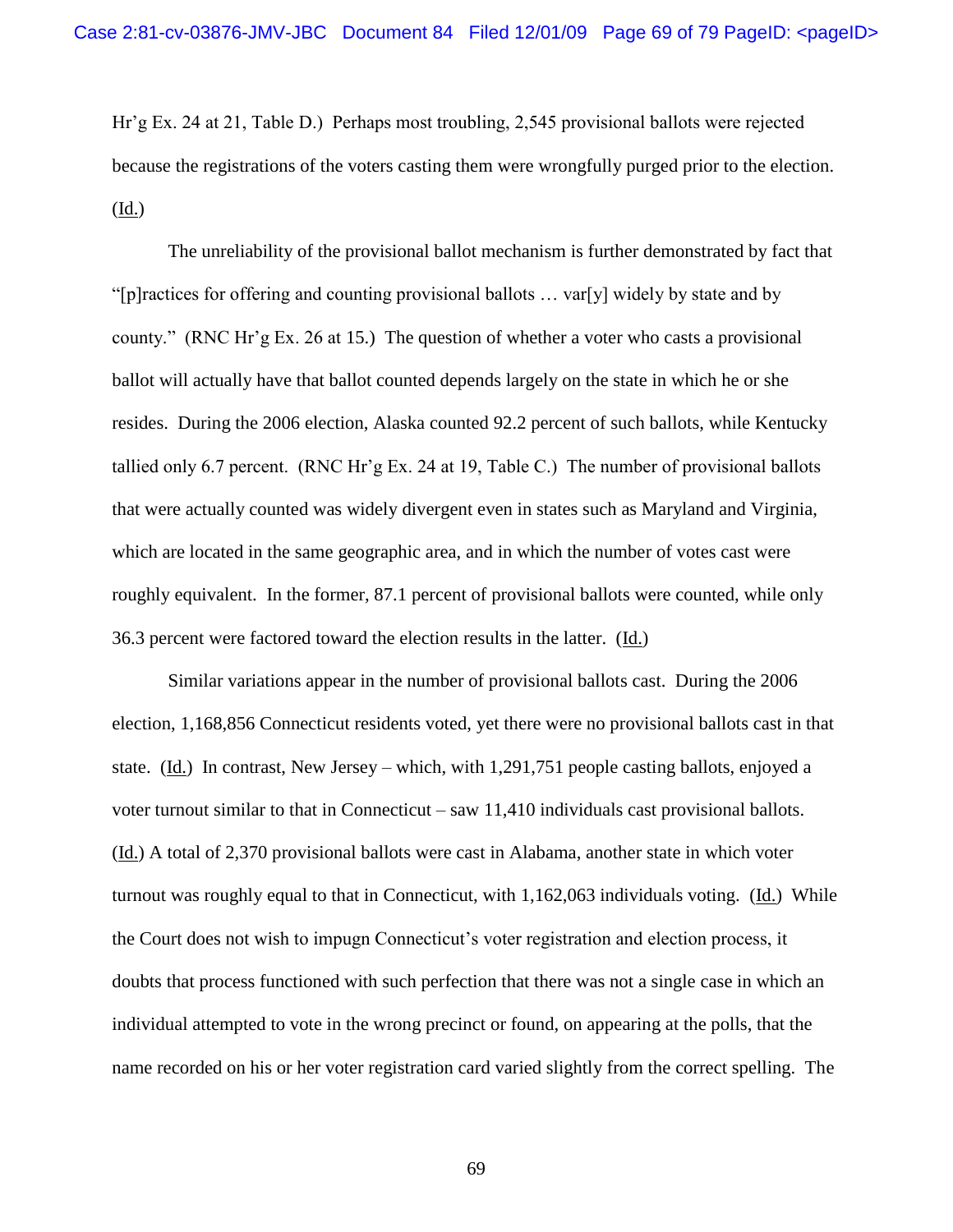Hr'g Ex. 24 at 21, Table D.) Perhaps most troubling, 2,545 provisional ballots were rejected because the registrations of the voters casting them were wrongfully purged prior to the election. (Id.)

The unreliability of the provisional ballot mechanism is further demonstrated by fact that "[p]ractices for offering and counting provisional ballots … var[y] widely by state and by county." (RNC Hr'g Ex. 26 at 15.) The question of whether a voter who casts a provisional ballot will actually have that ballot counted depends largely on the state in which he or she resides. During the 2006 election, Alaska counted 92.2 percent of such ballots, while Kentucky tallied only 6.7 percent. (RNC Hr'g Ex. 24 at 19, Table C.) The number of provisional ballots that were actually counted was widely divergent even in states such as Maryland and Virginia, which are located in the same geographic area, and in which the number of votes cast were roughly equivalent. In the former, 87.1 percent of provisional ballots were counted, while only 36.3 percent were factored toward the election results in the latter. (Id.)

Similar variations appear in the number of provisional ballots cast. During the 2006 election, 1,168,856 Connecticut residents voted, yet there were no provisional ballots cast in that state. (Id.) In contrast, New Jersey – which, with 1,291,751 people casting ballots, enjoyed a voter turnout similar to that in Connecticut – saw 11,410 individuals cast provisional ballots. (Id.) A total of 2,370 provisional ballots were cast in Alabama, another state in which voter turnout was roughly equal to that in Connecticut, with 1,162,063 individuals voting. (Id.) While the Court does not wish to impugn Connecticut's voter registration and election process, it doubts that process functioned with such perfection that there was not a single case in which an individual attempted to vote in the wrong precinct or found, on appearing at the polls, that the name recorded on his or her voter registration card varied slightly from the correct spelling. The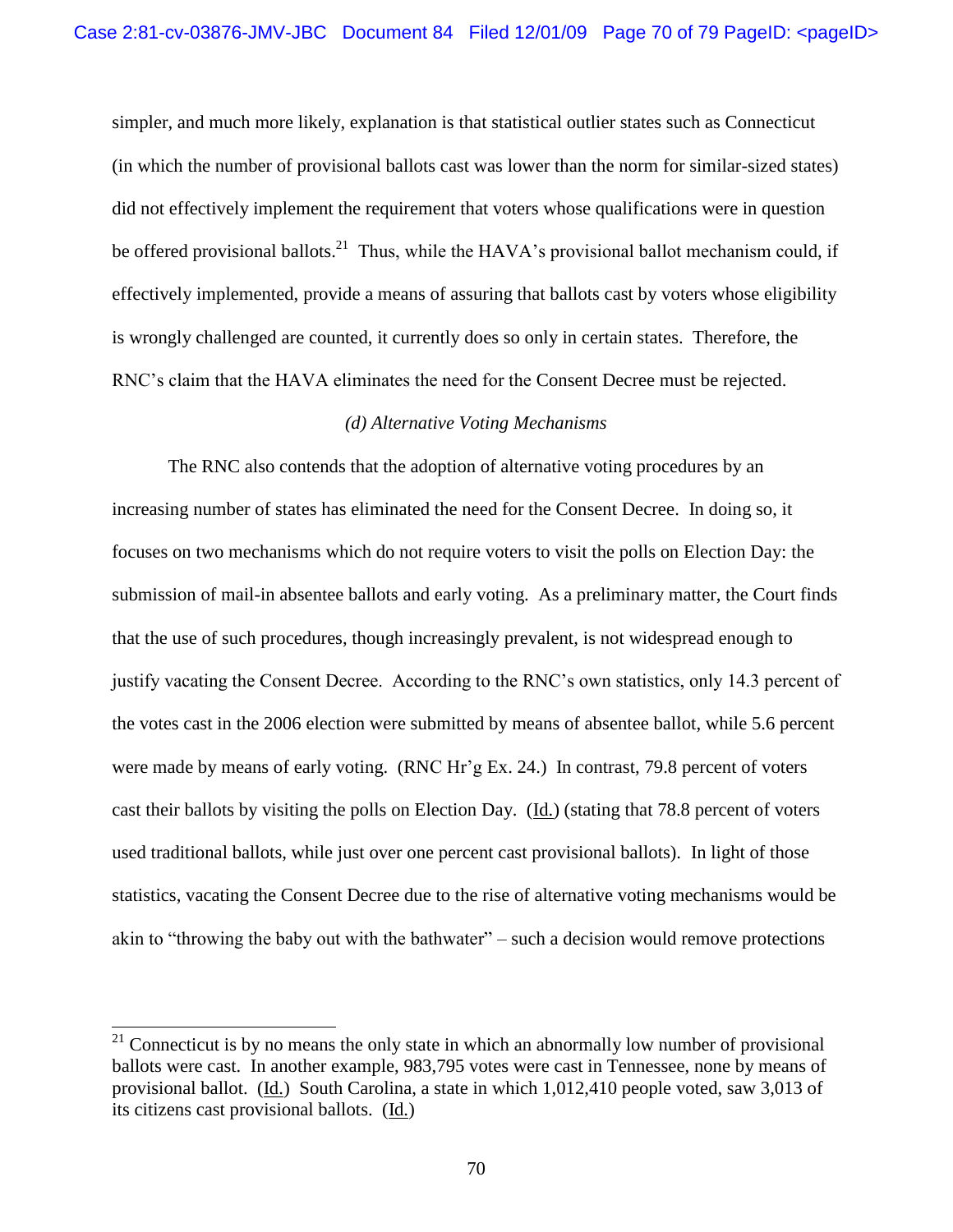simpler, and much more likely, explanation is that statistical outlier states such as Connecticut (in which the number of provisional ballots cast was lower than the norm for similar-sized states) did not effectively implement the requirement that voters whose qualifications were in question be offered provisional ballots.[21] Thus, while the HAVA's provisional ballot mechanism could, if effectively implemented, provide a means of assuring that ballots cast by voters whose eligibility is wrongly challenged are counted, it currently does so only in certain states. Therefore, the RNC's claim that the HAVA eliminates the need for the Consent Decree must be rejected.

*(d) Alternative Voting Mechanisms*

The RNC also contends that the adoption of alternative voting procedures by an increasing number of states has eliminated the need for the Consent Decree. In doing so, it focuses on two mechanisms which do not require voters to visit the polls on Election Day: the submission of mail-in absentee ballots and early voting. As a preliminary matter, the Court finds that the use of such procedures, though increasingly prevalent, is not widespread enough to justify vacating the Consent Decree. According to the RNC's own statistics, only 14.3 percent of the votes cast in the 2006 election were submitted by means of absentee ballot, while 5.6 percent were made by means of early voting. (RNC Hr'g Ex. 24.) In contrast, 79.8 percent of voters cast their ballots by visiting the polls on Election Day. (Id.) (stating that 78.8 percent of voters used traditional ballots, while just over one percent cast provisional ballots). In light of those statistics, vacating the Consent Decree due to the rise of alternative voting mechanisms would be akin to "throwing the baby out with the bathwater" – such a decision would remove protections

---

[21] Connecticut is by no means the only state in which an abnormally low number of provisional ballots were cast. In another example, 983,795 votes were cast in Tennessee, none by means of provisional ballot. (Id.) South Carolina, a state in which 1,012,410 people voted, saw 3,013 of its citizens cast provisional ballots. (Id.)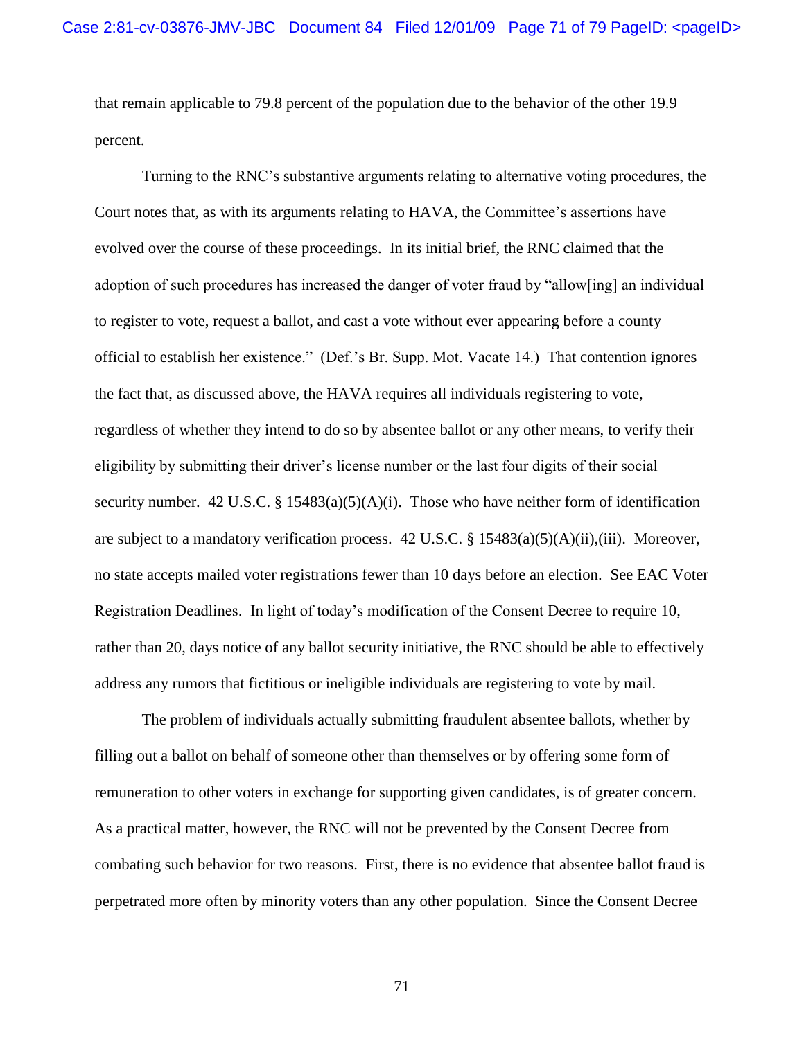that remain applicable to 79.8 percent of the population due to the behavior of the other 19.9 percent.

Turning to the RNC's substantive arguments relating to alternative voting procedures, the Court notes that, as with its arguments relating to HAVA, the Committee's assertions have evolved over the course of these proceedings. In its initial brief, the RNC claimed that the adoption of such procedures has increased the danger of voter fraud by "allow[ing] an individual to register to vote, request a ballot, and cast a vote without ever appearing before a county official to establish her existence." (Def.'s Br. Supp. Mot. Vacate 14.) That contention ignores the fact that, as discussed above, the HAVA requires all individuals registering to vote, regardless of whether they intend to do so by absentee ballot or any other means, to verify their eligibility by submitting their driver's license number or the last four digits of their social security number. 42 U.S.C. § 15483(a)(5)(A)(i). Those who have neither form of identification are subject to a mandatory verification process. 42 U.S.C. § 15483(a)(5)(A)(ii),(iii). Moreover, no state accepts mailed voter registrations fewer than 10 days before an election. See EAC Voter Registration Deadlines. In light of today's modification of the Consent Decree to require 10, rather than 20, days notice of any ballot security initiative, the RNC should be able to effectively address any rumors that fictitious or ineligible individuals are registering to vote by mail.

The problem of individuals actually submitting fraudulent absentee ballots, whether by filling out a ballot on behalf of someone other than themselves or by offering some form of remuneration to other voters in exchange for supporting given candidates, is of greater concern. As a practical matter, however, the RNC will not be prevented by the Consent Decree from combating such behavior for two reasons. First, there is no evidence that absentee ballot fraud is perpetrated more often by minority voters than any other population. Since the Consent Decree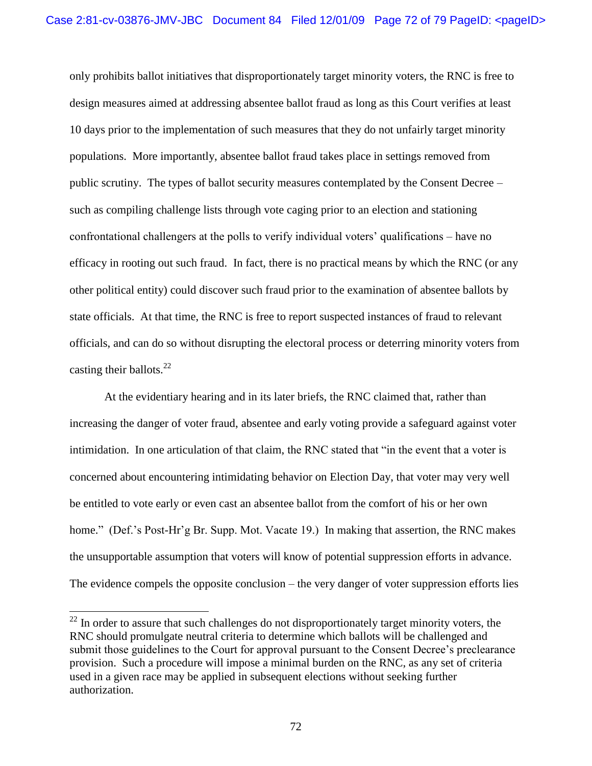only prohibits ballot initiatives that disproportionately target minority voters, the RNC is free to design measures aimed at addressing absentee ballot fraud as long as this Court verifies at least 10 days prior to the implementation of such measures that they do not unfairly target minority populations. More importantly, absentee ballot fraud takes place in settings removed from public scrutiny. The types of ballot security measures contemplated by the Consent Decree – such as compiling challenge lists through vote caging prior to an election and stationing confrontational challengers at the polls to verify individual voters' qualifications – have no efficacy in rooting out such fraud. In fact, there is no practical means by which the RNC (or any other political entity) could discover such fraud prior to the examination of absentee ballots by state officials. At that time, the RNC is free to report suspected instances of fraud to relevant officials, and can do so without disrupting the electoral process or deterring minority voters from casting their ballots.[22]

At the evidentiary hearing and in its later briefs, the RNC claimed that, rather than increasing the danger of voter fraud, absentee and early voting provide a safeguard against voter intimidation. In one articulation of that claim, the RNC stated that "in the event that a voter is concerned about encountering intimidating behavior on Election Day, that voter may very well be entitled to vote early or even cast an absentee ballot from the comfort of his or her own home." (Def.'s Post-Hr'g Br. Supp. Mot. Vacate 19.) In making that assertion, the RNC makes the unsupportable assumption that voters will know of potential suppression efforts in advance. The evidence compels the opposite conclusion – the very danger of voter suppression efforts lies

[22] In order to assure that such challenges do not disproportionately target minority voters, the RNC should promulgate neutral criteria to determine which ballots will be challenged and submit those guidelines to the Court for approval pursuant to the Consent Decree's preclearance provision. Such a procedure will impose a minimal burden on the RNC, as any set of criteria used in a given race may be applied in subsequent elections without seeking further authorization.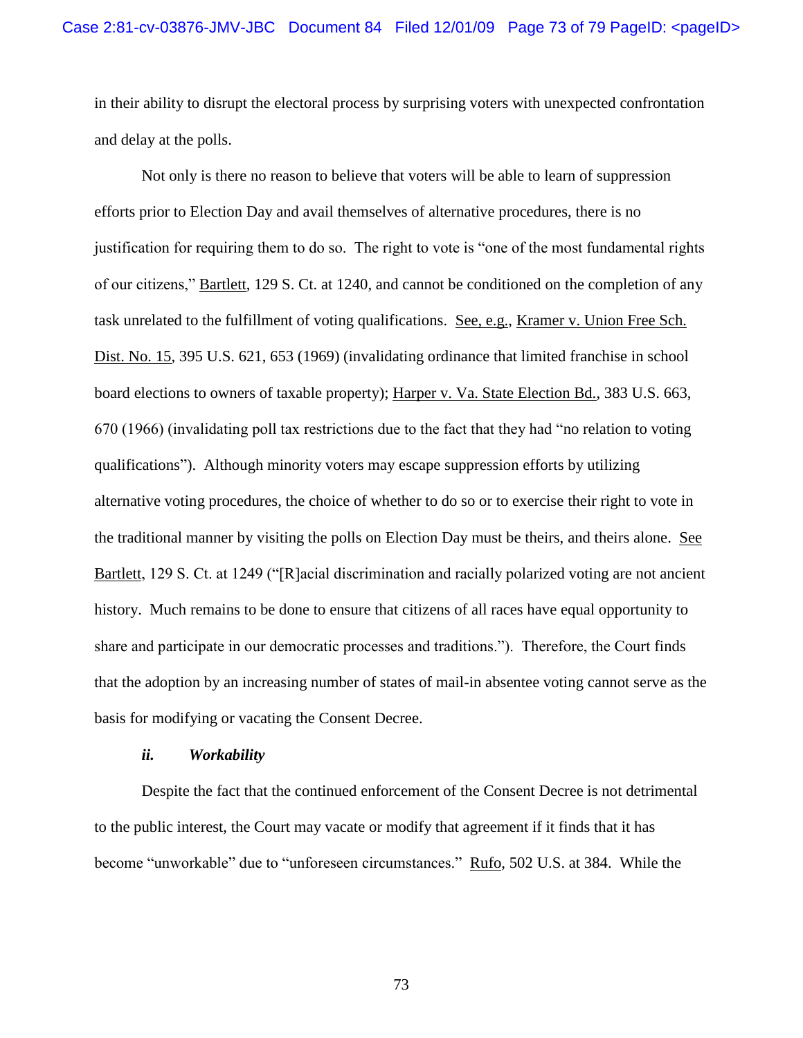in their ability to disrupt the electoral process by surprising voters with unexpected confrontation and delay at the polls.

Not only is there no reason to believe that voters will be able to learn of suppression efforts prior to Election Day and avail themselves of alternative procedures, there is no justification for requiring them to do so. The right to vote is "one of the most fundamental rights of our citizens," Bartlett, 129 S. Ct. at 1240, and cannot be conditioned on the completion of any task unrelated to the fulfillment of voting qualifications. See, e.g., Kramer v. Union Free Sch. Dist. No. 15, 395 U.S. 621, 653 (1969) (invalidating ordinance that limited franchise in school board elections to owners of taxable property); Harper v. Va. State Election Bd., 383 U.S. 663, 670 (1966) (invalidating poll tax restrictions due to the fact that they had "no relation to voting qualifications"). Although minority voters may escape suppression efforts by utilizing alternative voting procedures, the choice of whether to do so or to exercise their right to vote in the traditional manner by visiting the polls on Election Day must be theirs, and theirs alone. See Bartlett, 129 S. Ct. at 1249 ("[R]acial discrimination and racially polarized voting are not ancient history. Much remains to be done to ensure that citizens of all races have equal opportunity to share and participate in our democratic processes and traditions."). Therefore, the Court finds that the adoption by an increasing number of states of mail-in absentee voting cannot serve as the basis for modifying or vacating the Consent Decree.

***ii. Workability***

Despite the fact that the continued enforcement of the Consent Decree is not detrimental to the public interest, the Court may vacate or modify that agreement if it finds that it has become "unworkable" due to "unforeseen circumstances." Rufo, 502 U.S. at 384. While the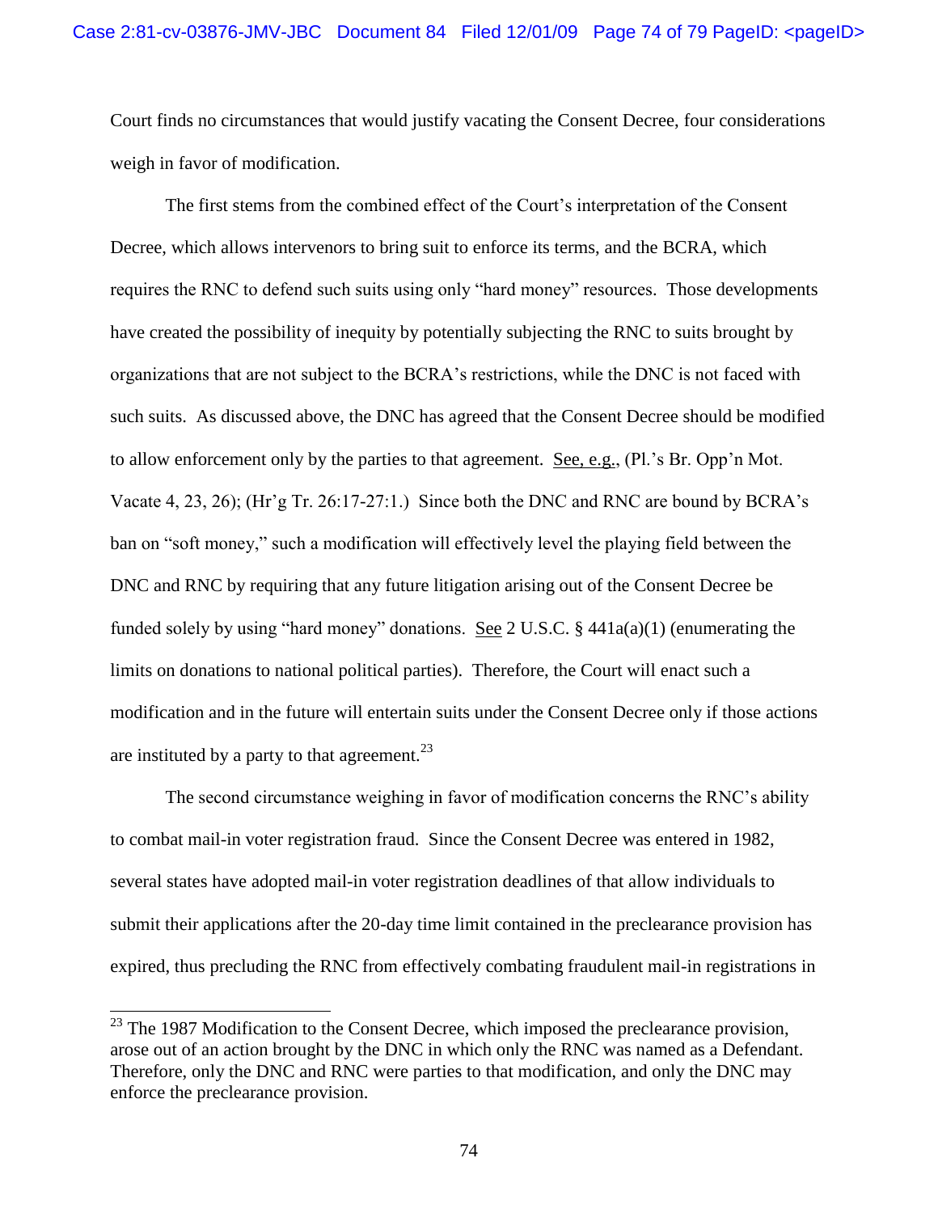Court finds no circumstances that would justify vacating the Consent Decree, four considerations weigh in favor of modification.

The first stems from the combined effect of the Court's interpretation of the Consent Decree, which allows intervenors to bring suit to enforce its terms, and the BCRA, which requires the RNC to defend such suits using only "hard money" resources. Those developments have created the possibility of inequity by potentially subjecting the RNC to suits brought by organizations that are not subject to the BCRA's restrictions, while the DNC is not faced with such suits. As discussed above, the DNC has agreed that the Consent Decree should be modified to allow enforcement only by the parties to that agreement. See, e.g., (Pl.'s Br. Opp'n Mot. Vacate 4, 23, 26); (Hr'g Tr. 26:17-27:1.) Since both the DNC and RNC are bound by BCRA's ban on "soft money," such a modification will effectively level the playing field between the DNC and RNC by requiring that any future litigation arising out of the Consent Decree be funded solely by using "hard money" donations. See 2 U.S.C. § 441a(a)(1) (enumerating the limits on donations to national political parties). Therefore, the Court will enact such a modification and in the future will entertain suits under the Consent Decree only if those actions are instituted by a party to that agreement.[23]

The second circumstance weighing in favor of modification concerns the RNC's ability to combat mail-in voter registration fraud. Since the Consent Decree was entered in 1982, several states have adopted mail-in voter registration deadlines of that allow individuals to submit their applications after the 20-day time limit contained in the preclearance provision has expired, thus precluding the RNC from effectively combating fraudulent mail-in registrations in

[23] The 1987 Modification to the Consent Decree, which imposed the preclearance provision, arose out of an action brought by the DNC in which only the RNC was named as a Defendant. Therefore, only the DNC and RNC were parties to that modification, and only the DNC may enforce the preclearance provision.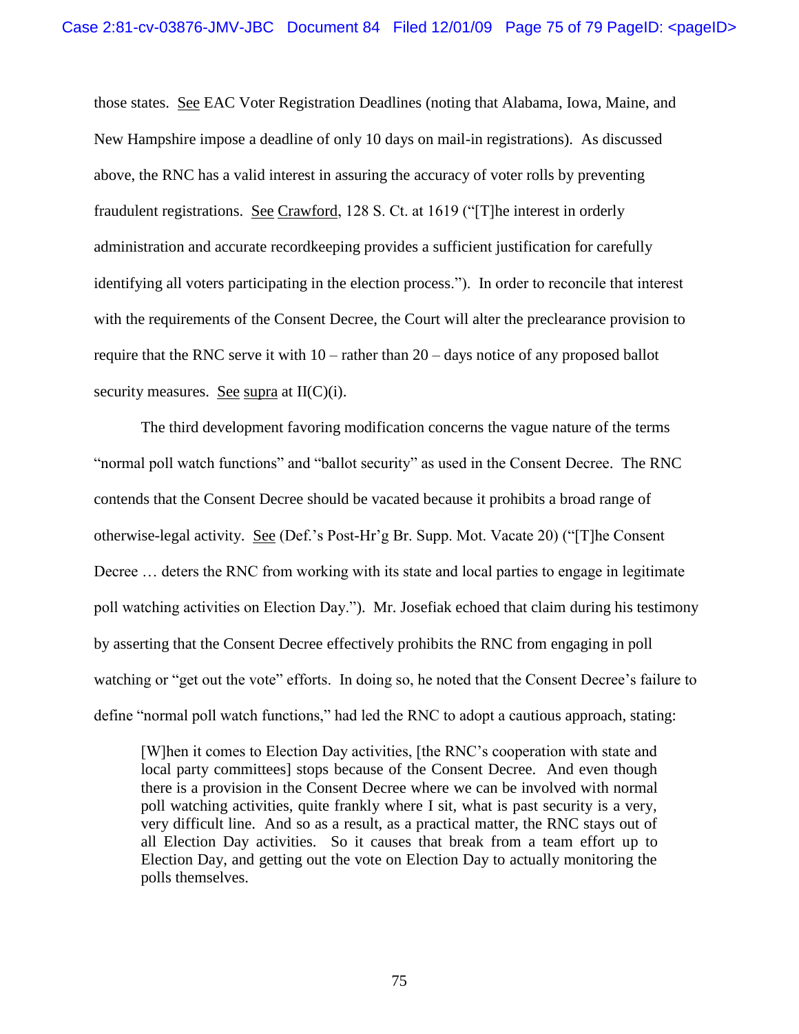those states. See EAC Voter Registration Deadlines (noting that Alabama, Iowa, Maine, and New Hampshire impose a deadline of only 10 days on mail-in registrations). As discussed above, the RNC has a valid interest in assuring the accuracy of voter rolls by preventing fraudulent registrations. See Crawford, 128 S. Ct. at 1619 ("[T]he interest in orderly administration and accurate recordkeeping provides a sufficient justification for carefully identifying all voters participating in the election process."). In order to reconcile that interest with the requirements of the Consent Decree, the Court will alter the preclearance provision to require that the RNC serve it with 10 – rather than 20 – days notice of any proposed ballot security measures. See supra at II(C)(i).

The third development favoring modification concerns the vague nature of the terms "normal poll watch functions" and "ballot security" as used in the Consent Decree. The RNC contends that the Consent Decree should be vacated because it prohibits a broad range of otherwise-legal activity. See (Def.'s Post-Hr'g Br. Supp. Mot. Vacate 20) ("[T]he Consent Decree … deters the RNC from working with its state and local parties to engage in legitimate poll watching activities on Election Day."). Mr. Josefiak echoed that claim during his testimony by asserting that the Consent Decree effectively prohibits the RNC from engaging in poll watching or "get out the vote" efforts. In doing so, he noted that the Consent Decree's failure to define "normal poll watch functions," had led the RNC to adopt a cautious approach, stating:

> [W]hen it comes to Election Day activities, [the RNC's cooperation with state and local party committees] stops because of the Consent Decree. And even though there is a provision in the Consent Decree where we can be involved with normal poll watching activities, quite frankly where I sit, what is past security is a very, very difficult line. And so as a result, as a practical matter, the RNC stays out of all Election Day activities. So it causes that break from a team effort up to Election Day, and getting out the vote on Election Day to actually monitoring the polls themselves.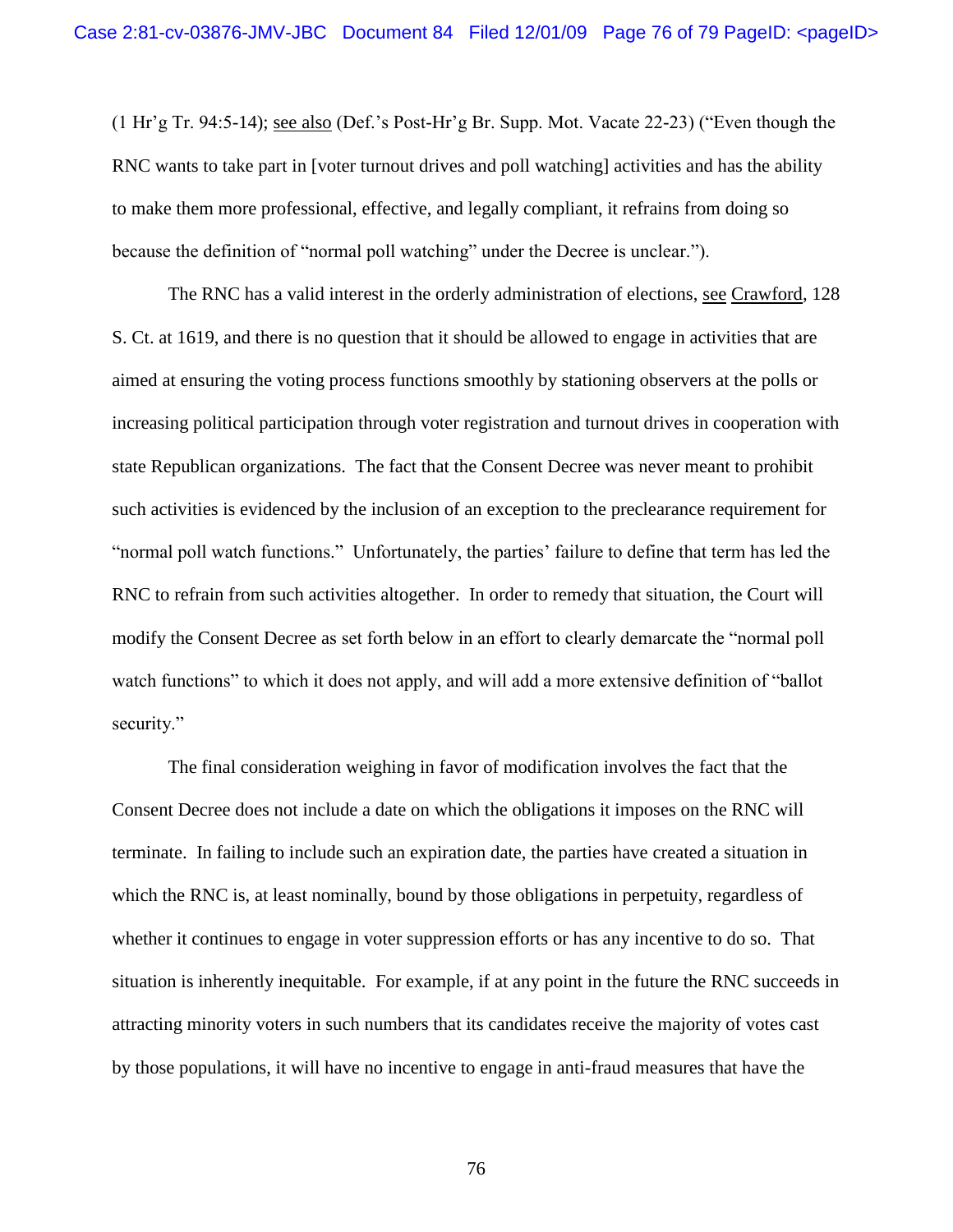(1 Hr'g Tr. 94:5-14); see also (Def.'s Post-Hr'g Br. Supp. Mot. Vacate 22-23) ("Even though the RNC wants to take part in [voter turnout drives and poll watching] activities and has the ability to make them more professional, effective, and legally compliant, it refrains from doing so because the definition of "normal poll watching" under the Decree is unclear.").

The RNC has a valid interest in the orderly administration of elections, see Crawford, 128 S. Ct. at 1619, and there is no question that it should be allowed to engage in activities that are aimed at ensuring the voting process functions smoothly by stationing observers at the polls or increasing political participation through voter registration and turnout drives in cooperation with state Republican organizations. The fact that the Consent Decree was never meant to prohibit such activities is evidenced by the inclusion of an exception to the preclearance requirement for "normal poll watch functions." Unfortunately, the parties' failure to define that term has led the RNC to refrain from such activities altogether. In order to remedy that situation, the Court will modify the Consent Decree as set forth below in an effort to clearly demarcate the "normal poll watch functions" to which it does not apply, and will add a more extensive definition of "ballot security."

The final consideration weighing in favor of modification involves the fact that the Consent Decree does not include a date on which the obligations it imposes on the RNC will terminate. In failing to include such an expiration date, the parties have created a situation in which the RNC is, at least nominally, bound by those obligations in perpetuity, regardless of whether it continues to engage in voter suppression efforts or has any incentive to do so. That situation is inherently inequitable. For example, if at any point in the future the RNC succeeds in attracting minority voters in such numbers that its candidates receive the majority of votes cast by those populations, it will have no incentive to engage in anti-fraud measures that have the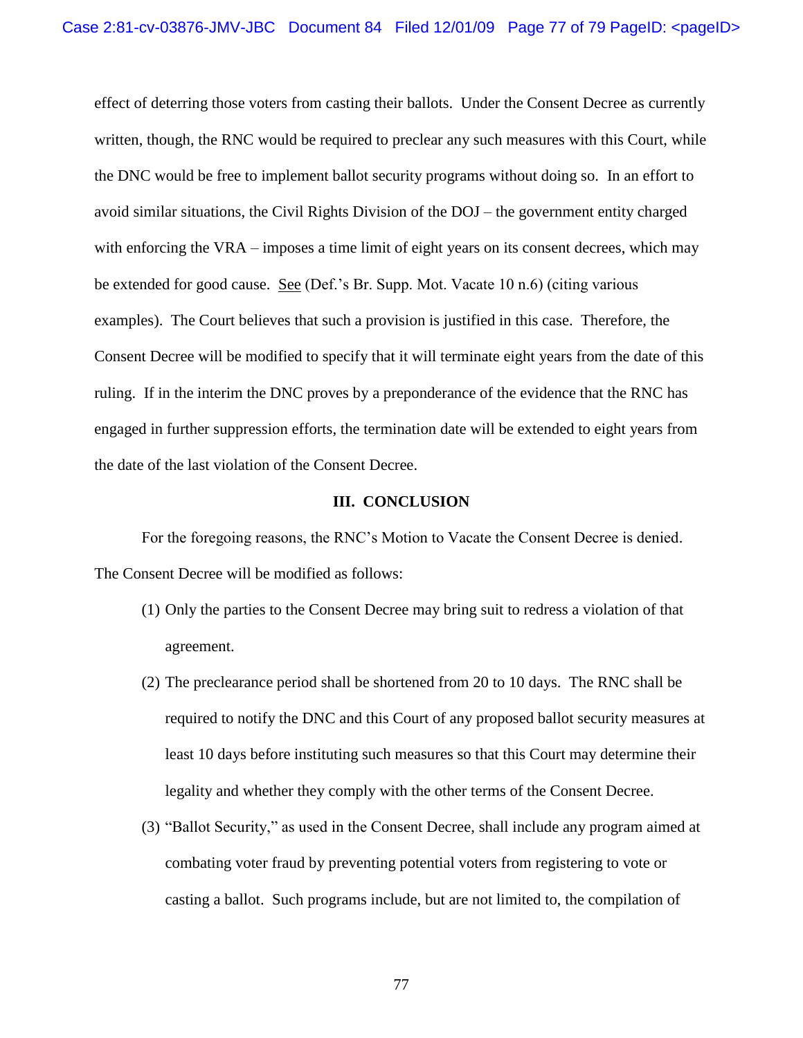effect of deterring those voters from casting their ballots. Under the Consent Decree as currently written, though, the RNC would be required to preclear any such measures with this Court, while the DNC would be free to implement ballot security programs without doing so. In an effort to avoid similar situations, the Civil Rights Division of the DOJ – the government entity charged with enforcing the VRA – imposes a time limit of eight years on its consent decrees, which may be extended for good cause. See (Def.'s Br. Supp. Mot. Vacate 10 n.6) (citing various examples). The Court believes that such a provision is justified in this case. Therefore, the Consent Decree will be modified to specify that it will terminate eight years from the date of this ruling. If in the interim the DNC proves by a preponderance of the evidence that the RNC has engaged in further suppression efforts, the termination date will be extended to eight years from the date of the last violation of the Consent Decree.

## III. CONCLUSION

For the foregoing reasons, the RNC's Motion to Vacate the Consent Decree is denied. The Consent Decree will be modified as follows:

(1) Only the parties to the Consent Decree may bring suit to redress a violation of that agreement.

(2) The preclearance period shall be shortened from 20 to 10 days. The RNC shall be required to notify the DNC and this Court of any proposed ballot security measures at least 10 days before instituting such measures so that this Court may determine their legality and whether they comply with the other terms of the Consent Decree.

(3) "Ballot Security," as used in the Consent Decree, shall include any program aimed at combating voter fraud by preventing potential voters from registering to vote or casting a ballot. Such programs include, but are not limited to, the compilation of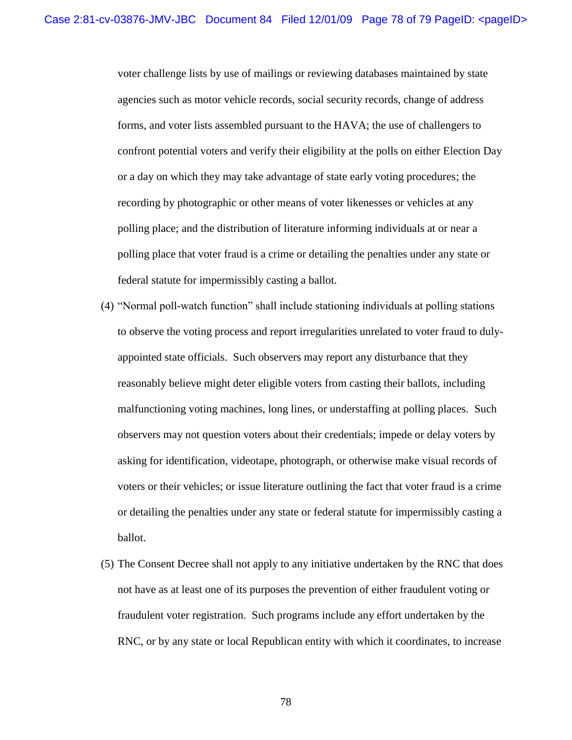voter challenge lists by use of mailings or reviewing databases maintained by state agencies such as motor vehicle records, social security records, change of address forms, and voter lists assembled pursuant to the HAVA; the use of challengers to confront potential voters and verify their eligibility at the polls on either Election Day or a day on which they may take advantage of state early voting procedures; the recording by photographic or other means of voter likenesses or vehicles at any polling place; and the distribution of literature informing individuals at or near a polling place that voter fraud is a crime or detailing the penalties under any state or federal statute for impermissibly casting a ballot.

(4) "Normal poll-watch function" shall include stationing individuals at polling stations to observe the voting process and report irregularities unrelated to voter fraud to duly-appointed state officials. Such observers may report any disturbance that they reasonably believe might deter eligible voters from casting their ballots, including malfunctioning voting machines, long lines, or understaffing at polling places. Such observers may not question voters about their credentials; impede or delay voters by asking for identification, videotape, photograph, or otherwise make visual records of voters or their vehicles; or issue literature outlining the fact that voter fraud is a crime or detailing the penalties under any state or federal statute for impermissibly casting a ballot.

(5) The Consent Decree shall not apply to any initiative undertaken by the RNC that does not have as at least one of its purposes the prevention of either fraudulent voting or fraudulent voter registration. Such programs include any effort undertaken by the RNC, or by any state or local Republican entity with which it coordinates, to increase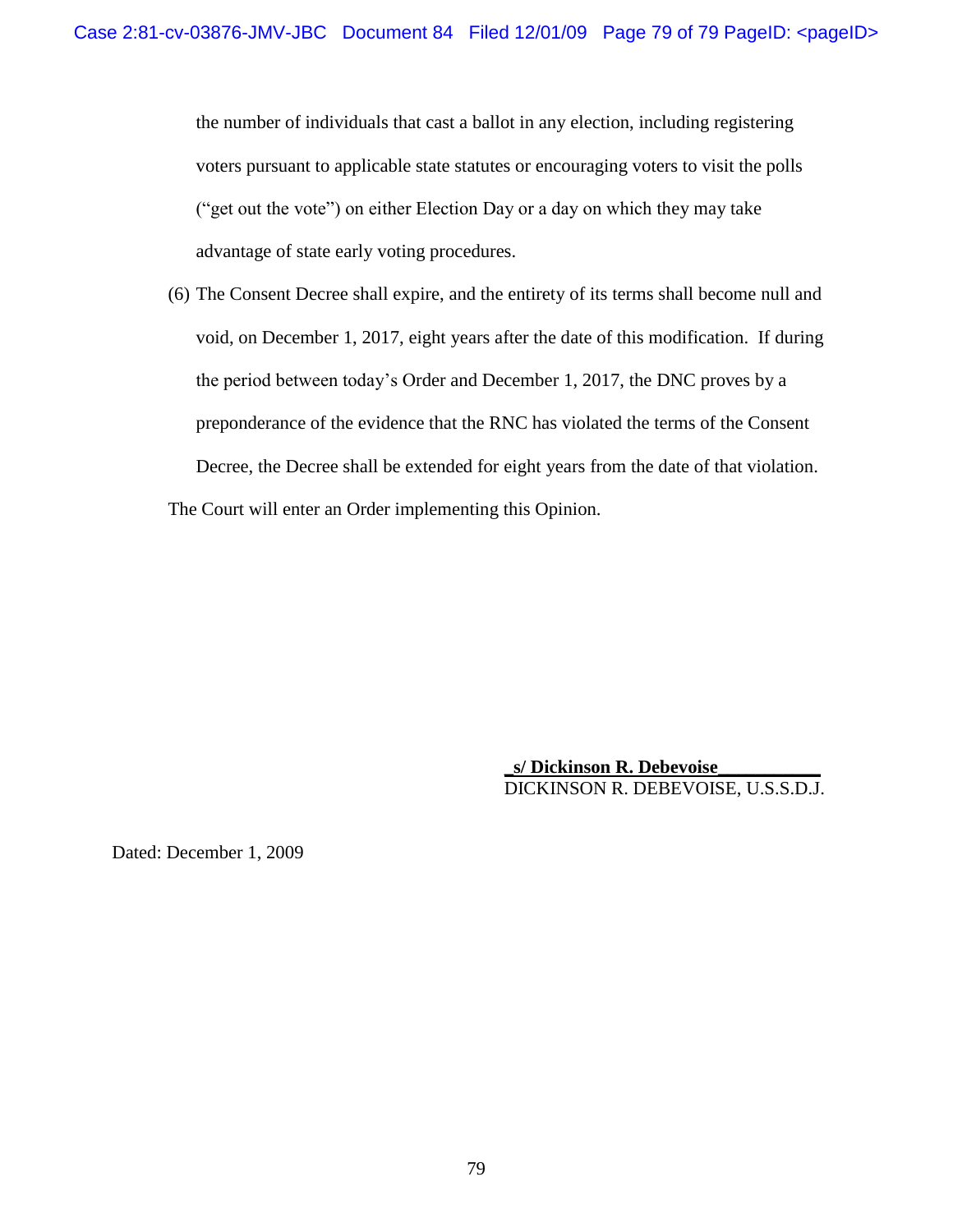the number of individuals that cast a ballot in any election, including registering voters pursuant to applicable state statutes or encouraging voters to visit the polls ("get out the vote") on either Election Day or a day on which they may take advantage of state early voting procedures.

(6) The Consent Decree shall expire, and the entirety of its terms shall become null and void, on December 1, 2017, eight years after the date of this modification. If during the period between today's Order and December 1, 2017, the DNC proves by a preponderance of the evidence that the RNC has violated the terms of the Consent Decree, the Decree shall be extended for eight years from the date of that violation.

The Court will enter an Order implementing this Opinion.

**_s/ Dickinson R. Debevoise___________**
DICKINSON R. DEBEVOISE, U.S.S.D.J.

Dated: December 1, 2009